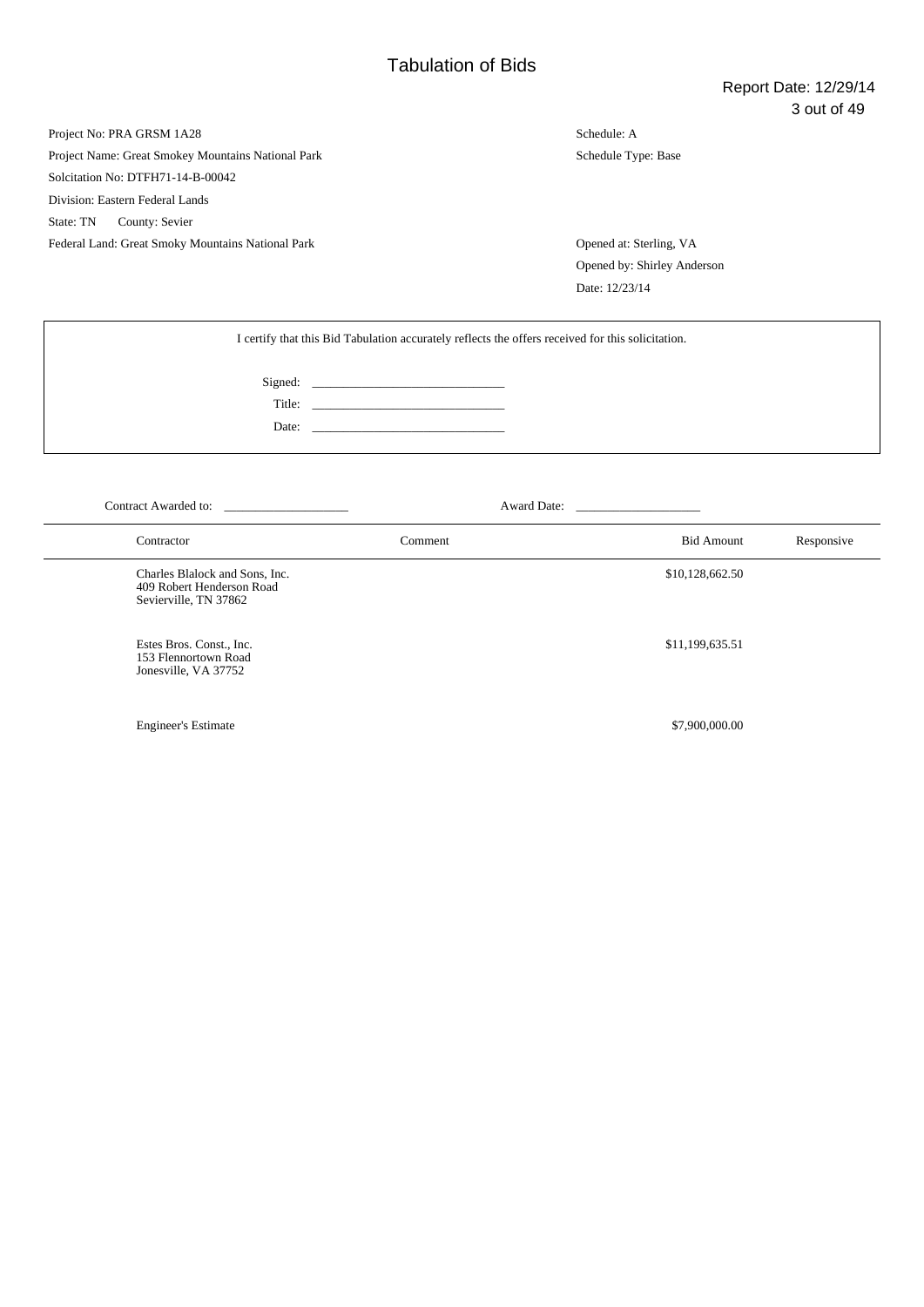# Tabulation of Bids

Report Date: 12/29/14

Project No: PRA GRSM 1A28
Project Name: Great Smokey Mountains National Park
Solcitation No: DTFH71-14-B-00042
Division: Eastern Federal Lands
State: TN County: Sevier
Federal Land: Great Smoky Mountains National Park

Schedule: A
Schedule Type: Base

Opened at: Sterling, VA
Opened by: Shirley Anderson
Date: 12/23/14

I certify that this Bid Tabulation accurately reflects the offers received for this solicitation.

Signed: ______________________________
Title: ______________________________
Date: ______________________________

Contract Awarded to: ___________________ Award Date: ___________________

| Contractor | Comment | Bid Amount | Responsive |
|---|---|---|---|
| Charles Blalock and Sons, Inc.<br>409 Robert Henderson Road<br>Sevierville, TN 37862 | | $10,128,662.50 | |
| Estes Bros. Const., Inc.<br>153 Flennortown Road<br>Jonesville, VA 37752 | | $11,199,635.51 | |
| Engineer's Estimate | | $7,900,000.00 | |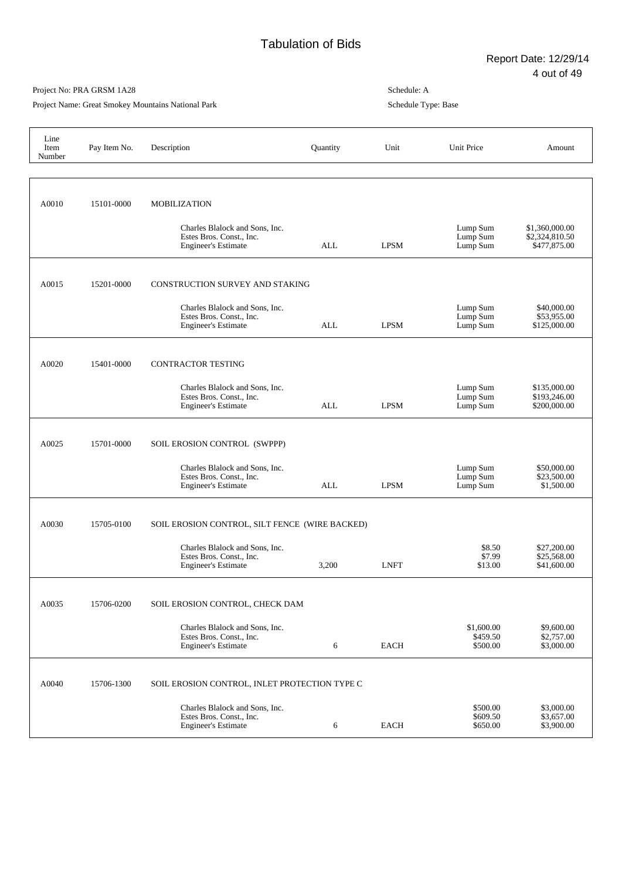# Tabulation of Bids

Report Date: 12/29/14

Project No: PRA GRSM 1A28

Project Name: Great Smokey Mountains National Park

Schedule: A

Schedule Type: Base

| Line Item Number | Pay Item No. | Description | Quantity | Unit | Unit Price | Amount |
|---|---|---|---|---|---|---|
| A0010 | 15101-0000 | MOBILIZATION | | | | |
| | | Charles Blalock and Sons, Inc. | | | Lump Sum | $1,360,000.00 |
| | | Estes Bros. Const., Inc. | | | Lump Sum | $2,324,810.50 |
| | | Engineer's Estimate | ALL | LPSM | Lump Sum | $477,875.00 |
| A0015 | 15201-0000 | CONSTRUCTION SURVEY AND STAKING | | | | |
| | | Charles Blalock and Sons, Inc. | | | Lump Sum | $40,000.00 |
| | | Estes Bros. Const., Inc. | | | Lump Sum | $53,955.00 |
| | | Engineer's Estimate | ALL | LPSM | Lump Sum | $125,000.00 |
| A0020 | 15401-0000 | CONTRACTOR TESTING | | | | |
| | | Charles Blalock and Sons, Inc. | | | Lump Sum | $135,000.00 |
| | | Estes Bros. Const., Inc. | | | Lump Sum | $193,246.00 |
| | | Engineer's Estimate | ALL | LPSM | Lump Sum | $200,000.00 |
| A0025 | 15701-0000 | SOIL EROSION CONTROL (SWPPP) | | | | |
| | | Charles Blalock and Sons, Inc. | | | Lump Sum | $50,000.00 |
| | | Estes Bros. Const., Inc. | | | Lump Sum | $23,500.00 |
| | | Engineer's Estimate | ALL | LPSM | Lump Sum | $1,500.00 |
| A0030 | 15705-0100 | SOIL EROSION CONTROL, SILT FENCE (WIRE BACKED) | | | | |
| | | Charles Blalock and Sons, Inc. | | | $8.50 | $27,200.00 |
| | | Estes Bros. Const., Inc. | | | $7.99 | $25,568.00 |
| | | Engineer's Estimate | 3,200 | LNFT | $13.00 | $41,600.00 |
| A0035 | 15706-0200 | SOIL EROSION CONTROL, CHECK DAM | | | | |
| | | Charles Blalock and Sons, Inc. | | | $1,600.00 | $9,600.00 |
| | | Estes Bros. Const., Inc. | | | $459.50 | $2,757.00 |
| | | Engineer's Estimate | 6 | EACH | $500.00 | $3,000.00 |
| A0040 | 15706-1300 | SOIL EROSION CONTROL, INLET PROTECTION TYPE C | | | | |
| | | Charles Blalock and Sons, Inc. | | | $500.00 | $3,000.00 |
| | | Estes Bros. Const., Inc. | | | $609.50 | $3,657.00 |
| | | Engineer's Estimate | 6 | EACH | $650.00 | $3,900.00 |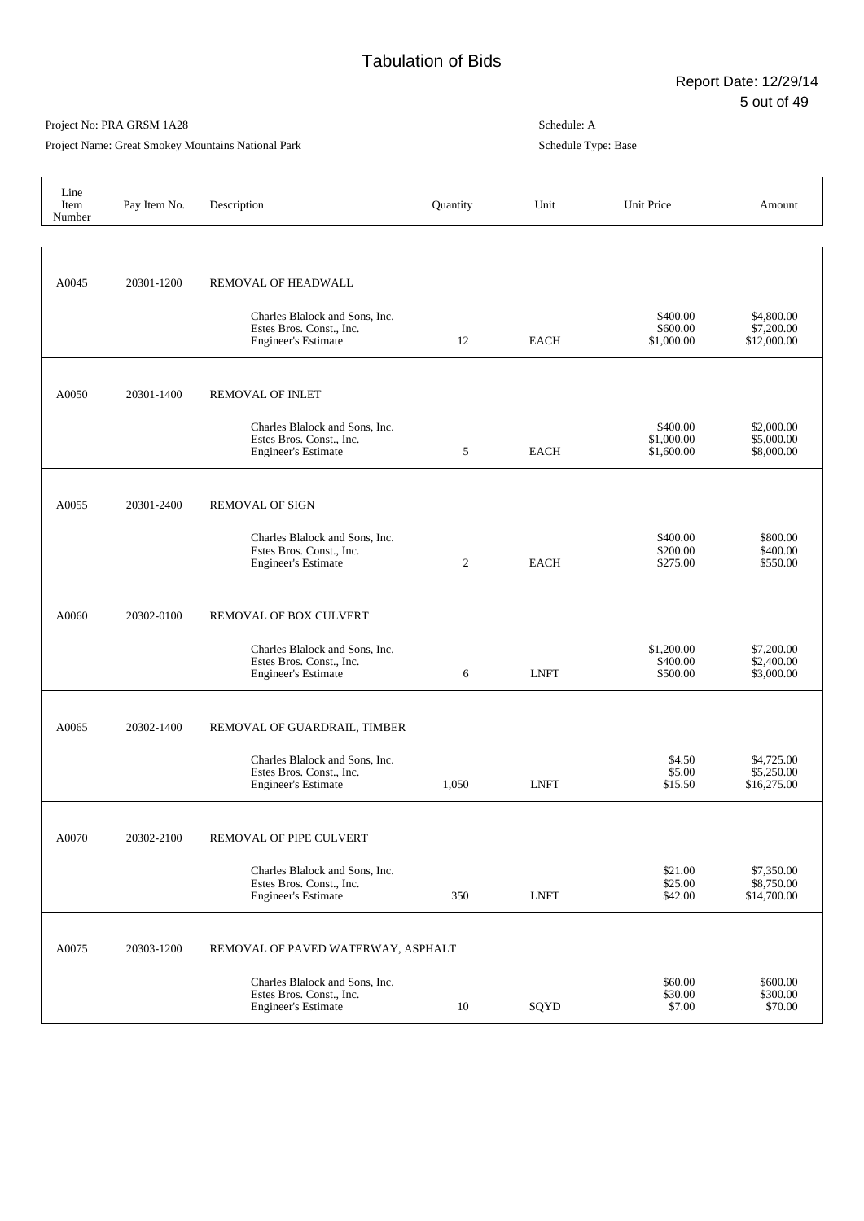# Tabulation of Bids

Project No: PRA GRSM 1A28

Project Name: Great Smokey Mountains National Park

Schedule: A

Schedule Type: Base

| Line Item Number | Pay Item No. | Description | Quantity | Unit | Unit Price | Amount |
|---|---|---|---|---|---|---|
| A0045 | 20301-1200 | REMOVAL OF HEADWALL | | | | |
| | | Charles Blalock and Sons, Inc. | | | $400.00 | $4,800.00 |
| | | Estes Bros. Const., Inc. | | | $600.00 | $7,200.00 |
| | | Engineer's Estimate | 12 | EACH | $1,000.00 | $12,000.00 |
| A0050 | 20301-1400 | REMOVAL OF INLET | | | | |
| | | Charles Blalock and Sons, Inc. | | | $400.00 | $2,000.00 |
| | | Estes Bros. Const., Inc. | | | $1,000.00 | $5,000.00 |
| | | Engineer's Estimate | 5 | EACH | $1,600.00 | $8,000.00 |
| A0055 | 20301-2400 | REMOVAL OF SIGN | | | | |
| | | Charles Blalock and Sons, Inc. | | | $400.00 | $800.00 |
| | | Estes Bros. Const., Inc. | | | $200.00 | $400.00 |
| | | Engineer's Estimate | 2 | EACH | $275.00 | $550.00 |
| A0060 | 20302-0100 | REMOVAL OF BOX CULVERT | | | | |
| | | Charles Blalock and Sons, Inc. | | | $1,200.00 | $7,200.00 |
| | | Estes Bros. Const., Inc. | | | $400.00 | $2,400.00 |
| | | Engineer's Estimate | 6 | LNFT | $500.00 | $3,000.00 |
| A0065 | 20302-1400 | REMOVAL OF GUARDRAIL, TIMBER | | | | |
| | | Charles Blalock and Sons, Inc. | | | $4.50 | $4,725.00 |
| | | Estes Bros. Const., Inc. | | | $5.00 | $5,250.00 |
| | | Engineer's Estimate | 1,050 | LNFT | $15.50 | $16,275.00 |
| A0070 | 20302-2100 | REMOVAL OF PIPE CULVERT | | | | |
| | | Charles Blalock and Sons, Inc. | | | $21.00 | $7,350.00 |
| | | Estes Bros. Const., Inc. | | | $25.00 | $8,750.00 |
| | | Engineer's Estimate | 350 | LNFT | $42.00 | $14,700.00 |
| A0075 | 20303-1200 | REMOVAL OF PAVED WATERWAY, ASPHALT | | | | |
| | | Charles Blalock and Sons, Inc. | | | $60.00 | $600.00 |
| | | Estes Bros. Const., Inc. | | | $30.00 | $300.00 |
| | | Engineer's Estimate | 10 | SQYD | $7.00 | $70.00 |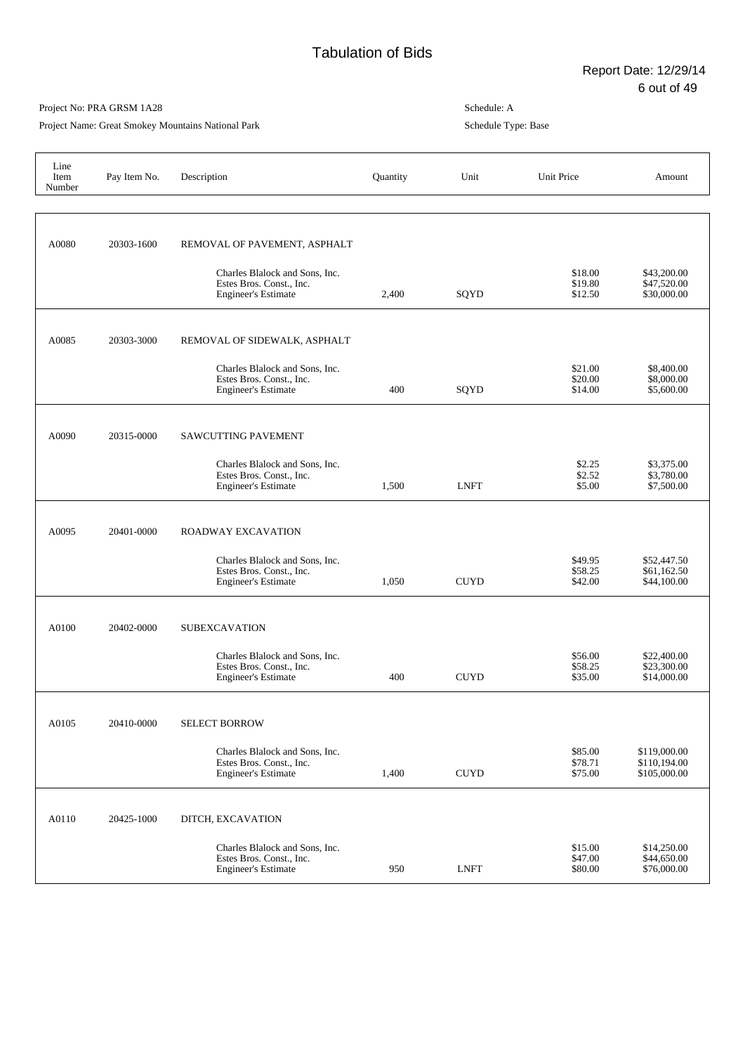# Tabulation of Bids

Report Date: 12/29/14

Project No: PRA GRSM 1A28

Project Name: Great Smokey Mountains National Park

Schedule: A

Schedule Type: Base

| Line Item Number | Pay Item No. | Description | Quantity | Unit | Unit Price | Amount |
|---|---|---|---|---|---|---|
| A0080 | 20303-1600 | REMOVAL OF PAVEMENT, ASPHALT | | | | |
| | | Charles Blalock and Sons, Inc. | | | $18.00 | $43,200.00 |
| | | Estes Bros. Const., Inc. | | | $19.80 | $47,520.00 |
| | | Engineer's Estimate | 2,400 | SQYD | $12.50 | $30,000.00 |
| A0085 | 20303-3000 | REMOVAL OF SIDEWALK, ASPHALT | | | | |
| | | Charles Blalock and Sons, Inc. | | | $21.00 | $8,400.00 |
| | | Estes Bros. Const., Inc. | | | $20.00 | $8,000.00 |
| | | Engineer's Estimate | 400 | SQYD | $14.00 | $5,600.00 |
| A0090 | 20315-0000 | SAWCUTTING PAVEMENT | | | | |
| | | Charles Blalock and Sons, Inc. | | | $2.25 | $3,375.00 |
| | | Estes Bros. Const., Inc. | | | $2.52 | $3,780.00 |
| | | Engineer's Estimate | 1,500 | LNFT | $5.00 | $7,500.00 |
| A0095 | 20401-0000 | ROADWAY EXCAVATION | | | | |
| | | Charles Blalock and Sons, Inc. | | | $49.95 | $52,447.50 |
| | | Estes Bros. Const., Inc. | | | $58.25 | $61,162.50 |
| | | Engineer's Estimate | 1,050 | CUYD | $42.00 | $44,100.00 |
| A0100 | 20402-0000 | SUBEXCAVATION | | | | |
| | | Charles Blalock and Sons, Inc. | | | $56.00 | $22,400.00 |
| | | Estes Bros. Const., Inc. | | | $58.25 | $23,300.00 |
| | | Engineer's Estimate | 400 | CUYD | $35.00 | $14,000.00 |
| A0105 | 20410-0000 | SELECT BORROW | | | | |
| | | Charles Blalock and Sons, Inc. | | | $85.00 | $119,000.00 |
| | | Estes Bros. Const., Inc. | | | $78.71 | $110,194.00 |
| | | Engineer's Estimate | 1,400 | CUYD | $75.00 | $105,000.00 |
| A0110 | 20425-1000 | DITCH, EXCAVATION | | | | |
| | | Charles Blalock and Sons, Inc. | | | $15.00 | $14,250.00 |
| | | Estes Bros. Const., Inc. | | | $47.00 | $44,650.00 |
| | | Engineer's Estimate | 950 | LNFT | $80.00 | $76,000.00 |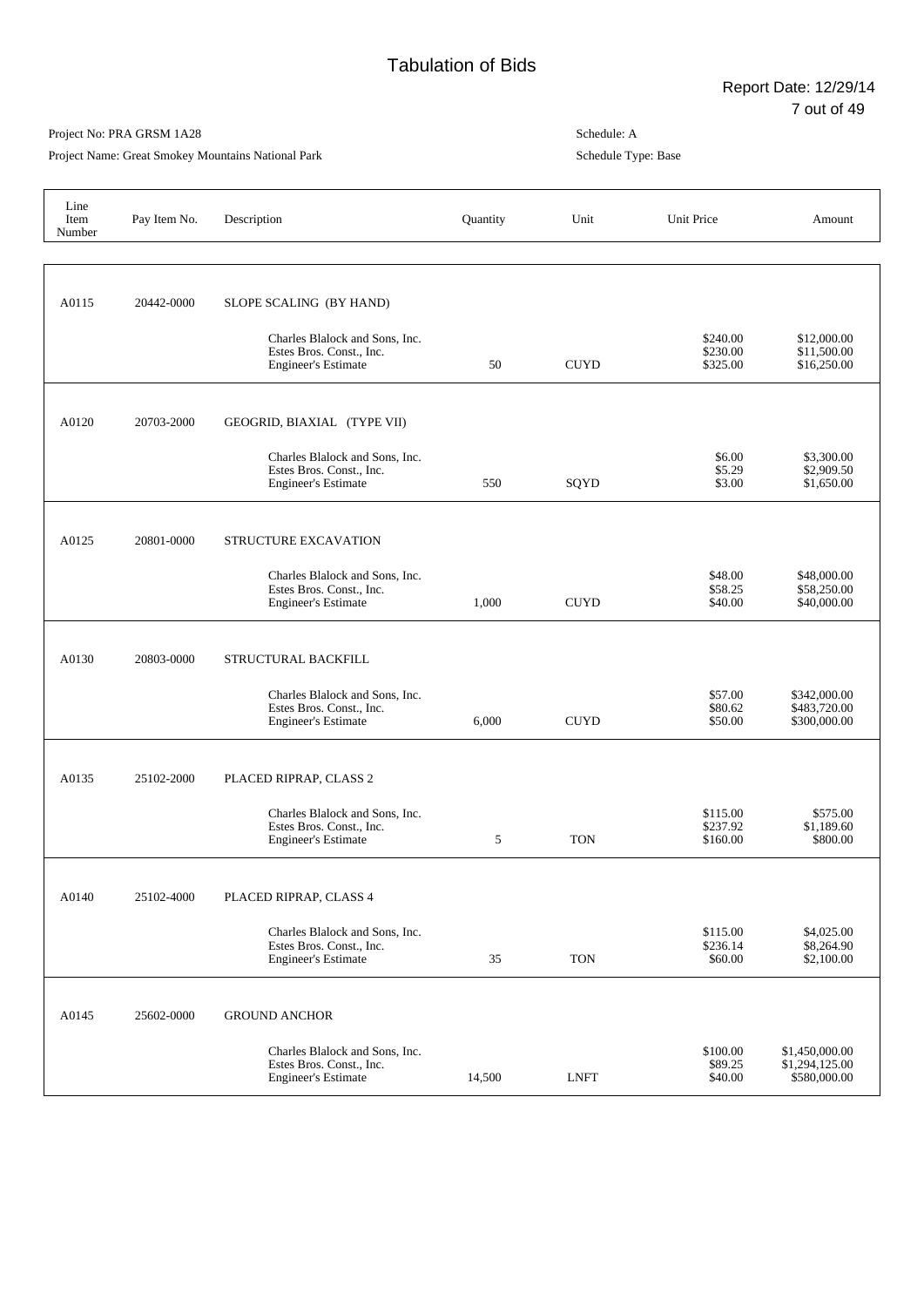# Tabulation of Bids

Report Date: 12/29/14

Project No: PRA GRSM 1A28

Project Name: Great Smokey Mountains National Park

Schedule: A

Schedule Type: Base

| Line Item Number | Pay Item No. | Description | Quantity | Unit | Unit Price | Amount |
|---|---|---|---|---|---|---|
| A0115 | 20442-0000 | SLOPE SCALING (BY HAND) | | | | |
| | | Charles Blalock and Sons, Inc. | | | $240.00 | $12,000.00 |
| | | Estes Bros. Const., Inc. | | | $230.00 | $11,500.00 |
| | | Engineer's Estimate | 50 | CUYD | $325.00 | $16,250.00 |
| A0120 | 20703-2000 | GEOGRID, BIAXIAL (TYPE VII) | | | | |
| | | Charles Blalock and Sons, Inc. | | | $6.00 | $3,300.00 |
| | | Estes Bros. Const., Inc. | | | $5.29 | $2,909.50 |
| | | Engineer's Estimate | 550 | SQYD | $3.00 | $1,650.00 |
| A0125 | 20801-0000 | STRUCTURE EXCAVATION | | | | |
| | | Charles Blalock and Sons, Inc. | | | $48.00 | $48,000.00 |
| | | Estes Bros. Const., Inc. | | | $58.25 | $58,250.00 |
| | | Engineer's Estimate | 1,000 | CUYD | $40.00 | $40,000.00 |
| A0130 | 20803-0000 | STRUCTURAL BACKFILL | | | | |
| | | Charles Blalock and Sons, Inc. | | | $57.00 | $342,000.00 |
| | | Estes Bros. Const., Inc. | | | $80.62 | $483,720.00 |
| | | Engineer's Estimate | 6,000 | CUYD | $50.00 | $300,000.00 |
| A0135 | 25102-2000 | PLACED RIPRAP, CLASS 2 | | | | |
| | | Charles Blalock and Sons, Inc. | | | $115.00 | $575.00 |
| | | Estes Bros. Const., Inc. | | | $237.92 | $1,189.60 |
| | | Engineer's Estimate | 5 | TON | $160.00 | $800.00 |
| A0140 | 25102-4000 | PLACED RIPRAP, CLASS 4 | | | | |
| | | Charles Blalock and Sons, Inc. | | | $115.00 | $4,025.00 |
| | | Estes Bros. Const., Inc. | | | $236.14 | $8,264.90 |
| | | Engineer's Estimate | 35 | TON | $60.00 | $2,100.00 |
| A0145 | 25602-0000 | GROUND ANCHOR | | | | |
| | | Charles Blalock and Sons, Inc. | | | $100.00 | $1,450,000.00 |
| | | Estes Bros. Const., Inc. | | | $89.25 | $1,294,125.00 |
| | | Engineer's Estimate | 14,500 | LNFT | $40.00 | $580,000.00 |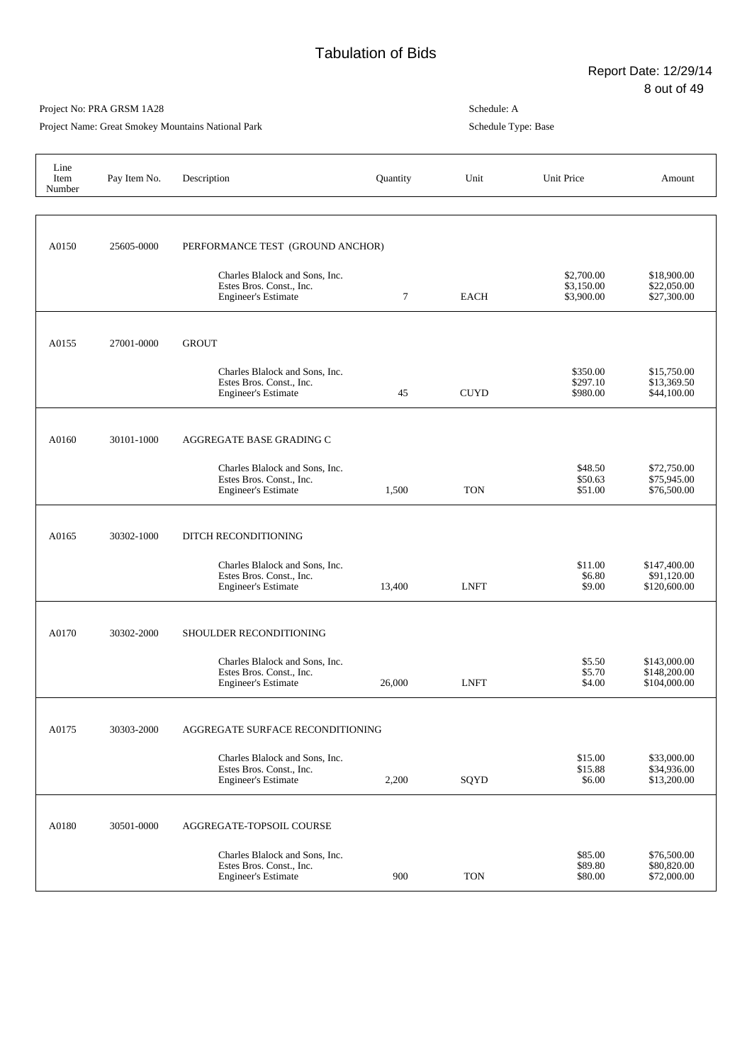# Tabulation of Bids

Report Date: 12/29/14

Project No: PRA GRSM 1A28

Project Name: Great Smokey Mountains National Park

Schedule: A

Schedule Type: Base

| Line Item Number | Pay Item No. | Description | Quantity | Unit | Unit Price | Amount |
|---|---|---|---|---|---|---|
| A0150 | 25605-0000 | PERFORMANCE TEST (GROUND ANCHOR) | | | | |
| | | Charles Blalock and Sons, Inc. | | | $2,700.00 | $18,900.00 |
| | | Estes Bros. Const., Inc. | | | $3,150.00 | $22,050.00 |
| | | Engineer's Estimate | 7 | EACH | $3,900.00 | $27,300.00 |
| A0155 | 27001-0000 | GROUT | | | | |
| | | Charles Blalock and Sons, Inc. | | | $350.00 | $15,750.00 |
| | | Estes Bros. Const., Inc. | | | $297.10 | $13,369.50 |
| | | Engineer's Estimate | 45 | CUYD | $980.00 | $44,100.00 |
| A0160 | 30101-1000 | AGGREGATE BASE GRADING C | | | | |
| | | Charles Blalock and Sons, Inc. | | | $48.50 | $72,750.00 |
| | | Estes Bros. Const., Inc. | | | $50.63 | $75,945.00 |
| | | Engineer's Estimate | 1,500 | TON | $51.00 | $76,500.00 |
| A0165 | 30302-1000 | DITCH RECONDITIONING | | | | |
| | | Charles Blalock and Sons, Inc. | | | $11.00 | $147,400.00 |
| | | Estes Bros. Const., Inc. | | | $6.80 | $91,120.00 |
| | | Engineer's Estimate | 13,400 | LNFT | $9.00 | $120,600.00 |
| A0170 | 30302-2000 | SHOULDER RECONDITIONING | | | | |
| | | Charles Blalock and Sons, Inc. | | | $5.50 | $143,000.00 |
| | | Estes Bros. Const., Inc. | | | $5.70 | $148,200.00 |
| | | Engineer's Estimate | 26,000 | LNFT | $4.00 | $104,000.00 |
| A0175 | 30303-2000 | AGGREGATE SURFACE RECONDITIONING | | | | |
| | | Charles Blalock and Sons, Inc. | | | $15.00 | $33,000.00 |
| | | Estes Bros. Const., Inc. | | | $15.88 | $34,936.00 |
| | | Engineer's Estimate | 2,200 | SQYD | $6.00 | $13,200.00 |
| A0180 | 30501-0000 | AGGREGATE-TOPSOIL COURSE | | | | |
| | | Charles Blalock and Sons, Inc. | | | $85.00 | $76,500.00 |
| | | Estes Bros. Const., Inc. | | | $89.80 | $80,820.00 |
| | | Engineer's Estimate | 900 | TON | $80.00 | $72,000.00 |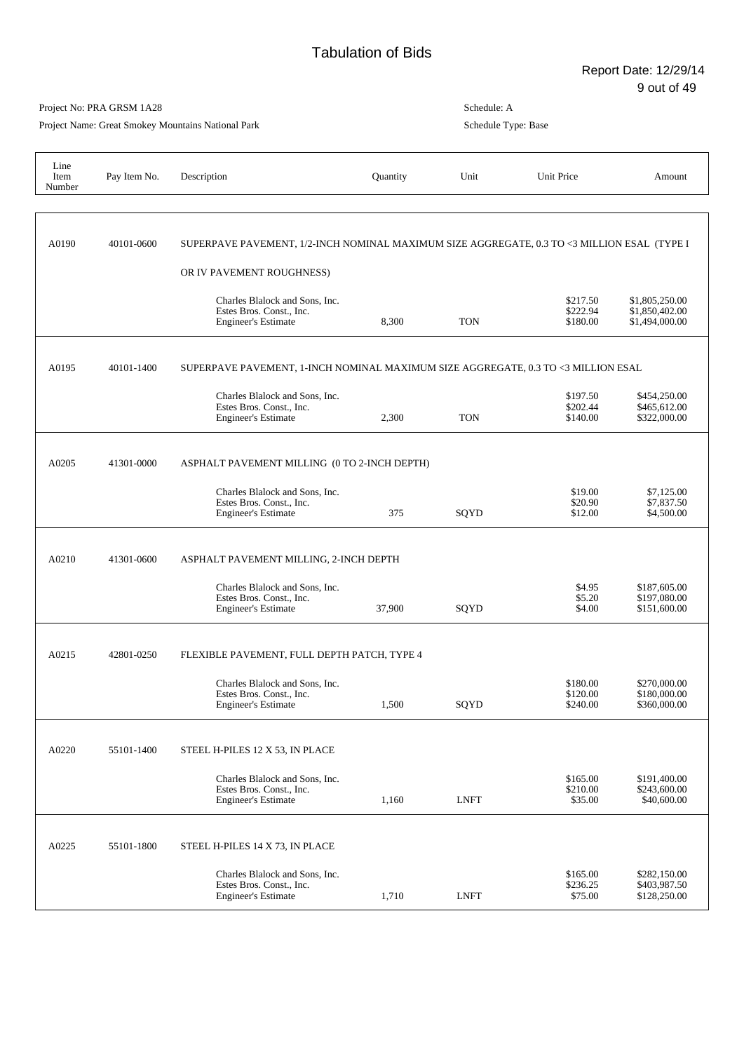# Tabulation of Bids

Report Date: 12/29/14

Project No: PRA GRSM 1A28

Project Name: Great Smokey Mountains National Park

Schedule: A

Schedule Type: Base

| Line Item Number | Pay Item No. | Description | Quantity | Unit | Unit Price | Amount |
|---|---|---|---|---|---|---|
| A0190 | 40101-0600 | SUPERPAVE PAVEMENT, 1/2-INCH NOMINAL MAXIMUM SIZE AGGREGATE, 0.3 TO <3 MILLION ESAL (TYPE I OR IV PAVEMENT ROUGHNESS) | | | | |
| | | Charles Blalock and Sons, Inc. | | | $217.50 | $1,805,250.00 |
| | | Estes Bros. Const., Inc. | | | $222.94 | $1,850,402.00 |
| | | Engineer's Estimate | 8,300 | TON | $180.00 | $1,494,000.00 |
| A0195 | 40101-1400 | SUPERPAVE PAVEMENT, 1-INCH NOMINAL MAXIMUM SIZE AGGREGATE, 0.3 TO <3 MILLION ESAL | | | | |
| | | Charles Blalock and Sons, Inc. | | | $197.50 | $454,250.00 |
| | | Estes Bros. Const., Inc. | | | $202.44 | $465,612.00 |
| | | Engineer's Estimate | 2,300 | TON | $140.00 | $322,000.00 |
| A0205 | 41301-0000 | ASPHALT PAVEMENT MILLING (0 TO 2-INCH DEPTH) | | | | |
| | | Charles Blalock and Sons, Inc. | | | $19.00 | $7,125.00 |
| | | Estes Bros. Const., Inc. | | | $20.90 | $7,837.50 |
| | | Engineer's Estimate | 375 | SQYD | $12.00 | $4,500.00 |
| A0210 | 41301-0600 | ASPHALT PAVEMENT MILLING, 2-INCH DEPTH | | | | |
| | | Charles Blalock and Sons, Inc. | | | $4.95 | $187,605.00 |
| | | Estes Bros. Const., Inc. | | | $5.20 | $197,080.00 |
| | | Engineer's Estimate | 37,900 | SQYD | $4.00 | $151,600.00 |
| A0215 | 42801-0250 | FLEXIBLE PAVEMENT, FULL DEPTH PATCH, TYPE 4 | | | | |
| | | Charles Blalock and Sons, Inc. | | | $180.00 | $270,000.00 |
| | | Estes Bros. Const., Inc. | | | $120.00 | $180,000.00 |
| | | Engineer's Estimate | 1,500 | SQYD | $240.00 | $360,000.00 |
| A0220 | 55101-1400 | STEEL H-PILES 12 X 53, IN PLACE | | | | |
| | | Charles Blalock and Sons, Inc. | | | $165.00 | $191,400.00 |
| | | Estes Bros. Const., Inc. | | | $210.00 | $243,600.00 |
| | | Engineer's Estimate | 1,160 | LNFT | $35.00 | $40,600.00 |
| A0225 | 55101-1800 | STEEL H-PILES 14 X 73, IN PLACE | | | | |
| | | Charles Blalock and Sons, Inc. | | | $165.00 | $282,150.00 |
| | | Estes Bros. Const., Inc. | | | $236.25 | $403,987.50 |
| | | Engineer's Estimate | 1,710 | LNFT | $75.00 | $128,250.00 |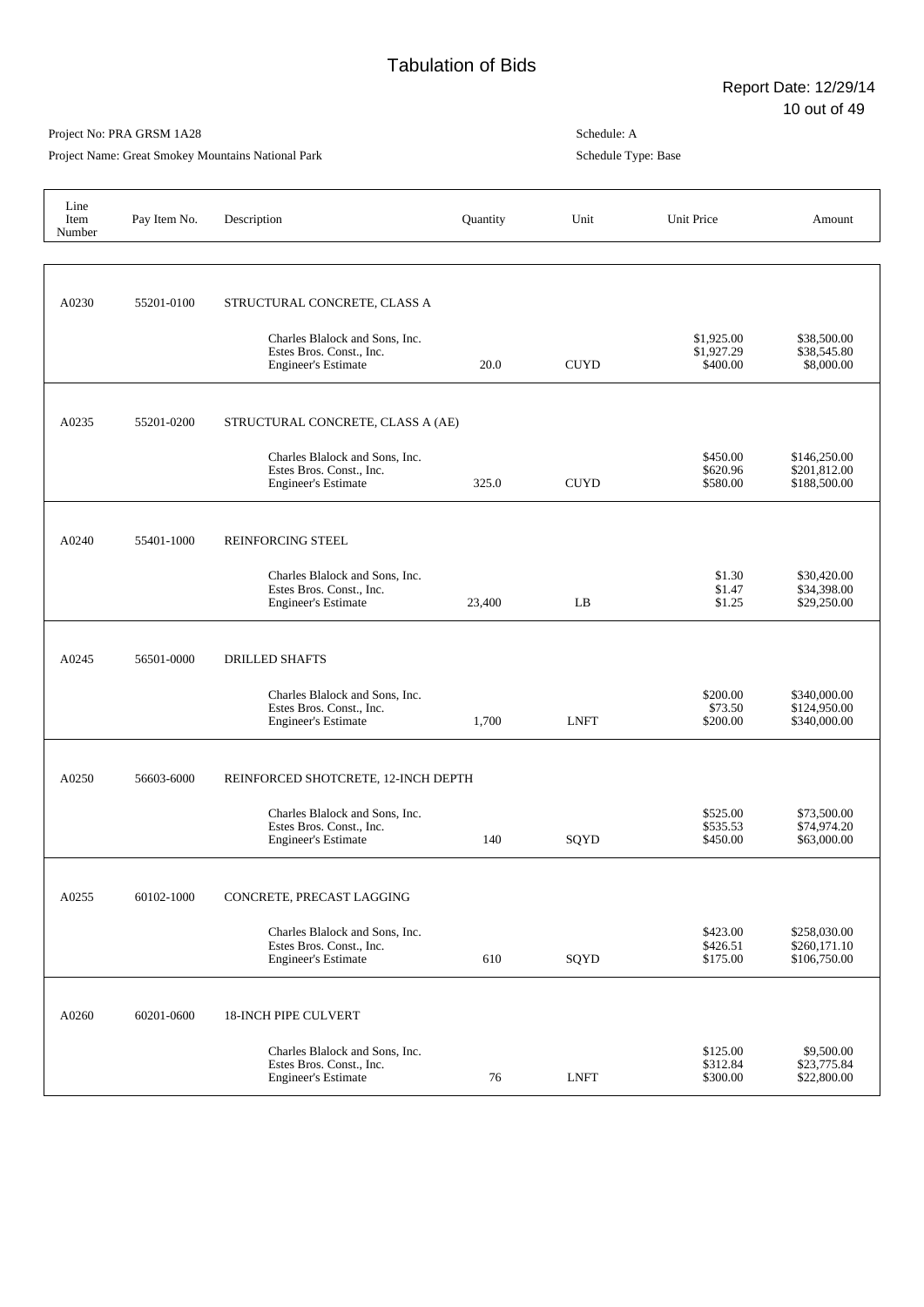# Tabulation of Bids

Report Date: 12/29/14

Project No: PRA GRSM 1A28

Project Name: Great Smokey Mountains National Park

Schedule: A

Schedule Type: Base

| Line Item Number | Pay Item No. | Description | Quantity | Unit | Unit Price | Amount |
|---|---|---|---|---|---|---|
| A0230 | 55201-0100 | STRUCTURAL CONCRETE, CLASS A | | | | |
| | | Charles Blalock and Sons, Inc. | | | $1,925.00 | $38,500.00 |
| | | Estes Bros. Const., Inc. | | | $1,927.29 | $38,545.80 |
| | | Engineer's Estimate | 20.0 | CUYD | $400.00 | $8,000.00 |
| A0235 | 55201-0200 | STRUCTURAL CONCRETE, CLASS A (AE) | | | | |
| | | Charles Blalock and Sons, Inc. | | | $450.00 | $146,250.00 |
| | | Estes Bros. Const., Inc. | | | $620.96 | $201,812.00 |
| | | Engineer's Estimate | 325.0 | CUYD | $580.00 | $188,500.00 |
| A0240 | 55401-1000 | REINFORCING STEEL | | | | |
| | | Charles Blalock and Sons, Inc. | | | $1.30 | $30,420.00 |
| | | Estes Bros. Const., Inc. | | | $1.47 | $34,398.00 |
| | | Engineer's Estimate | 23,400 | LB | $1.25 | $29,250.00 |
| A0245 | 56501-0000 | DRILLED SHAFTS | | | | |
| | | Charles Blalock and Sons, Inc. | | | $200.00 | $340,000.00 |
| | | Estes Bros. Const., Inc. | | | $73.50 | $124,950.00 |
| | | Engineer's Estimate | 1,700 | LNFT | $200.00 | $340,000.00 |
| A0250 | 56603-6000 | REINFORCED SHOTCRETE, 12-INCH DEPTH | | | | |
| | | Charles Blalock and Sons, Inc. | | | $525.00 | $73,500.00 |
| | | Estes Bros. Const., Inc. | | | $535.53 | $74,974.20 |
| | | Engineer's Estimate | 140 | SQYD | $450.00 | $63,000.00 |
| A0255 | 60102-1000 | CONCRETE, PRECAST LAGGING | | | | |
| | | Charles Blalock and Sons, Inc. | | | $423.00 | $258,030.00 |
| | | Estes Bros. Const., Inc. | | | $426.51 | $260,171.10 |
| | | Engineer's Estimate | 610 | SQYD | $175.00 | $106,750.00 |
| A0260 | 60201-0600 | 18-INCH PIPE CULVERT | | | | |
| | | Charles Blalock and Sons, Inc. | | | $125.00 | $9,500.00 |
| | | Estes Bros. Const., Inc. | | | $312.84 | $23,775.84 |
| | | Engineer's Estimate | 76 | LNFT | $300.00 | $22,800.00 |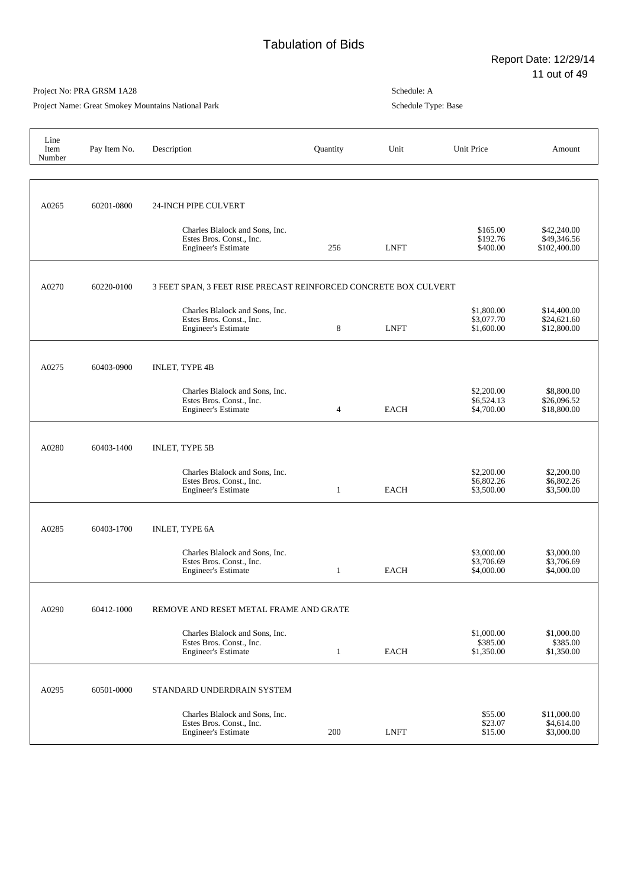# Tabulation of Bids

Report Date: 12/29/14

Project No: PRA GRSM 1A28

Project Name: Great Smokey Mountains National Park

Schedule: A

Schedule Type: Base

| Line Item Number | Pay Item No. | Description | Quantity | Unit | Unit Price | Amount |
|---|---|---|---|---|---|---|
| A0265 | 60201-0800 | 24-INCH PIPE CULVERT | | | | |
| | | Charles Blalock and Sons, Inc. | | | $165.00 | $42,240.00 |
| | | Estes Bros. Const., Inc. | | | $192.76 | $49,346.56 |
| | | Engineer's Estimate | 256 | LNFT | $400.00 | $102,400.00 |
| A0270 | 60220-0100 | 3 FEET SPAN, 3 FEET RISE PRECAST REINFORCED CONCRETE BOX CULVERT | | | | |
| | | Charles Blalock and Sons, Inc. | | | $1,800.00 | $14,400.00 |
| | | Estes Bros. Const., Inc. | | | $3,077.70 | $24,621.60 |
| | | Engineer's Estimate | 8 | LNFT | $1,600.00 | $12,800.00 |
| A0275 | 60403-0900 | INLET, TYPE 4B | | | | |
| | | Charles Blalock and Sons, Inc. | | | $2,200.00 | $8,800.00 |
| | | Estes Bros. Const., Inc. | | | $6,524.13 | $26,096.52 |
| | | Engineer's Estimate | 4 | EACH | $4,700.00 | $18,800.00 |
| A0280 | 60403-1400 | INLET, TYPE 5B | | | | |
| | | Charles Blalock and Sons, Inc. | | | $2,200.00 | $2,200.00 |
| | | Estes Bros. Const., Inc. | | | $6,802.26 | $6,802.26 |
| | | Engineer's Estimate | 1 | EACH | $3,500.00 | $3,500.00 |
| A0285 | 60403-1700 | INLET, TYPE 6A | | | | |
| | | Charles Blalock and Sons, Inc. | | | $3,000.00 | $3,000.00 |
| | | Estes Bros. Const., Inc. | | | $3,706.69 | $3,706.69 |
| | | Engineer's Estimate | 1 | EACH | $4,000.00 | $4,000.00 |
| A0290 | 60412-1000 | REMOVE AND RESET METAL FRAME AND GRATE | | | | |
| | | Charles Blalock and Sons, Inc. | | | $1,000.00 | $1,000.00 |
| | | Estes Bros. Const., Inc. | | | $385.00 | $385.00 |
| | | Engineer's Estimate | 1 | EACH | $1,350.00 | $1,350.00 |
| A0295 | 60501-0000 | STANDARD UNDERDRAIN SYSTEM | | | | |
| | | Charles Blalock and Sons, Inc. | | | $55.00 | $11,000.00 |
| | | Estes Bros. Const., Inc. | | | $23.07 | $4,614.00 |
| | | Engineer's Estimate | 200 | LNFT | $15.00 | $3,000.00 |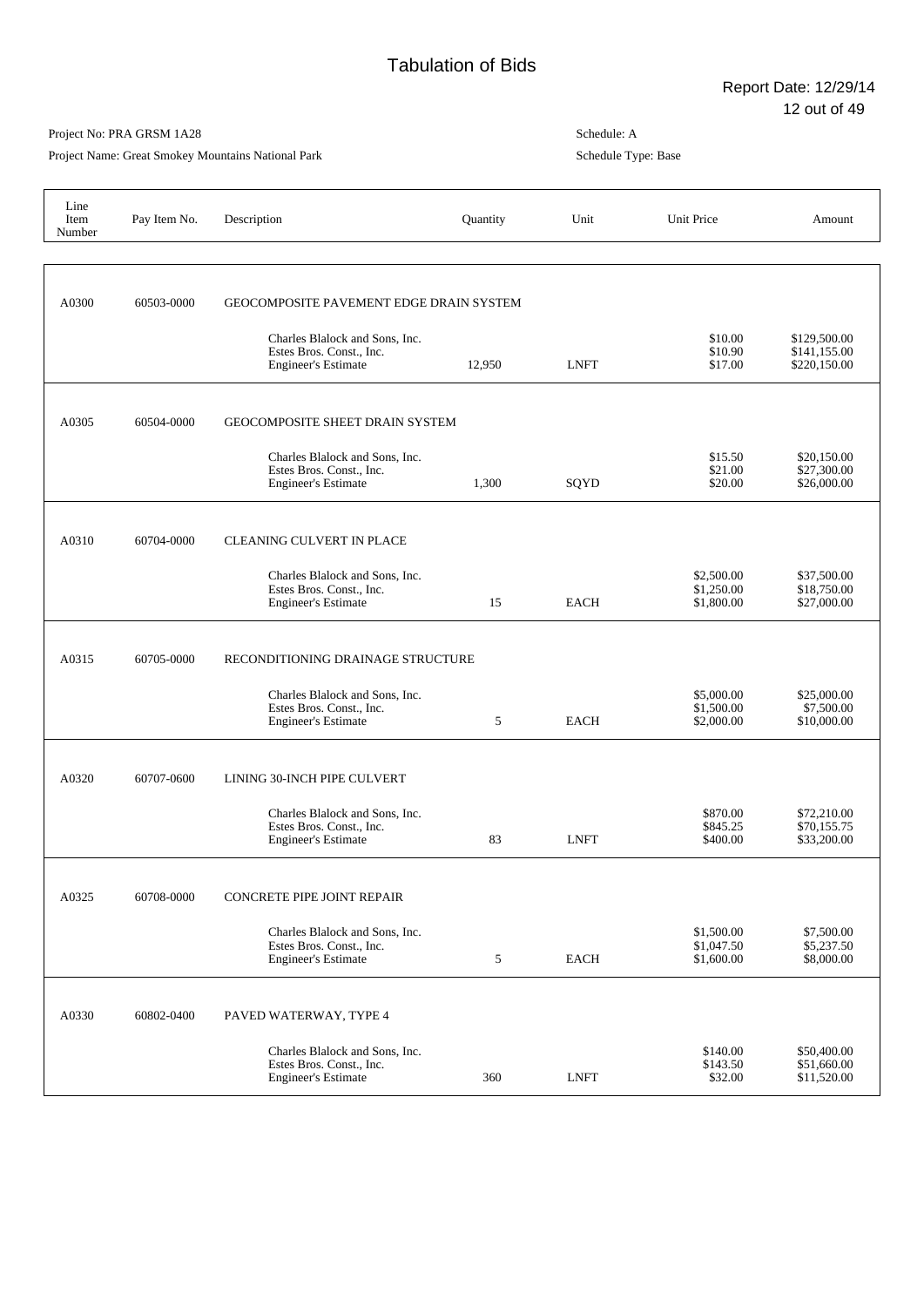# Tabulation of Bids

Report Date: 12/29/14

Project No: PRA GRSM 1A28

Project Name: Great Smokey Mountains National Park

Schedule: A

Schedule Type: Base

| Line Item Number | Pay Item No. | Description | Quantity | Unit | Unit Price | Amount |
|---|---|---|---|---|---|---|
| A0300 | 60503-0000 | GEOCOMPOSITE PAVEMENT EDGE DRAIN SYSTEM | | | | |
| | | Charles Blalock and Sons, Inc. | | | $10.00 | $129,500.00 |
| | | Estes Bros. Const., Inc. | | | $10.90 | $141,155.00 |
| | | Engineer's Estimate | 12,950 | LNFT | $17.00 | $220,150.00 |
| A0305 | 60504-0000 | GEOCOMPOSITE SHEET DRAIN SYSTEM | | | | |
| | | Charles Blalock and Sons, Inc. | | | $15.50 | $20,150.00 |
| | | Estes Bros. Const., Inc. | | | $21.00 | $27,300.00 |
| | | Engineer's Estimate | 1,300 | SQYD | $20.00 | $26,000.00 |
| A0310 | 60704-0000 | CLEANING CULVERT IN PLACE | | | | |
| | | Charles Blalock and Sons, Inc. | | | $2,500.00 | $37,500.00 |
| | | Estes Bros. Const., Inc. | | | $1,250.00 | $18,750.00 |
| | | Engineer's Estimate | 15 | EACH | $1,800.00 | $27,000.00 |
| A0315 | 60705-0000 | RECONDITIONING DRAINAGE STRUCTURE | | | | |
| | | Charles Blalock and Sons, Inc. | | | $5,000.00 | $25,000.00 |
| | | Estes Bros. Const., Inc. | | | $1,500.00 | $7,500.00 |
| | | Engineer's Estimate | 5 | EACH | $2,000.00 | $10,000.00 |
| A0320 | 60707-0600 | LINING 30-INCH PIPE CULVERT | | | | |
| | | Charles Blalock and Sons, Inc. | | | $870.00 | $72,210.00 |
| | | Estes Bros. Const., Inc. | | | $845.25 | $70,155.75 |
| | | Engineer's Estimate | 83 | LNFT | $400.00 | $33,200.00 |
| A0325 | 60708-0000 | CONCRETE PIPE JOINT REPAIR | | | | |
| | | Charles Blalock and Sons, Inc. | | | $1,500.00 | $7,500.00 |
| | | Estes Bros. Const., Inc. | | | $1,047.50 | $5,237.50 |
| | | Engineer's Estimate | 5 | EACH | $1,600.00 | $8,000.00 |
| A0330 | 60802-0400 | PAVED WATERWAY, TYPE 4 | | | | |
| | | Charles Blalock and Sons, Inc. | | | $140.00 | $50,400.00 |
| | | Estes Bros. Const., Inc. | | | $143.50 | $51,660.00 |
| | | Engineer's Estimate | 360 | LNFT | $32.00 | $11,520.00 |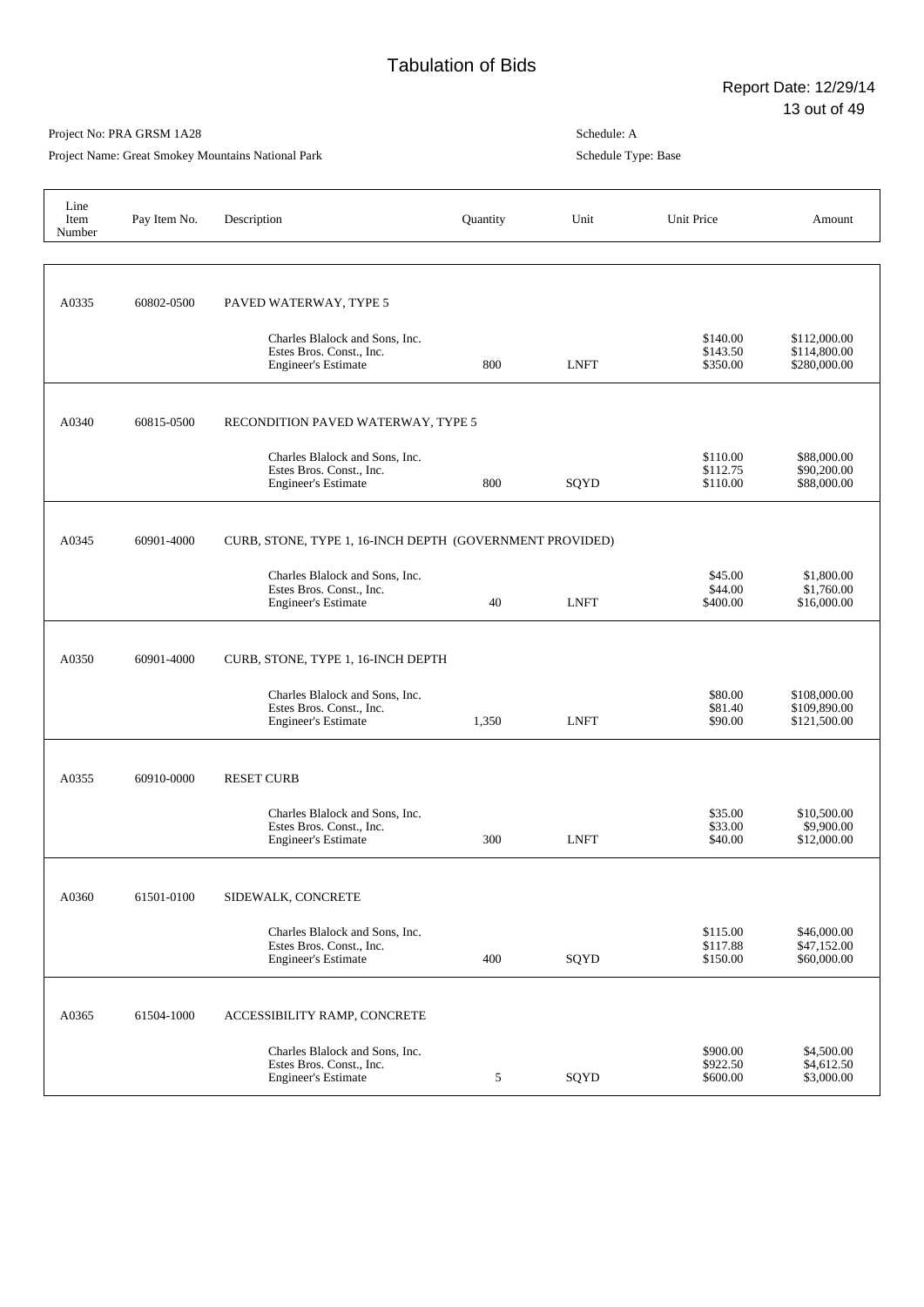# Tabulation of Bids

Report Date: 12/29/14

Project No: PRA GRSM 1A28

Project Name: Great Smokey Mountains National Park

Schedule: A

Schedule Type: Base

| Line Item Number | Pay Item No. | Description | Quantity | Unit | Unit Price | Amount |
|---|---|---|---|---|---|---|
| A0335 | 60802-0500 | PAVED WATERWAY, TYPE 5 | | | | |
| | | Charles Blalock and Sons, Inc. | | | $140.00 | $112,000.00 |
| | | Estes Bros. Const., Inc. | | | $143.50 | $114,800.00 |
| | | Engineer's Estimate | 800 | LNFT | $350.00 | $280,000.00 |
| A0340 | 60815-0500 | RECONDITION PAVED WATERWAY, TYPE 5 | | | | |
| | | Charles Blalock and Sons, Inc. | | | $110.00 | $88,000.00 |
| | | Estes Bros. Const., Inc. | | | $112.75 | $90,200.00 |
| | | Engineer's Estimate | 800 | SQYD | $110.00 | $88,000.00 |
| A0345 | 60901-4000 | CURB, STONE, TYPE 1, 16-INCH DEPTH (GOVERNMENT PROVIDED) | | | | |
| | | Charles Blalock and Sons, Inc. | | | $45.00 | $1,800.00 |
| | | Estes Bros. Const., Inc. | | | $44.00 | $1,760.00 |
| | | Engineer's Estimate | 40 | LNFT | $400.00 | $16,000.00 |
| A0350 | 60901-4000 | CURB, STONE, TYPE 1, 16-INCH DEPTH | | | | |
| | | Charles Blalock and Sons, Inc. | | | $80.00 | $108,000.00 |
| | | Estes Bros. Const., Inc. | | | $81.40 | $109,890.00 |
| | | Engineer's Estimate | 1,350 | LNFT | $90.00 | $121,500.00 |
| A0355 | 60910-0000 | RESET CURB | | | | |
| | | Charles Blalock and Sons, Inc. | | | $35.00 | $10,500.00 |
| | | Estes Bros. Const., Inc. | | | $33.00 | $9,900.00 |
| | | Engineer's Estimate | 300 | LNFT | $40.00 | $12,000.00 |
| A0360 | 61501-0100 | SIDEWALK, CONCRETE | | | | |
| | | Charles Blalock and Sons, Inc. | | | $115.00 | $46,000.00 |
| | | Estes Bros. Const., Inc. | | | $117.88 | $47,152.00 |
| | | Engineer's Estimate | 400 | SQYD | $150.00 | $60,000.00 |
| A0365 | 61504-1000 | ACCESSIBILITY RAMP, CONCRETE | | | | |
| | | Charles Blalock and Sons, Inc. | | | $900.00 | $4,500.00 |
| | | Estes Bros. Const., Inc. | | | $922.50 | $4,612.50 |
| | | Engineer's Estimate | 5 | SQYD | $600.00 | $3,000.00 |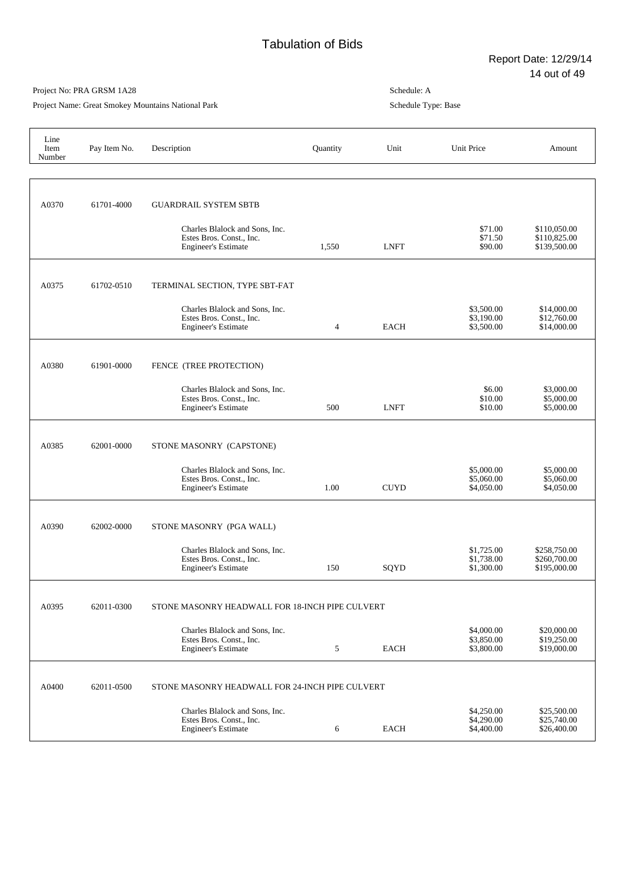# Tabulation of Bids

Report Date: 12/29/14

Project No: PRA GRSM 1A28

Project Name: Great Smokey Mountains National Park

Schedule: A

Schedule Type: Base

| Line Item Number | Pay Item No. | Description | Quantity | Unit | Unit Price | Amount |
|---|---|---|---|---|---|---|
| A0370 | 61701-4000 | GUARDRAIL SYSTEM SBTB | | | | |
| | | Charles Blalock and Sons, Inc. | | | $71.00 | $110,050.00 |
| | | Estes Bros. Const., Inc. | | | $71.50 | $110,825.00 |
| | | Engineer's Estimate | 1,550 | LNFT | $90.00 | $139,500.00 |
| A0375 | 61702-0510 | TERMINAL SECTION, TYPE SBT-FAT | | | | |
| | | Charles Blalock and Sons, Inc. | | | $3,500.00 | $14,000.00 |
| | | Estes Bros. Const., Inc. | | | $3,190.00 | $12,760.00 |
| | | Engineer's Estimate | 4 | EACH | $3,500.00 | $14,000.00 |
| A0380 | 61901-0000 | FENCE (TREE PROTECTION) | | | | |
| | | Charles Blalock and Sons, Inc. | | | $6.00 | $3,000.00 |
| | | Estes Bros. Const., Inc. | | | $10.00 | $5,000.00 |
| | | Engineer's Estimate | 500 | LNFT | $10.00 | $5,000.00 |
| A0385 | 62001-0000 | STONE MASONRY (CAPSTONE) | | | | |
| | | Charles Blalock and Sons, Inc. | | | $5,000.00 | $5,000.00 |
| | | Estes Bros. Const., Inc. | | | $5,060.00 | $5,060.00 |
| | | Engineer's Estimate | 1.00 | CUYD | $4,050.00 | $4,050.00 |
| A0390 | 62002-0000 | STONE MASONRY (PGA WALL) | | | | |
| | | Charles Blalock and Sons, Inc. | | | $1,725.00 | $258,750.00 |
| | | Estes Bros. Const., Inc. | | | $1,738.00 | $260,700.00 |
| | | Engineer's Estimate | 150 | SQYD | $1,300.00 | $195,000.00 |
| A0395 | 62011-0300 | STONE MASONRY HEADWALL FOR 18-INCH PIPE CULVERT | | | | |
| | | Charles Blalock and Sons, Inc. | | | $4,000.00 | $20,000.00 |
| | | Estes Bros. Const., Inc. | | | $3,850.00 | $19,250.00 |
| | | Engineer's Estimate | 5 | EACH | $3,800.00 | $19,000.00 |
| A0400 | 62011-0500 | STONE MASONRY HEADWALL FOR 24-INCH PIPE CULVERT | | | | |
| | | Charles Blalock and Sons, Inc. | | | $4,250.00 | $25,500.00 |
| | | Estes Bros. Const., Inc. | | | $4,290.00 | $25,740.00 |
| | | Engineer's Estimate | 6 | EACH | $4,400.00 | $26,400.00 |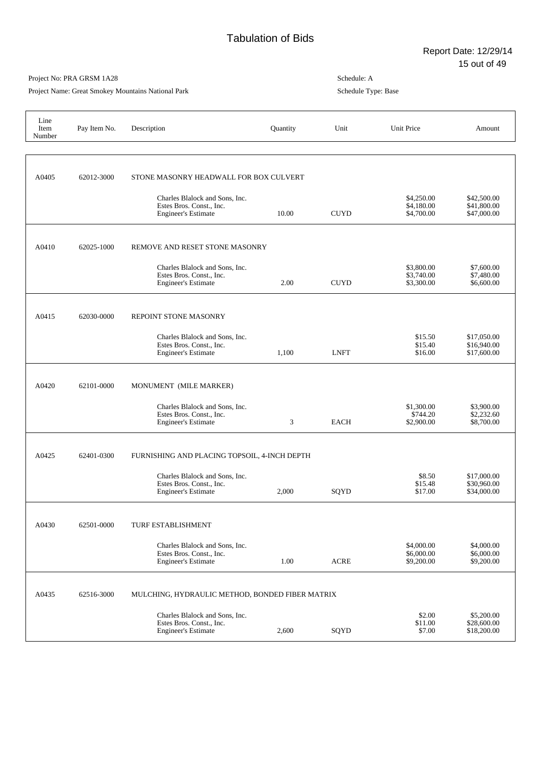# Tabulation of Bids

Report Date: 12/29/14

Project No: PRA GRSM 1A28

Project Name: Great Smokey Mountains National Park

Schedule: A

Schedule Type: Base

| Line Item Number | Pay Item No. | Description | Quantity | Unit | Unit Price | Amount |
|---|---|---|---|---|---|---|
| A0405 | 62012-3000 | STONE MASONRY HEADWALL FOR BOX CULVERT | | | | |
| | | Charles Blalock and Sons, Inc. | | | $4,250.00 | $42,500.00 |
| | | Estes Bros. Const., Inc. | | | $4,180.00 | $41,800.00 |
| | | Engineer's Estimate | 10.00 | CUYD | $4,700.00 | $47,000.00 |
| A0410 | 62025-1000 | REMOVE AND RESET STONE MASONRY | | | | |
| | | Charles Blalock and Sons, Inc. | | | $3,800.00 | $7,600.00 |
| | | Estes Bros. Const., Inc. | | | $3,740.00 | $7,480.00 |
| | | Engineer's Estimate | 2.00 | CUYD | $3,300.00 | $6,600.00 |
| A0415 | 62030-0000 | REPOINT STONE MASONRY | | | | |
| | | Charles Blalock and Sons, Inc. | | | $15.50 | $17,050.00 |
| | | Estes Bros. Const., Inc. | | | $15.40 | $16,940.00 |
| | | Engineer's Estimate | 1,100 | LNFT | $16.00 | $17,600.00 |
| A0420 | 62101-0000 | MONUMENT (MILE MARKER) | | | | |
| | | Charles Blalock and Sons, Inc. | | | $1,300.00 | $3,900.00 |
| | | Estes Bros. Const., Inc. | | | $744.20 | $2,232.60 |
| | | Engineer's Estimate | 3 | EACH | $2,900.00 | $8,700.00 |
| A0425 | 62401-0300 | FURNISHING AND PLACING TOPSOIL, 4-INCH DEPTH | | | | |
| | | Charles Blalock and Sons, Inc. | | | $8.50 | $17,000.00 |
| | | Estes Bros. Const., Inc. | | | $15.48 | $30,960.00 |
| | | Engineer's Estimate | 2,000 | SQYD | $17.00 | $34,000.00 |
| A0430 | 62501-0000 | TURF ESTABLISHMENT | | | | |
| | | Charles Blalock and Sons, Inc. | | | $4,000.00 | $4,000.00 |
| | | Estes Bros. Const., Inc. | | | $6,000.00 | $6,000.00 |
| | | Engineer's Estimate | 1.00 | ACRE | $9,200.00 | $9,200.00 |
| A0435 | 62516-3000 | MULCHING, HYDRAULIC METHOD, BONDED FIBER MATRIX | | | | |
| | | Charles Blalock and Sons, Inc. | | | $2.00 | $5,200.00 |
| | | Estes Bros. Const., Inc. | | | $11.00 | $28,600.00 |
| | | Engineer's Estimate | 2,600 | SQYD | $7.00 | $18,200.00 |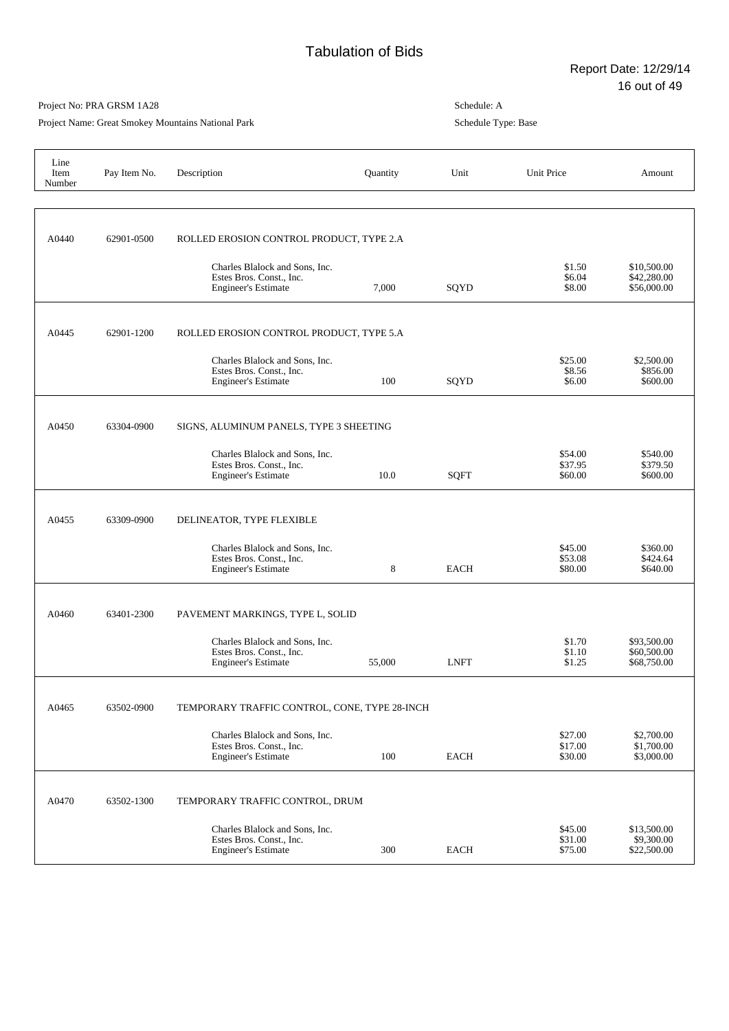# Tabulation of Bids

Report Date: 12/29/14

Project No: PRA GRSM 1A28

Project Name: Great Smokey Mountains National Park

Schedule: A

Schedule Type: Base

| Line Item Number | Pay Item No. | Description | Quantity | Unit | Unit Price | Amount |
|---|---|---|---|---|---|---|
| A0440 | 62901-0500 | ROLLED EROSION CONTROL PRODUCT, TYPE 2.A | | | | |
| | | Charles Blalock and Sons, Inc. | | | $1.50 | $10,500.00 |
| | | Estes Bros. Const., Inc. | | | $6.04 | $42,280.00 |
| | | Engineer's Estimate | 7,000 | SQYD | $8.00 | $56,000.00 |
| A0445 | 62901-1200 | ROLLED EROSION CONTROL PRODUCT, TYPE 5.A | | | | |
| | | Charles Blalock and Sons, Inc. | | | $25.00 | $2,500.00 |
| | | Estes Bros. Const., Inc. | | | $8.56 | $856.00 |
| | | Engineer's Estimate | 100 | SQYD | $6.00 | $600.00 |
| A0450 | 63304-0900 | SIGNS, ALUMINUM PANELS, TYPE 3 SHEETING | | | | |
| | | Charles Blalock and Sons, Inc. | | | $54.00 | $540.00 |
| | | Estes Bros. Const., Inc. | | | $37.95 | $379.50 |
| | | Engineer's Estimate | 10.0 | SQFT | $60.00 | $600.00 |
| A0455 | 63309-0900 | DELINEATOR, TYPE FLEXIBLE | | | | |
| | | Charles Blalock and Sons, Inc. | | | $45.00 | $360.00 |
| | | Estes Bros. Const., Inc. | | | $53.08 | $424.64 |
| | | Engineer's Estimate | 8 | EACH | $80.00 | $640.00 |
| A0460 | 63401-2300 | PAVEMENT MARKINGS, TYPE L, SOLID | | | | |
| | | Charles Blalock and Sons, Inc. | | | $1.70 | $93,500.00 |
| | | Estes Bros. Const., Inc. | | | $1.10 | $60,500.00 |
| | | Engineer's Estimate | 55,000 | LNFT | $1.25 | $68,750.00 |
| A0465 | 63502-0900 | TEMPORARY TRAFFIC CONTROL, CONE, TYPE 28-INCH | | | | |
| | | Charles Blalock and Sons, Inc. | | | $27.00 | $2,700.00 |
| | | Estes Bros. Const., Inc. | | | $17.00 | $1,700.00 |
| | | Engineer's Estimate | 100 | EACH | $30.00 | $3,000.00 |
| A0470 | 63502-1300 | TEMPORARY TRAFFIC CONTROL, DRUM | | | | |
| | | Charles Blalock and Sons, Inc. | | | $45.00 | $13,500.00 |
| | | Estes Bros. Const., Inc. | | | $31.00 | $9,300.00 |
| | | Engineer's Estimate | 300 | EACH | $75.00 | $22,500.00 |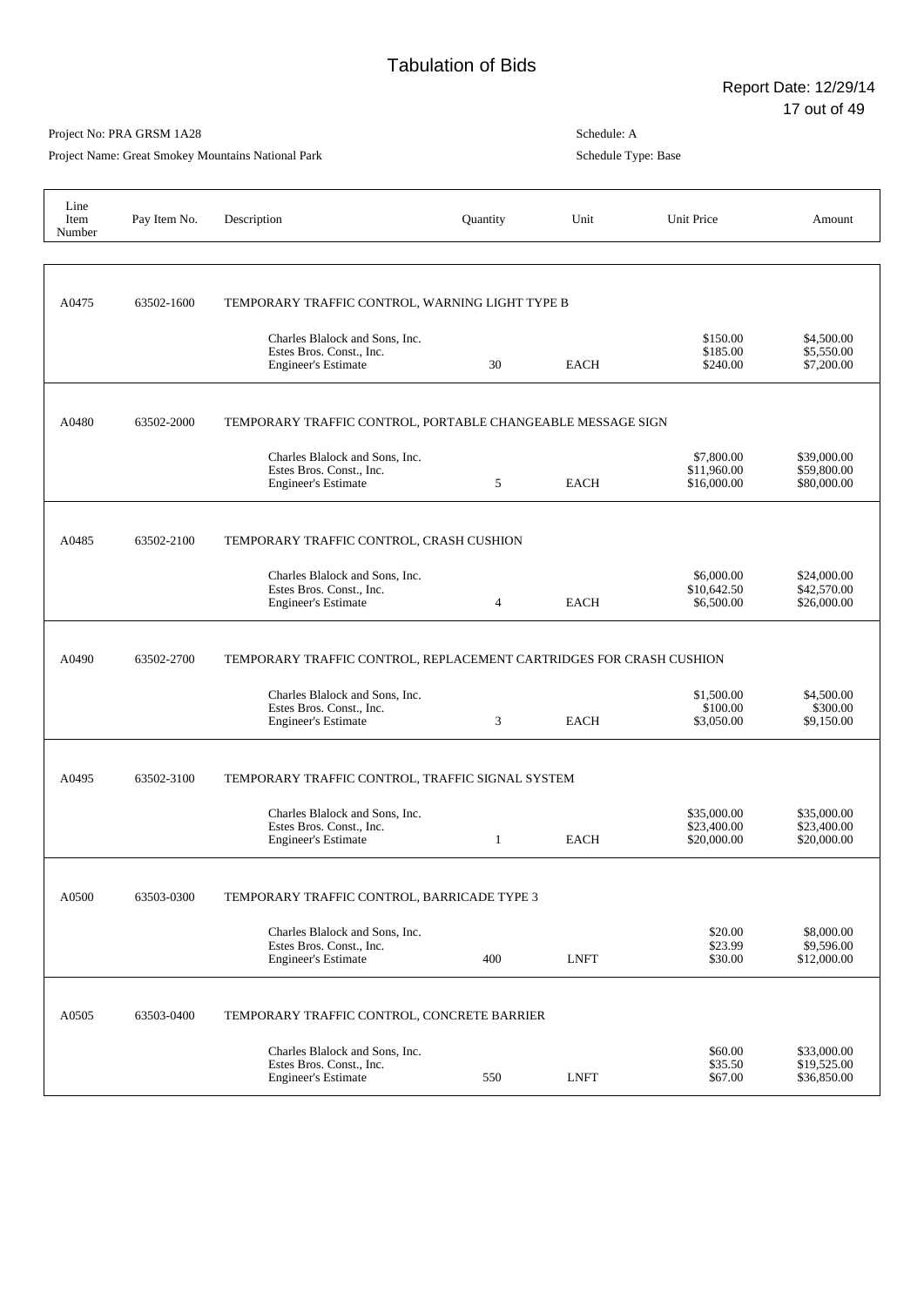# Tabulation of Bids

Report Date: 12/29/14

Project No: PRA GRSM 1A28

Project Name: Great Smokey Mountains National Park

Schedule: A

Schedule Type: Base

| Line Item Number | Pay Item No. | Description | Quantity | Unit | Unit Price | Amount |
|---|---|---|---|---|---|---|
| A0475 | 63502-1600 | TEMPORARY TRAFFIC CONTROL, WARNING LIGHT TYPE B | | | | |
| | | Charles Blalock and Sons, Inc. | | | $150.00 | $4,500.00 |
| | | Estes Bros. Const., Inc. | | | $185.00 | $5,550.00 |
| | | Engineer's Estimate | 30 | EACH | $240.00 | $7,200.00 |
| A0480 | 63502-2000 | TEMPORARY TRAFFIC CONTROL, PORTABLE CHANGEABLE MESSAGE SIGN | | | | |
| | | Charles Blalock and Sons, Inc. | | | $7,800.00 | $39,000.00 |
| | | Estes Bros. Const., Inc. | | | $11,960.00 | $59,800.00 |
| | | Engineer's Estimate | 5 | EACH | $16,000.00 | $80,000.00 |
| A0485 | 63502-2100 | TEMPORARY TRAFFIC CONTROL, CRASH CUSHION | | | | |
| | | Charles Blalock and Sons, Inc. | | | $6,000.00 | $24,000.00 |
| | | Estes Bros. Const., Inc. | | | $10,642.50 | $42,570.00 |
| | | Engineer's Estimate | 4 | EACH | $6,500.00 | $26,000.00 |
| A0490 | 63502-2700 | TEMPORARY TRAFFIC CONTROL, REPLACEMENT CARTRIDGES FOR CRASH CUSHION | | | | |
| | | Charles Blalock and Sons, Inc. | | | $1,500.00 | $4,500.00 |
| | | Estes Bros. Const., Inc. | | | $100.00 | $300.00 |
| | | Engineer's Estimate | 3 | EACH | $3,050.00 | $9,150.00 |
| A0495 | 63502-3100 | TEMPORARY TRAFFIC CONTROL, TRAFFIC SIGNAL SYSTEM | | | | |
| | | Charles Blalock and Sons, Inc. | | | $35,000.00 | $35,000.00 |
| | | Estes Bros. Const., Inc. | | | $23,400.00 | $23,400.00 |
| | | Engineer's Estimate | 1 | EACH | $20,000.00 | $20,000.00 |
| A0500 | 63503-0300 | TEMPORARY TRAFFIC CONTROL, BARRICADE TYPE 3 | | | | |
| | | Charles Blalock and Sons, Inc. | | | $20.00 | $8,000.00 |
| | | Estes Bros. Const., Inc. | | | $23.99 | $9,596.00 |
| | | Engineer's Estimate | 400 | LNFT | $30.00 | $12,000.00 |
| A0505 | 63503-0400 | TEMPORARY TRAFFIC CONTROL, CONCRETE BARRIER | | | | |
| | | Charles Blalock and Sons, Inc. | | | $60.00 | $33,000.00 |
| | | Estes Bros. Const., Inc. | | | $35.50 | $19,525.00 |
| | | Engineer's Estimate | 550 | LNFT | $67.00 | $36,850.00 |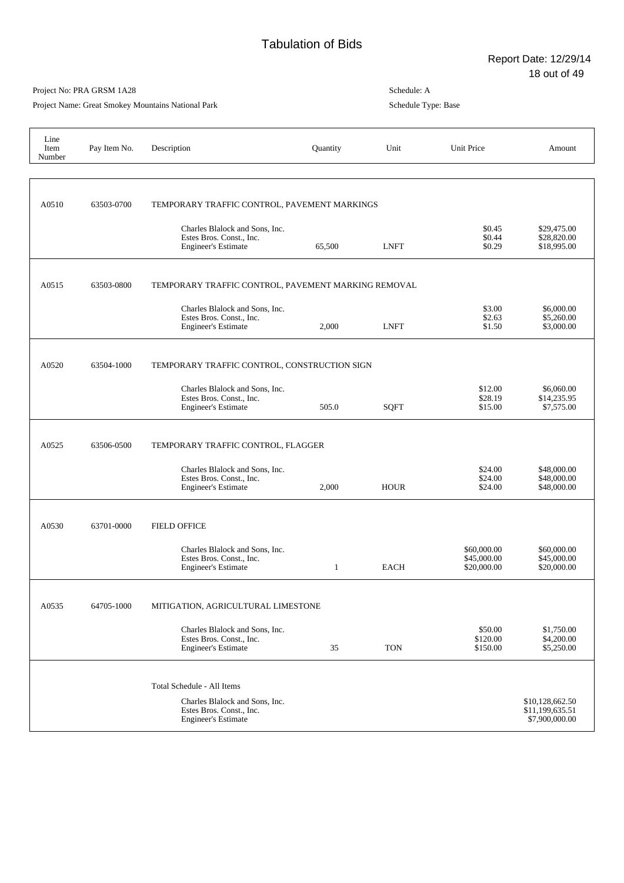# Tabulation of Bids

Report Date: 12/29/14

Project No: PRA GRSM 1A28

Project Name: Great Smokey Mountains National Park

Schedule: A

Schedule Type: Base

| Line Item Number | Pay Item No. | Description | Quantity | Unit | Unit Price | Amount |
|---|---|---|---|---|---|---|
| A0510 | 63503-0700 | TEMPORARY TRAFFIC CONTROL, PAVEMENT MARKINGS | | | | |
| | | Charles Blalock and Sons, Inc. | | | $0.45 | $29,475.00 |
| | | Estes Bros. Const., Inc. | | | $0.44 | $28,820.00 |
| | | Engineer's Estimate | 65,500 | LNFT | $0.29 | $18,995.00 |
| A0515 | 63503-0800 | TEMPORARY TRAFFIC CONTROL, PAVEMENT MARKING REMOVAL | | | | |
| | | Charles Blalock and Sons, Inc. | | | $3.00 | $6,000.00 |
| | | Estes Bros. Const., Inc. | | | $2.63 | $5,260.00 |
| | | Engineer's Estimate | 2,000 | LNFT | $1.50 | $3,000.00 |
| A0520 | 63504-1000 | TEMPORARY TRAFFIC CONTROL, CONSTRUCTION SIGN | | | | |
| | | Charles Blalock and Sons, Inc. | | | $12.00 | $6,060.00 |
| | | Estes Bros. Const., Inc. | | | $28.19 | $14,235.95 |
| | | Engineer's Estimate | 505.0 | SQFT | $15.00 | $7,575.00 |
| A0525 | 63506-0500 | TEMPORARY TRAFFIC CONTROL, FLAGGER | | | | |
| | | Charles Blalock and Sons, Inc. | | | $24.00 | $48,000.00 |
| | | Estes Bros. Const., Inc. | | | $24.00 | $48,000.00 |
| | | Engineer's Estimate | 2,000 | HOUR | $24.00 | $48,000.00 |
| A0530 | 63701-0000 | FIELD OFFICE | | | | |
| | | Charles Blalock and Sons, Inc. | | | $60,000.00 | $60,000.00 |
| | | Estes Bros. Const., Inc. | | | $45,000.00 | $45,000.00 |
| | | Engineer's Estimate | 1 | EACH | $20,000.00 | $20,000.00 |
| A0535 | 64705-1000 | MITIGATION, AGRICULTURAL LIMESTONE | | | | |
| | | Charles Blalock and Sons, Inc. | | | $50.00 | $1,750.00 |
| | | Estes Bros. Const., Inc. | | | $120.00 | $4,200.00 |
| | | Engineer's Estimate | 35 | TON | $150.00 | $5,250.00 |
| | | Total Schedule - All Items | | | | |
| | | Charles Blalock and Sons, Inc. | | | | $10,128,662.50 |
| | | Estes Bros. Const., Inc. | | | | $11,199,635.51 |
| | | Engineer's Estimate | | | | $7,900,000.00 |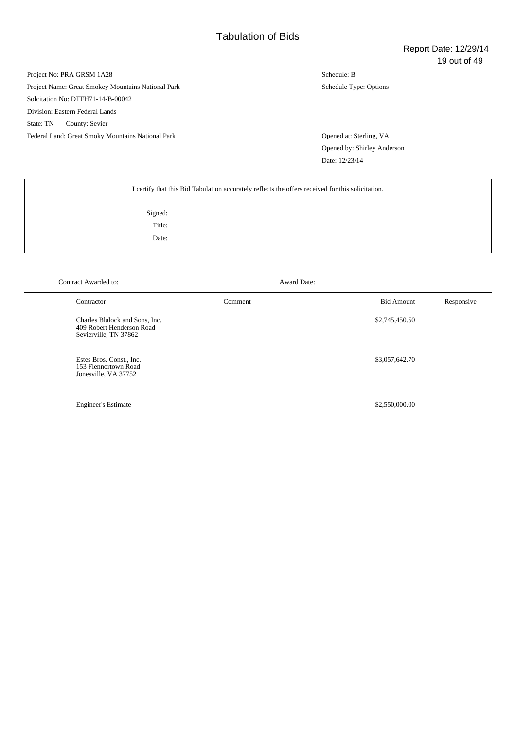# Tabulation of Bids

Report Date: 12/29/14

Project No: PRA GRSM 1A28

Project Name: Great Smokey Mountains National Park

Solcitation No: DTFH71-14-B-00042

Division: Eastern Federal Lands

State: TN County: Sevier

Federal Land: Great Smoky Mountains National Park

Schedule: B

Schedule Type: Options

Opened at: Sterling, VA

Opened by: Shirley Anderson

Date: 12/23/14

I certify that this Bid Tabulation accurately reflects the offers received for this solicitation.

Signed: ______________________________

Title: ______________________________

Date: ______________________________

Contract Awarded to: ___________________ Award Date: ___________________

| Contractor | Comment | Bid Amount | Responsive |
|---|---|---|---|
| Charles Blalock and Sons, Inc.<br>409 Robert Henderson Road<br>Sevierville, TN 37862 | | \$2,745,450.50 | |
| Estes Bros. Const., Inc.<br>153 Flennortown Road<br>Jonesville, VA 37752 | | \$3,057,642.70 | |
| Engineer's Estimate | | \$2,550,000.00 | |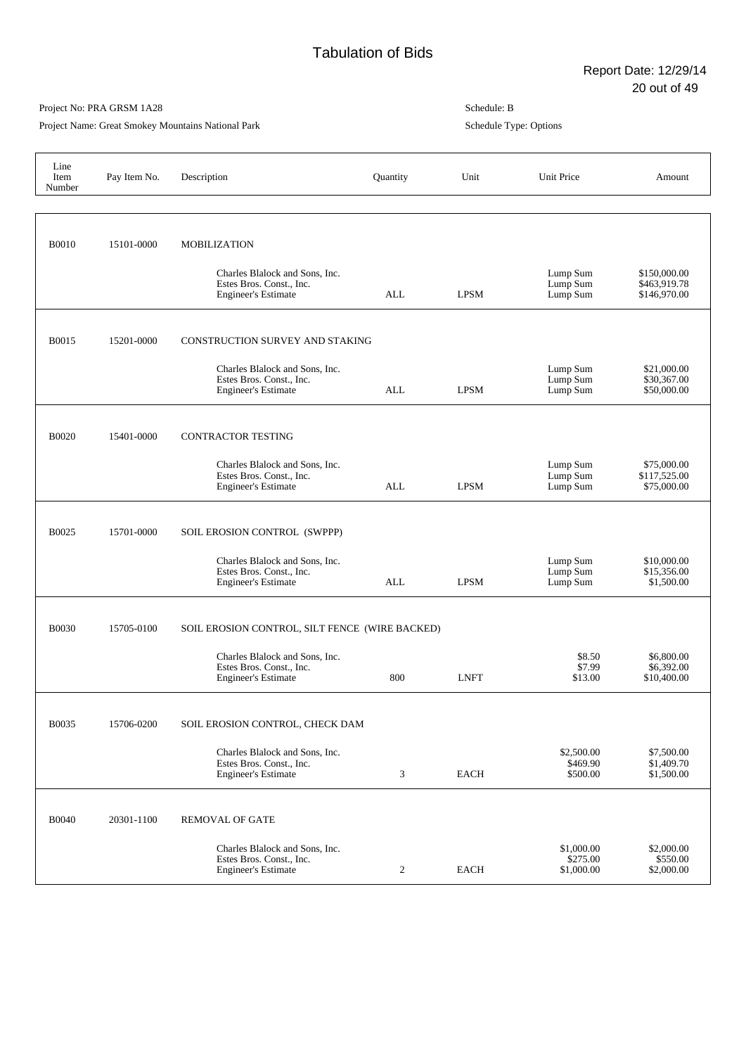# Tabulation of Bids

Report Date: 12/29/14

Project No: PRA GRSM 1A28

Project Name: Great Smokey Mountains National Park

Schedule: B

Schedule Type: Options

| Line Item Number | Pay Item No. | Description | Quantity | Unit | Unit Price | Amount |
|---|---|---|---|---|---|---|
| B0010 | 15101-0000 | MOBILIZATION | | | | |
| | | Charles Blalock and Sons, Inc. | | | Lump Sum | $150,000.00 |
| | | Estes Bros. Const., Inc. | | | Lump Sum | $463,919.78 |
| | | Engineer's Estimate | ALL | LPSM | Lump Sum | $146,970.00 |
| B0015 | 15201-0000 | CONSTRUCTION SURVEY AND STAKING | | | | |
| | | Charles Blalock and Sons, Inc. | | | Lump Sum | $21,000.00 |
| | | Estes Bros. Const., Inc. | | | Lump Sum | $30,367.00 |
| | | Engineer's Estimate | ALL | LPSM | Lump Sum | $50,000.00 |
| B0020 | 15401-0000 | CONTRACTOR TESTING | | | | |
| | | Charles Blalock and Sons, Inc. | | | Lump Sum | $75,000.00 |
| | | Estes Bros. Const., Inc. | | | Lump Sum | $117,525.00 |
| | | Engineer's Estimate | ALL | LPSM | Lump Sum | $75,000.00 |
| B0025 | 15701-0000 | SOIL EROSION CONTROL (SWPPP) | | | | |
| | | Charles Blalock and Sons, Inc. | | | Lump Sum | $10,000.00 |
| | | Estes Bros. Const., Inc. | | | Lump Sum | $15,356.00 |
| | | Engineer's Estimate | ALL | LPSM | Lump Sum | $1,500.00 |
| B0030 | 15705-0100 | SOIL EROSION CONTROL, SILT FENCE (WIRE BACKED) | | | | |
| | | Charles Blalock and Sons, Inc. | | | $8.50 | $6,800.00 |
| | | Estes Bros. Const., Inc. | | | $7.99 | $6,392.00 |
| | | Engineer's Estimate | 800 | LNFT | $13.00 | $10,400.00 |
| B0035 | 15706-0200 | SOIL EROSION CONTROL, CHECK DAM | | | | |
| | | Charles Blalock and Sons, Inc. | | | $2,500.00 | $7,500.00 |
| | | Estes Bros. Const., Inc. | | | $469.90 | $1,409.70 |
| | | Engineer's Estimate | 3 | EACH | $500.00 | $1,500.00 |
| B0040 | 20301-1100 | REMOVAL OF GATE | | | | |
| | | Charles Blalock and Sons, Inc. | | | $1,000.00 | $2,000.00 |
| | | Estes Bros. Const., Inc. | | | $275.00 | $550.00 |
| | | Engineer's Estimate | 2 | EACH | $1,000.00 | $2,000.00 |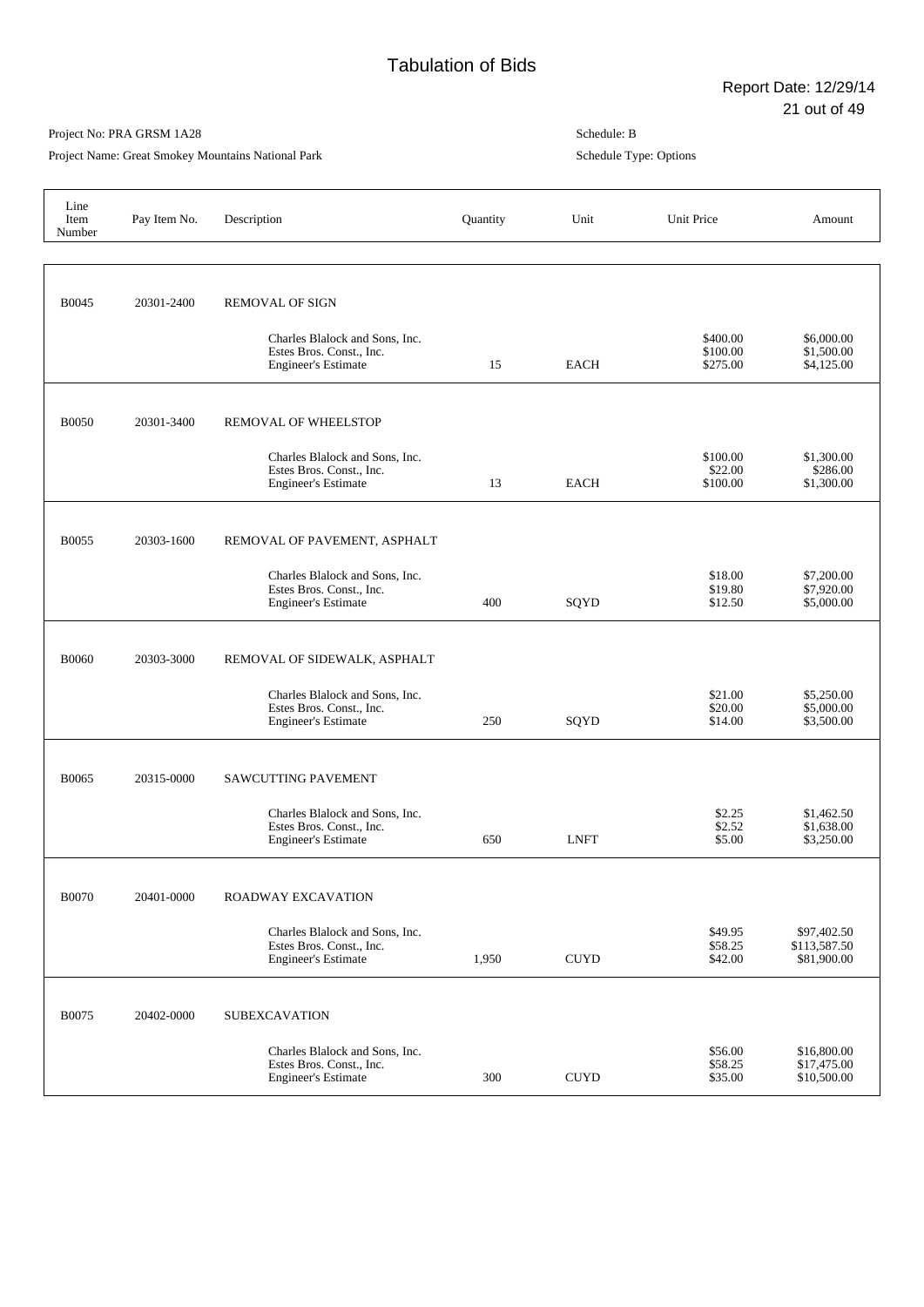# Tabulation of Bids

Report Date: 12/29/14

Project No: PRA GRSM 1A28

Project Name: Great Smokey Mountains National Park

Schedule: B

Schedule Type: Options

| Line Item Number | Pay Item No. | Description | Quantity | Unit | Unit Price | Amount |
|---|---|---|---|---|---|---|
| B0045 | 20301-2400 | REMOVAL OF SIGN | | | | |
| | | Charles Blalock and Sons, Inc. | | | $400.00 | $6,000.00 |
| | | Estes Bros. Const., Inc. | | | $100.00 | $1,500.00 |
| | | Engineer's Estimate | 15 | EACH | $275.00 | $4,125.00 |
| B0050 | 20301-3400 | REMOVAL OF WHEELSTOP | | | | |
| | | Charles Blalock and Sons, Inc. | | | $100.00 | $1,300.00 |
| | | Estes Bros. Const., Inc. | | | $22.00 | $286.00 |
| | | Engineer's Estimate | 13 | EACH | $100.00 | $1,300.00 |
| B0055 | 20303-1600 | REMOVAL OF PAVEMENT, ASPHALT | | | | |
| | | Charles Blalock and Sons, Inc. | | | $18.00 | $7,200.00 |
| | | Estes Bros. Const., Inc. | | | $19.80 | $7,920.00 |
| | | Engineer's Estimate | 400 | SQYD | $12.50 | $5,000.00 |
| B0060 | 20303-3000 | REMOVAL OF SIDEWALK, ASPHALT | | | | |
| | | Charles Blalock and Sons, Inc. | | | $21.00 | $5,250.00 |
| | | Estes Bros. Const., Inc. | | | $20.00 | $5,000.00 |
| | | Engineer's Estimate | 250 | SQYD | $14.00 | $3,500.00 |
| B0065 | 20315-0000 | SAWCUTTING PAVEMENT | | | | |
| | | Charles Blalock and Sons, Inc. | | | $2.25 | $1,462.50 |
| | | Estes Bros. Const., Inc. | | | $2.52 | $1,638.00 |
| | | Engineer's Estimate | 650 | LNFT | $5.00 | $3,250.00 |
| B0070 | 20401-0000 | ROADWAY EXCAVATION | | | | |
| | | Charles Blalock and Sons, Inc. | | | $49.95 | $97,402.50 |
| | | Estes Bros. Const., Inc. | | | $58.25 | $113,587.50 |
| | | Engineer's Estimate | 1,950 | CUYD | $42.00 | $81,900.00 |
| B0075 | 20402-0000 | SUBEXCAVATION | | | | |
| | | Charles Blalock and Sons, Inc. | | | $56.00 | $16,800.00 |
| | | Estes Bros. Const., Inc. | | | $58.25 | $17,475.00 |
| | | Engineer's Estimate | 300 | CUYD | $35.00 | $10,500.00 |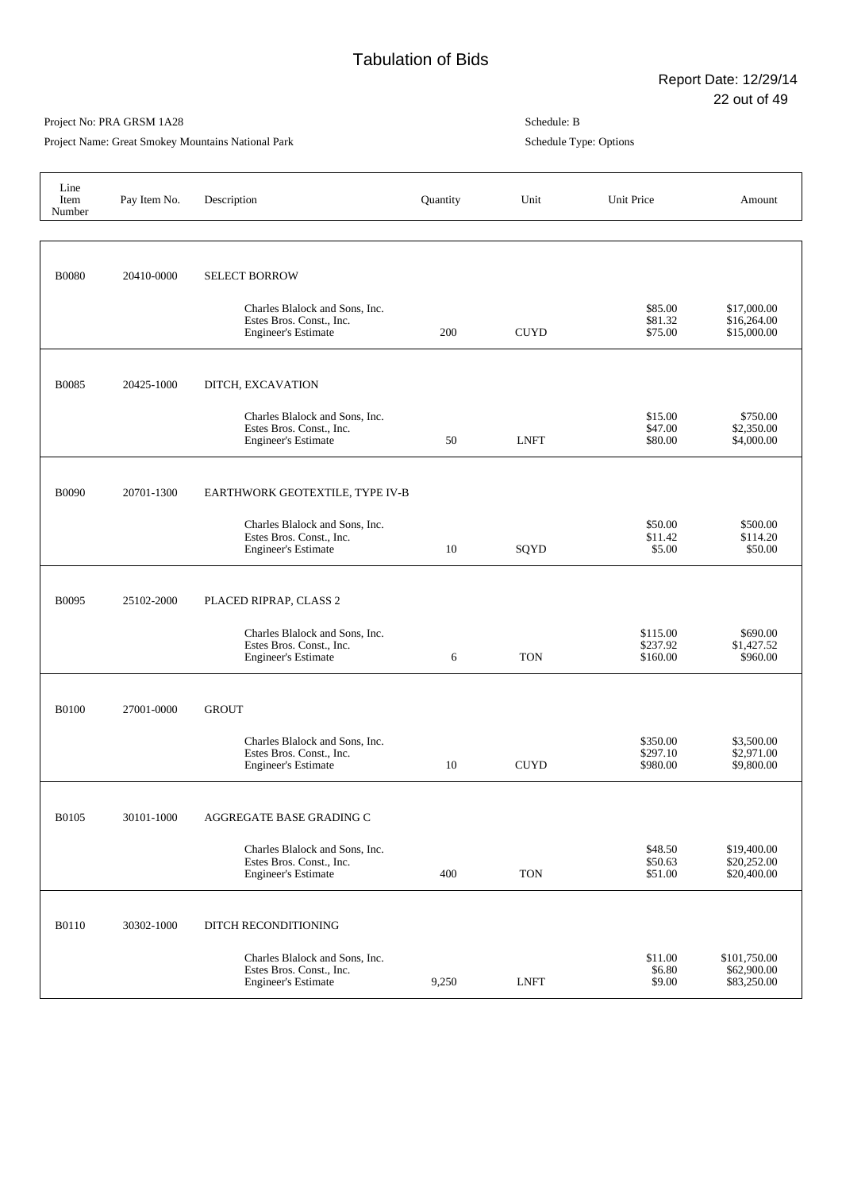# Tabulation of Bids

Report Date: 12/29/14

Project No: PRA GRSM 1A28

Project Name: Great Smokey Mountains National Park

Schedule: B

Schedule Type: Options

| Line Item Number | Pay Item No. | Description | Quantity | Unit | Unit Price | Amount |
|---|---|---|---|---|---|---|
| B0080 | 20410-0000 | SELECT BORROW | | | | |
| | | Charles Blalock and Sons, Inc. | | | $85.00 | $17,000.00 |
| | | Estes Bros. Const., Inc. | | | $81.32 | $16,264.00 |
| | | Engineer's Estimate | 200 | CUYD | $75.00 | $15,000.00 |
| B0085 | 20425-1000 | DITCH, EXCAVATION | | | | |
| | | Charles Blalock and Sons, Inc. | | | $15.00 | $750.00 |
| | | Estes Bros. Const., Inc. | | | $47.00 | $2,350.00 |
| | | Engineer's Estimate | 50 | LNFT | $80.00 | $4,000.00 |
| B0090 | 20701-1300 | EARTHWORK GEOTEXTILE, TYPE IV-B | | | | |
| | | Charles Blalock and Sons, Inc. | | | $50.00 | $500.00 |
| | | Estes Bros. Const., Inc. | | | $11.42 | $114.20 |
| | | Engineer's Estimate | 10 | SQYD | $5.00 | $50.00 |
| B0095 | 25102-2000 | PLACED RIPRAP, CLASS 2 | | | | |
| | | Charles Blalock and Sons, Inc. | | | $115.00 | $690.00 |
| | | Estes Bros. Const., Inc. | | | $237.92 | $1,427.52 |
| | | Engineer's Estimate | 6 | TON | $160.00 | $960.00 |
| B0100 | 27001-0000 | GROUT | | | | |
| | | Charles Blalock and Sons, Inc. | | | $350.00 | $3,500.00 |
| | | Estes Bros. Const., Inc. | | | $297.10 | $2,971.00 |
| | | Engineer's Estimate | 10 | CUYD | $980.00 | $9,800.00 |
| B0105 | 30101-1000 | AGGREGATE BASE GRADING C | | | | |
| | | Charles Blalock and Sons, Inc. | | | $48.50 | $19,400.00 |
| | | Estes Bros. Const., Inc. | | | $50.63 | $20,252.00 |
| | | Engineer's Estimate | 400 | TON | $51.00 | $20,400.00 |
| B0110 | 30302-1000 | DITCH RECONDITIONING | | | | |
| | | Charles Blalock and Sons, Inc. | | | $11.00 | $101,750.00 |
| | | Estes Bros. Const., Inc. | | | $6.80 | $62,900.00 |
| | | Engineer's Estimate | 9,250 | LNFT | $9.00 | $83,250.00 |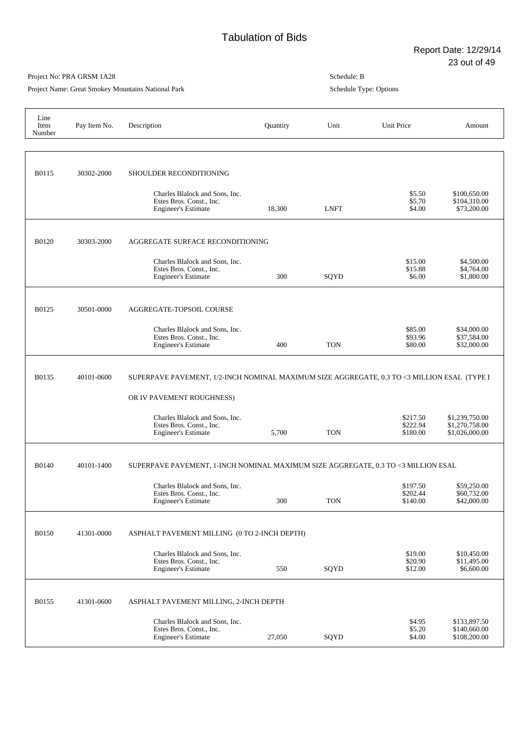# Tabulation of Bids

Report Date: 12/29/14

Project No: PRA GRSM 1A28

Project Name: Great Smokey Mountains National Park

Schedule: B

Schedule Type: Options

| Line Item Number | Pay Item No. | Description | Quantity | Unit | Unit Price | Amount |
|---|---|---|---|---|---|---|
| B0115 | 30302-2000 | SHOULDER RECONDITIONING | | | | |
| | | Charles Blalock and Sons, Inc. | | | $5.50 | $100,650.00 |
| | | Estes Bros. Const., Inc. | | | $5.70 | $104,310.00 |
| | | Engineer's Estimate | 18,300 | LNFT | $4.00 | $73,200.00 |
| B0120 | 30303-2000 | AGGREGATE SURFACE RECONDITIONING | | | | |
| | | Charles Blalock and Sons, Inc. | | | $15.00 | $4,500.00 |
| | | Estes Bros. Const., Inc. | | | $15.88 | $4,764.00 |
| | | Engineer's Estimate | 300 | SQYD | $6.00 | $1,800.00 |
| B0125 | 30501-0000 | AGGREGATE-TOPSOIL COURSE | | | | |
| | | Charles Blalock and Sons, Inc. | | | $85.00 | $34,000.00 |
| | | Estes Bros. Const., Inc. | | | $93.96 | $37,584.00 |
| | | Engineer's Estimate | 400 | TON | $80.00 | $32,000.00 |
| B0135 | 40101-0600 | SUPERPAVE PAVEMENT, 1/2-INCH NOMINAL MAXIMUM SIZE AGGREGATE, 0.3 TO <3 MILLION ESAL (TYPE I OR IV PAVEMENT ROUGHNESS) | | | | |
| | | Charles Blalock and Sons, Inc. | | | $217.50 | $1,239,750.00 |
| | | Estes Bros. Const., Inc. | | | $222.94 | $1,270,758.00 |
| | | Engineer's Estimate | 5,700 | TON | $180.00 | $1,026,000.00 |
| B0140 | 40101-1400 | SUPERPAVE PAVEMENT, 1-INCH NOMINAL MAXIMUM SIZE AGGREGATE, 0.3 TO <3 MILLION ESAL | | | | |
| | | Charles Blalock and Sons, Inc. | | | $197.50 | $59,250.00 |
| | | Estes Bros. Const., Inc. | | | $202.44 | $60,732.00 |
| | | Engineer's Estimate | 300 | TON | $140.00 | $42,000.00 |
| B0150 | 41301-0000 | ASPHALT PAVEMENT MILLING (0 TO 2-INCH DEPTH) | | | | |
| | | Charles Blalock and Sons, Inc. | | | $19.00 | $10,450.00 |
| | | Estes Bros. Const., Inc. | | | $20.90 | $11,495.00 |
| | | Engineer's Estimate | 550 | SQYD | $12.00 | $6,600.00 |
| B0155 | 41301-0600 | ASPHALT PAVEMENT MILLING, 2-INCH DEPTH | | | | |
| | | Charles Blalock and Sons, Inc. | | | $4.95 | $133,897.50 |
| | | Estes Bros. Const., Inc. | | | $5.20 | $140,660.00 |
| | | Engineer's Estimate | 27,050 | SQYD | $4.00 | $108,200.00 |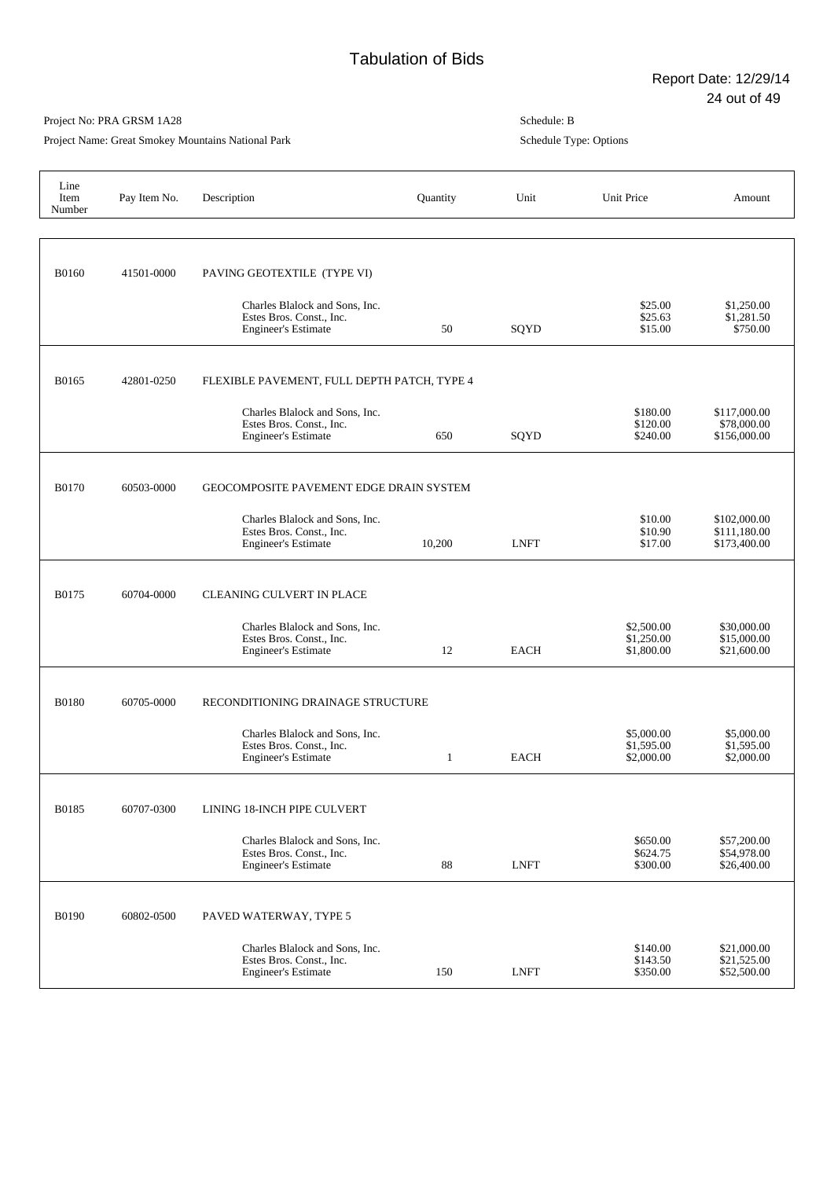# Tabulation of Bids

Report Date: 12/29/14

Project No: PRA GRSM 1A28

Project Name: Great Smokey Mountains National Park

Schedule: B

Schedule Type: Options

| Line Item Number | Pay Item No. | Description | Quantity | Unit | Unit Price | Amount |
|---|---|---|---|---|---|---|
| B0160 | 41501-0000 | PAVING GEOTEXTILE (TYPE VI) | | | | |
| | | Charles Blalock and Sons, Inc. | | | $25.00 | $1,250.00 |
| | | Estes Bros. Const., Inc. | | | $25.63 | $1,281.50 |
| | | Engineer's Estimate | 50 | SQYD | $15.00 | $750.00 |
| B0165 | 42801-0250 | FLEXIBLE PAVEMENT, FULL DEPTH PATCH, TYPE 4 | | | | |
| | | Charles Blalock and Sons, Inc. | | | $180.00 | $117,000.00 |
| | | Estes Bros. Const., Inc. | | | $120.00 | $78,000.00 |
| | | Engineer's Estimate | 650 | SQYD | $240.00 | $156,000.00 |
| B0170 | 60503-0000 | GEOCOMPOSITE PAVEMENT EDGE DRAIN SYSTEM | | | | |
| | | Charles Blalock and Sons, Inc. | | | $10.00 | $102,000.00 |
| | | Estes Bros. Const., Inc. | | | $10.90 | $111,180.00 |
| | | Engineer's Estimate | 10,200 | LNFT | $17.00 | $173,400.00 |
| B0175 | 60704-0000 | CLEANING CULVERT IN PLACE | | | | |
| | | Charles Blalock and Sons, Inc. | | | $2,500.00 | $30,000.00 |
| | | Estes Bros. Const., Inc. | | | $1,250.00 | $15,000.00 |
| | | Engineer's Estimate | 12 | EACH | $1,800.00 | $21,600.00 |
| B0180 | 60705-0000 | RECONDITIONING DRAINAGE STRUCTURE | | | | |
| | | Charles Blalock and Sons, Inc. | | | $5,000.00 | $5,000.00 |
| | | Estes Bros. Const., Inc. | | | $1,595.00 | $1,595.00 |
| | | Engineer's Estimate | 1 | EACH | $2,000.00 | $2,000.00 |
| B0185 | 60707-0300 | LINING 18-INCH PIPE CULVERT | | | | |
| | | Charles Blalock and Sons, Inc. | | | $650.00 | $57,200.00 |
| | | Estes Bros. Const., Inc. | | | $624.75 | $54,978.00 |
| | | Engineer's Estimate | 88 | LNFT | $300.00 | $26,400.00 |
| B0190 | 60802-0500 | PAVED WATERWAY, TYPE 5 | | | | |
| | | Charles Blalock and Sons, Inc. | | | $140.00 | $21,000.00 |
| | | Estes Bros. Const., Inc. | | | $143.50 | $21,525.00 |
| | | Engineer's Estimate | 150 | LNFT | $350.00 | $52,500.00 |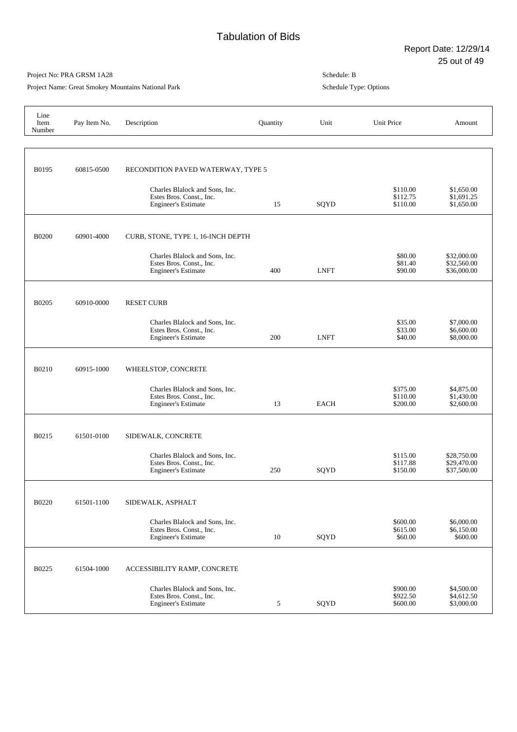# Tabulation of Bids

Report Date: 12/29/14

Project No: PRA GRSM 1A28

Project Name: Great Smokey Mountains National Park

Schedule: B

Schedule Type: Options

| Line Item Number | Pay Item No. | Description | Quantity | Unit | Unit Price | Amount |
|---|---|---|---|---|---|---|
| B0195 | 60815-0500 | RECONDITION PAVED WATERWAY, TYPE 5 | | | | |
| | | Charles Blalock and Sons, Inc. | | | $110.00 | $1,650.00 |
| | | Estes Bros. Const., Inc. | | | $112.75 | $1,691.25 |
| | | Engineer's Estimate | 15 | SQYD | $110.00 | $1,650.00 |
| B0200 | 60901-4000 | CURB, STONE, TYPE 1, 16-INCH DEPTH | | | | |
| | | Charles Blalock and Sons, Inc. | | | $80.00 | $32,000.00 |
| | | Estes Bros. Const., Inc. | | | $81.40 | $32,560.00 |
| | | Engineer's Estimate | 400 | LNFT | $90.00 | $36,000.00 |
| B0205 | 60910-0000 | RESET CURB | | | | |
| | | Charles Blalock and Sons, Inc. | | | $35.00 | $7,000.00 |
| | | Estes Bros. Const., Inc. | | | $33.00 | $6,600.00 |
| | | Engineer's Estimate | 200 | LNFT | $40.00 | $8,000.00 |
| B0210 | 60915-1000 | WHEELSTOP, CONCRETE | | | | |
| | | Charles Blalock and Sons, Inc. | | | $375.00 | $4,875.00 |
| | | Estes Bros. Const., Inc. | | | $110.00 | $1,430.00 |
| | | Engineer's Estimate | 13 | EACH | $200.00 | $2,600.00 |
| B0215 | 61501-0100 | SIDEWALK, CONCRETE | | | | |
| | | Charles Blalock and Sons, Inc. | | | $115.00 | $28,750.00 |
| | | Estes Bros. Const., Inc. | | | $117.88 | $29,470.00 |
| | | Engineer's Estimate | 250 | SQYD | $150.00 | $37,500.00 |
| B0220 | 61501-1100 | SIDEWALK, ASPHALT | | | | |
| | | Charles Blalock and Sons, Inc. | | | $600.00 | $6,000.00 |
| | | Estes Bros. Const., Inc. | | | $615.00 | $6,150.00 |
| | | Engineer's Estimate | 10 | SQYD | $60.00 | $600.00 |
| B0225 | 61504-1000 | ACCESSIBILITY RAMP, CONCRETE | | | | |
| | | Charles Blalock and Sons, Inc. | | | $900.00 | $4,500.00 |
| | | Estes Bros. Const., Inc. | | | $922.50 | $4,612.50 |
| | | Engineer's Estimate | 5 | SQYD | $600.00 | $3,000.00 |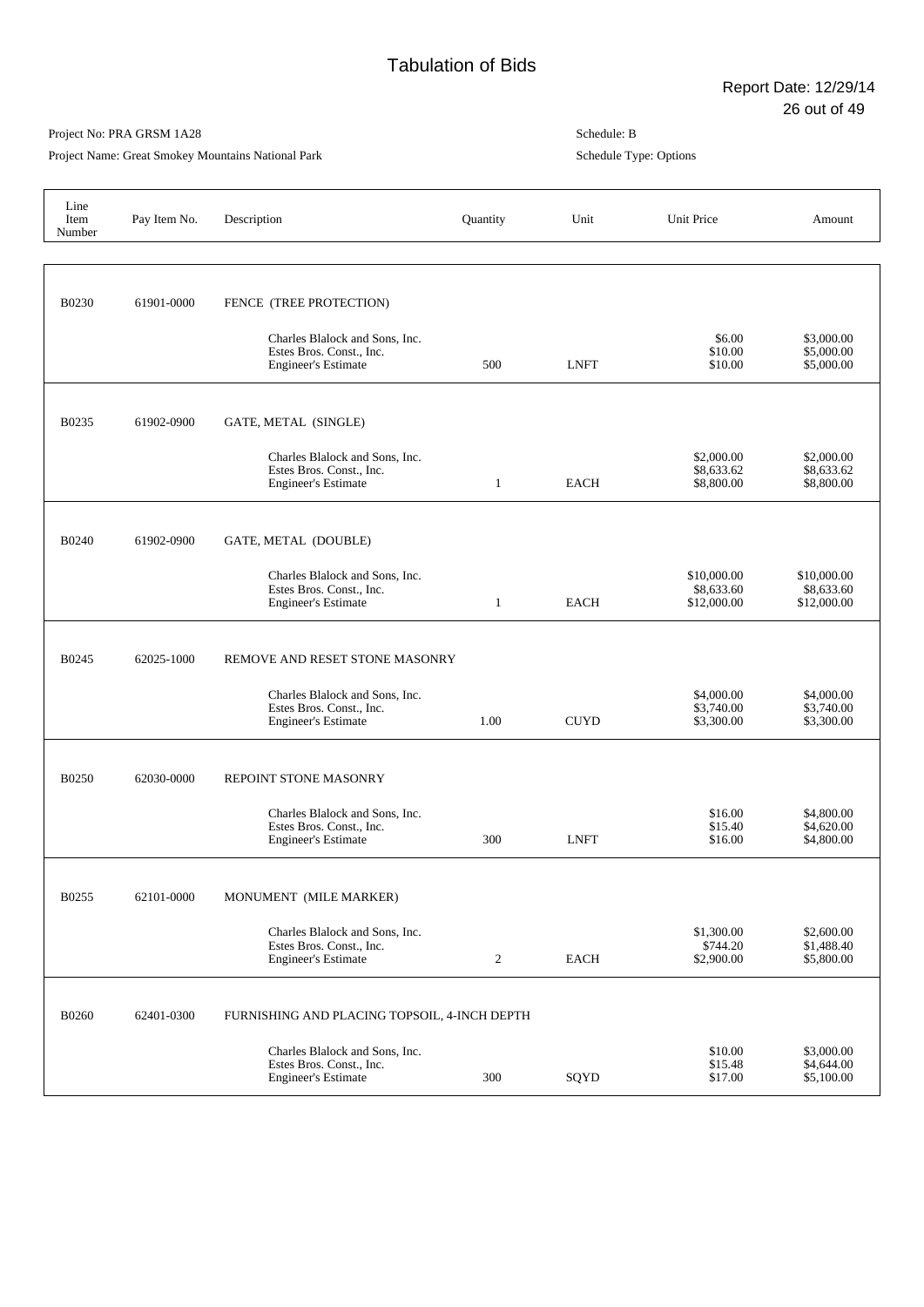# Tabulation of Bids

Report Date: 12/29/14

Project No: PRA GRSM 1A28

Project Name: Great Smokey Mountains National Park

Schedule: B

Schedule Type: Options

| Line Item Number | Pay Item No. | Description | Quantity | Unit | Unit Price | Amount |
|---|---|---|---|---|---|---|
| B0230 | 61901-0000 | FENCE (TREE PROTECTION) | | | | |
| | | Charles Blalock and Sons, Inc. | | | $6.00 | $3,000.00 |
| | | Estes Bros. Const., Inc. | | | $10.00 | $5,000.00 |
| | | Engineer's Estimate | 500 | LNFT | $10.00 | $5,000.00 |
| B0235 | 61902-0900 | GATE, METAL (SINGLE) | | | | |
| | | Charles Blalock and Sons, Inc. | | | $2,000.00 | $2,000.00 |
| | | Estes Bros. Const., Inc. | | | $8,633.62 | $8,633.62 |
| | | Engineer's Estimate | 1 | EACH | $8,800.00 | $8,800.00 |
| B0240 | 61902-0900 | GATE, METAL (DOUBLE) | | | | |
| | | Charles Blalock and Sons, Inc. | | | $10,000.00 | $10,000.00 |
| | | Estes Bros. Const., Inc. | | | $8,633.60 | $8,633.60 |
| | | Engineer's Estimate | 1 | EACH | $12,000.00 | $12,000.00 |
| B0245 | 62025-1000 | REMOVE AND RESET STONE MASONRY | | | | |
| | | Charles Blalock and Sons, Inc. | | | $4,000.00 | $4,000.00 |
| | | Estes Bros. Const., Inc. | | | $3,740.00 | $3,740.00 |
| | | Engineer's Estimate | 1.00 | CUYD | $3,300.00 | $3,300.00 |
| B0250 | 62030-0000 | REPOINT STONE MASONRY | | | | |
| | | Charles Blalock and Sons, Inc. | | | $16.00 | $4,800.00 |
| | | Estes Bros. Const., Inc. | | | $15.40 | $4,620.00 |
| | | Engineer's Estimate | 300 | LNFT | $16.00 | $4,800.00 |
| B0255 | 62101-0000 | MONUMENT (MILE MARKER) | | | | |
| | | Charles Blalock and Sons, Inc. | | | $1,300.00 | $2,600.00 |
| | | Estes Bros. Const., Inc. | | | $744.20 | $1,488.40 |
| | | Engineer's Estimate | 2 | EACH | $2,900.00 | $5,800.00 |
| B0260 | 62401-0300 | FURNISHING AND PLACING TOPSOIL, 4-INCH DEPTH | | | | |
| | | Charles Blalock and Sons, Inc. | | | $10.00 | $3,000.00 |
| | | Estes Bros. Const., Inc. | | | $15.48 | $4,644.00 |
| | | Engineer's Estimate | 300 | SQYD | $17.00 | $5,100.00 |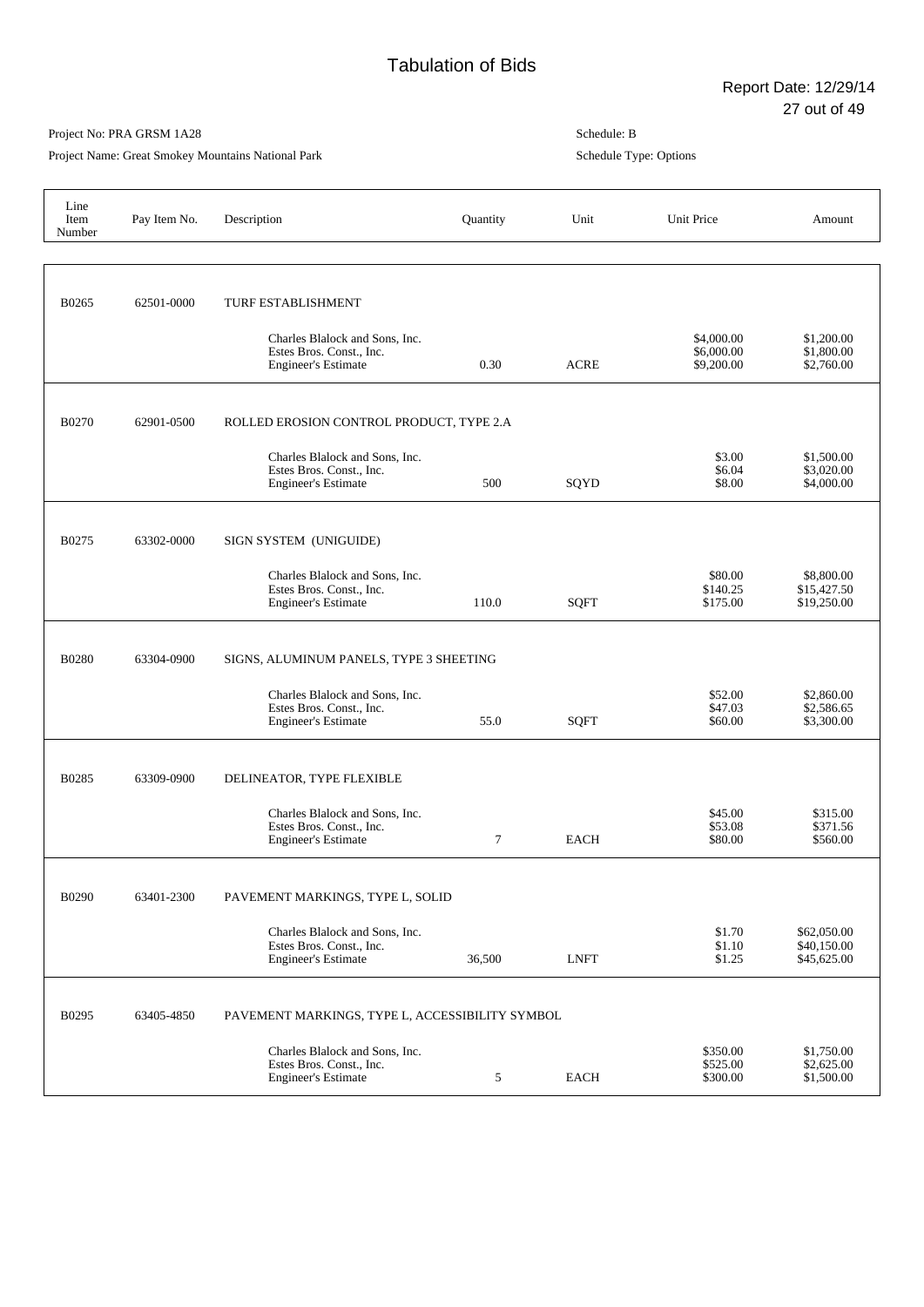# Tabulation of Bids

Report Date: 12/29/14

Project No: PRA GRSM 1A28

Project Name: Great Smokey Mountains National Park

Schedule: B

Schedule Type: Options

| Line Item Number | Pay Item No. | Description | Quantity | Unit | Unit Price | Amount |
|---|---|---|---|---|---|---|
| B0265 | 62501-0000 | TURF ESTABLISHMENT | | | | |
| | | Charles Blalock and Sons, Inc. | | | $4,000.00 | $1,200.00 |
| | | Estes Bros. Const., Inc. | | | $6,000.00 | $1,800.00 |
| | | Engineer's Estimate | 0.30 | ACRE | $9,200.00 | $2,760.00 |
| B0270 | 62901-0500 | ROLLED EROSION CONTROL PRODUCT, TYPE 2.A | | | | |
| | | Charles Blalock and Sons, Inc. | | | $3.00 | $1,500.00 |
| | | Estes Bros. Const., Inc. | | | $6.04 | $3,020.00 |
| | | Engineer's Estimate | 500 | SQYD | $8.00 | $4,000.00 |
| B0275 | 63302-0000 | SIGN SYSTEM (UNIGUIDE) | | | | |
| | | Charles Blalock and Sons, Inc. | | | $80.00 | $8,800.00 |
| | | Estes Bros. Const., Inc. | | | $140.25 | $15,427.50 |
| | | Engineer's Estimate | 110.0 | SQFT | $175.00 | $19,250.00 |
| B0280 | 63304-0900 | SIGNS, ALUMINUM PANELS, TYPE 3 SHEETING | | | | |
| | | Charles Blalock and Sons, Inc. | | | $52.00 | $2,860.00 |
| | | Estes Bros. Const., Inc. | | | $47.03 | $2,586.65 |
| | | Engineer's Estimate | 55.0 | SQFT | $60.00 | $3,300.00 |
| B0285 | 63309-0900 | DELINEATOR, TYPE FLEXIBLE | | | | |
| | | Charles Blalock and Sons, Inc. | | | $45.00 | $315.00 |
| | | Estes Bros. Const., Inc. | | | $53.08 | $371.56 |
| | | Engineer's Estimate | 7 | EACH | $80.00 | $560.00 |
| B0290 | 63401-2300 | PAVEMENT MARKINGS, TYPE L, SOLID | | | | |
| | | Charles Blalock and Sons, Inc. | | | $1.70 | $62,050.00 |
| | | Estes Bros. Const., Inc. | | | $1.10 | $40,150.00 |
| | | Engineer's Estimate | 36,500 | LNFT | $1.25 | $45,625.00 |
| B0295 | 63405-4850 | PAVEMENT MARKINGS, TYPE L, ACCESSIBILITY SYMBOL | | | | |
| | | Charles Blalock and Sons, Inc. | | | $350.00 | $1,750.00 |
| | | Estes Bros. Const., Inc. | | | $525.00 | $2,625.00 |
| | | Engineer's Estimate | 5 | EACH | $300.00 | $1,500.00 |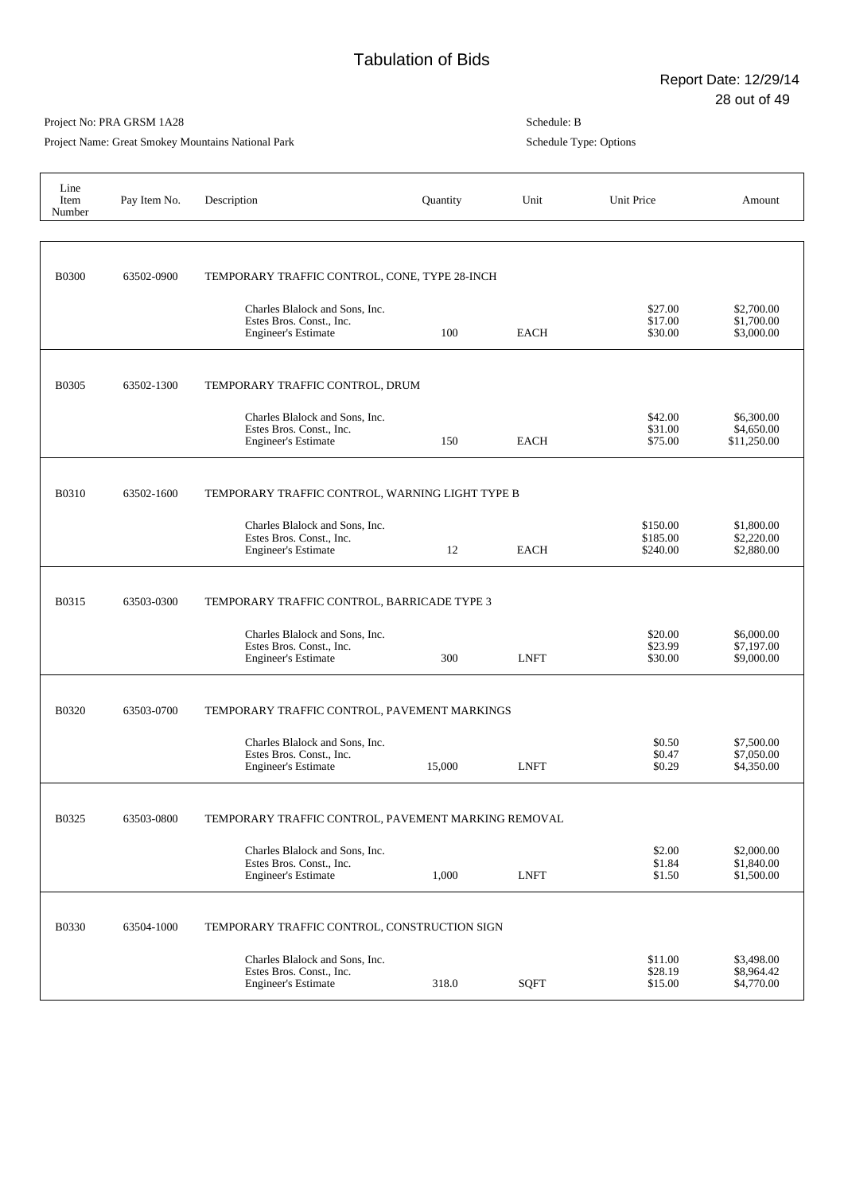# Tabulation of Bids

Report Date: 12/29/14

Project No: PRA GRSM 1A28

Project Name: Great Smokey Mountains National Park

Schedule: B

Schedule Type: Options

| Line Item Number | Pay Item No. | Description | Quantity | Unit | Unit Price | Amount |
|---|---|---|---|---|---|---|
| B0300 | 63502-0900 | TEMPORARY TRAFFIC CONTROL, CONE, TYPE 28-INCH | | | | |
| | | Charles Blalock and Sons, Inc. | | | $27.00 | $2,700.00 |
| | | Estes Bros. Const., Inc. | | | $17.00 | $1,700.00 |
| | | Engineer's Estimate | 100 | EACH | $30.00 | $3,000.00 |
| B0305 | 63502-1300 | TEMPORARY TRAFFIC CONTROL, DRUM | | | | |
| | | Charles Blalock and Sons, Inc. | | | $42.00 | $6,300.00 |
| | | Estes Bros. Const., Inc. | | | $31.00 | $4,650.00 |
| | | Engineer's Estimate | 150 | EACH | $75.00 | $11,250.00 |
| B0310 | 63502-1600 | TEMPORARY TRAFFIC CONTROL, WARNING LIGHT TYPE B | | | | |
| | | Charles Blalock and Sons, Inc. | | | $150.00 | $1,800.00 |
| | | Estes Bros. Const., Inc. | | | $185.00 | $2,220.00 |
| | | Engineer's Estimate | 12 | EACH | $240.00 | $2,880.00 |
| B0315 | 63503-0300 | TEMPORARY TRAFFIC CONTROL, BARRICADE TYPE 3 | | | | |
| | | Charles Blalock and Sons, Inc. | | | $20.00 | $6,000.00 |
| | | Estes Bros. Const., Inc. | | | $23.99 | $7,197.00 |
| | | Engineer's Estimate | 300 | LNFT | $30.00 | $9,000.00 |
| B0320 | 63503-0700 | TEMPORARY TRAFFIC CONTROL, PAVEMENT MARKINGS | | | | |
| | | Charles Blalock and Sons, Inc. | | | $0.50 | $7,500.00 |
| | | Estes Bros. Const., Inc. | | | $0.47 | $7,050.00 |
| | | Engineer's Estimate | 15,000 | LNFT | $0.29 | $4,350.00 |
| B0325 | 63503-0800 | TEMPORARY TRAFFIC CONTROL, PAVEMENT MARKING REMOVAL | | | | |
| | | Charles Blalock and Sons, Inc. | | | $2.00 | $2,000.00 |
| | | Estes Bros. Const., Inc. | | | $1.84 | $1,840.00 |
| | | Engineer's Estimate | 1,000 | LNFT | $1.50 | $1,500.00 |
| B0330 | 63504-1000 | TEMPORARY TRAFFIC CONTROL, CONSTRUCTION SIGN | | | | |
| | | Charles Blalock and Sons, Inc. | | | $11.00 | $3,498.00 |
| | | Estes Bros. Const., Inc. | | | $28.19 | $8,964.42 |
| | | Engineer's Estimate | 318.0 | SQFT | $15.00 | $4,770.00 |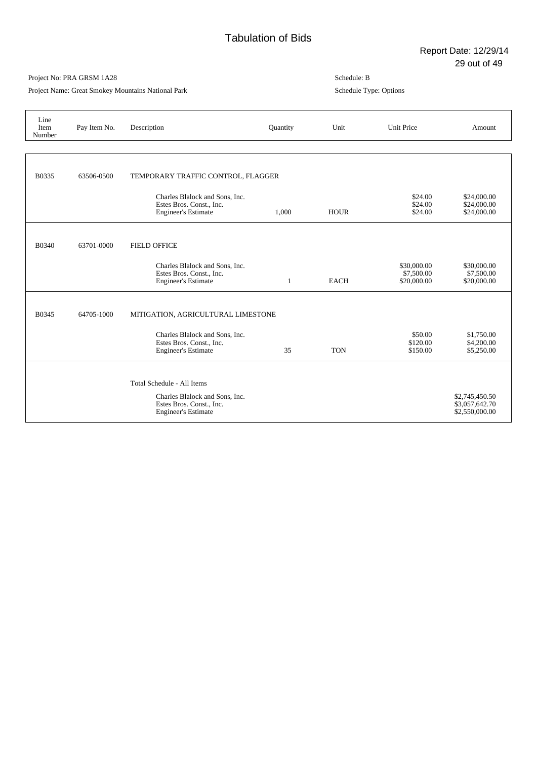# Tabulation of Bids

Report Date: 12/29/14

Project No: PRA GRSM 1A28

Project Name: Great Smokey Mountains National Park

Schedule: B

Schedule Type: Options

| Line Item Number | Pay Item No. | Description | Quantity | Unit | Unit Price | Amount |
|---|---|---|---|---|---|---|
| B0335 | 63506-0500 | TEMPORARY TRAFFIC CONTROL, FLAGGER | | | | |
| | | Charles Blalock and Sons, Inc. | | | $24.00 | $24,000.00 |
| | | Estes Bros. Const., Inc. | | | $24.00 | $24,000.00 |
| | | Engineer's Estimate | 1,000 | HOUR | $24.00 | $24,000.00 |
| B0340 | 63701-0000 | FIELD OFFICE | | | | |
| | | Charles Blalock and Sons, Inc. | | | $30,000.00 | $30,000.00 |
| | | Estes Bros. Const., Inc. | | | $7,500.00 | $7,500.00 |
| | | Engineer's Estimate | 1 | EACH | $20,000.00 | $20,000.00 |
| B0345 | 64705-1000 | MITIGATION, AGRICULTURAL LIMESTONE | | | | |
| | | Charles Blalock and Sons, Inc. | | | $50.00 | $1,750.00 |
| | | Estes Bros. Const., Inc. | | | $120.00 | $4,200.00 |
| | | Engineer's Estimate | 35 | TON | $150.00 | $5,250.00 |
| | | Total Schedule - All Items | | | | |
| | | Charles Blalock and Sons, Inc. | | | | $2,745,450.50 |
| | | Estes Bros. Const., Inc. | | | | $3,057,642.70 |
| | | Engineer's Estimate | | | | $2,550,000.00 |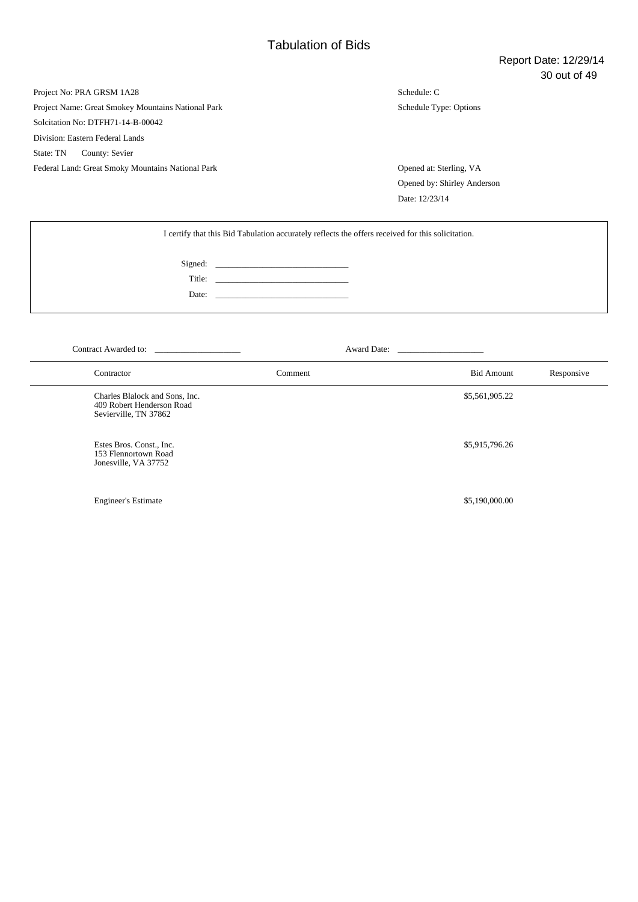# Tabulation of Bids

Report Date: 12/29/14

Project No: PRA GRSM 1A28
Project Name: Great Smokey Mountains National Park
Solcitation No: DTFH71-14-B-00042
Division: Eastern Federal Lands
State: TN     County: Sevier
Federal Land: Great Smoky Mountains National Park

Schedule: C
Schedule Type: Options

Opened at: Sterling, VA
Opened by: Shirley Anderson
Date: 12/23/14

I certify that this Bid Tabulation accurately reflects the offers received for this solicitation.

Signed: ______________________________
Title: ______________________________
Date: ______________________________

Contract Awarded to: ___________________     Award Date: ___________________

| Contractor | Comment | Bid Amount | Responsive |
|---|---|---|---|
| Charles Blalock and Sons, Inc.<br>409 Robert Henderson Road<br>Sevierville, TN 37862 | | $5,561,905.22 | |
| Estes Bros. Const., Inc.<br>153 Flennortown Road<br>Jonesville, VA 37752 | | $5,915,796.26 | |
| Engineer's Estimate | | $5,190,000.00 | |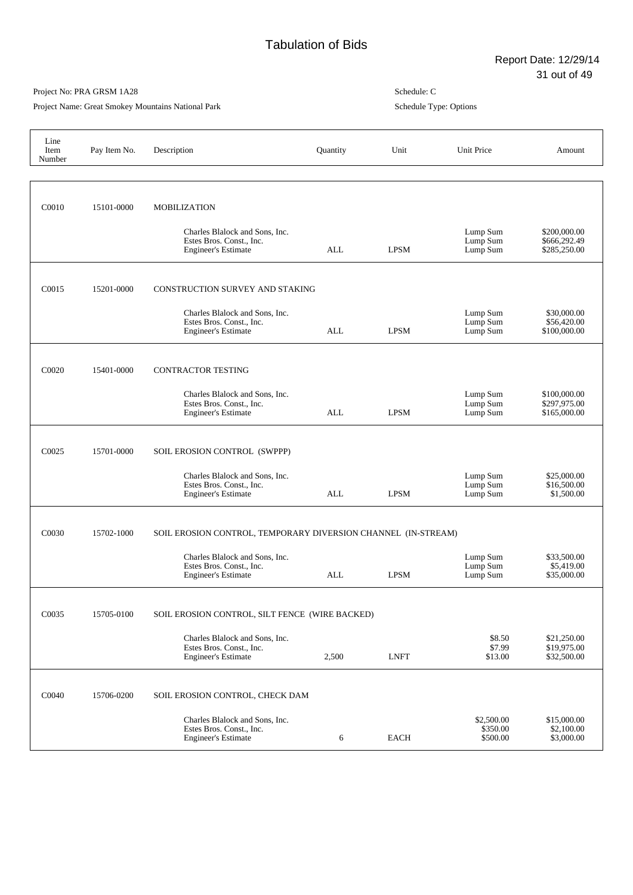# Tabulation of Bids

Report Date: 12/29/14

Project No: PRA GRSM 1A28

Project Name: Great Smokey Mountains National Park

Schedule: C

Schedule Type: Options

| Line Item Number | Pay Item No. | Description | Quantity | Unit | Unit Price | Amount |
|---|---|---|---|---|---|---|
| C0010 | 15101-0000 | MOBILIZATION | | | | |
| | | Charles Blalock and Sons, Inc. | | | Lump Sum | $200,000.00 |
| | | Estes Bros. Const., Inc. | | | Lump Sum | $666,292.49 |
| | | Engineer's Estimate | ALL | LPSM | Lump Sum | $285,250.00 |
| C0015 | 15201-0000 | CONSTRUCTION SURVEY AND STAKING | | | | |
| | | Charles Blalock and Sons, Inc. | | | Lump Sum | $30,000.00 |
| | | Estes Bros. Const., Inc. | | | Lump Sum | $56,420.00 |
| | | Engineer's Estimate | ALL | LPSM | Lump Sum | $100,000.00 |
| C0020 | 15401-0000 | CONTRACTOR TESTING | | | | |
| | | Charles Blalock and Sons, Inc. | | | Lump Sum | $100,000.00 |
| | | Estes Bros. Const., Inc. | | | Lump Sum | $297,975.00 |
| | | Engineer's Estimate | ALL | LPSM | Lump Sum | $165,000.00 |
| C0025 | 15701-0000 | SOIL EROSION CONTROL (SWPPP) | | | | |
| | | Charles Blalock and Sons, Inc. | | | Lump Sum | $25,000.00 |
| | | Estes Bros. Const., Inc. | | | Lump Sum | $16,500.00 |
| | | Engineer's Estimate | ALL | LPSM | Lump Sum | $1,500.00 |
| C0030 | 15702-1000 | SOIL EROSION CONTROL, TEMPORARY DIVERSION CHANNEL (IN-STREAM) | | | | |
| | | Charles Blalock and Sons, Inc. | | | Lump Sum | $33,500.00 |
| | | Estes Bros. Const., Inc. | | | Lump Sum | $5,419.00 |
| | | Engineer's Estimate | ALL | LPSM | Lump Sum | $35,000.00 |
| C0035 | 15705-0100 | SOIL EROSION CONTROL, SILT FENCE (WIRE BACKED) | | | | |
| | | Charles Blalock and Sons, Inc. | | | $8.50 | $21,250.00 |
| | | Estes Bros. Const., Inc. | | | $7.99 | $19,975.00 |
| | | Engineer's Estimate | 2,500 | LNFT | $13.00 | $32,500.00 |
| C0040 | 15706-0200 | SOIL EROSION CONTROL, CHECK DAM | | | | |
| | | Charles Blalock and Sons, Inc. | | | $2,500.00 | $15,000.00 |
| | | Estes Bros. Const., Inc. | | | $350.00 | $2,100.00 |
| | | Engineer's Estimate | 6 | EACH | $500.00 | $3,000.00 |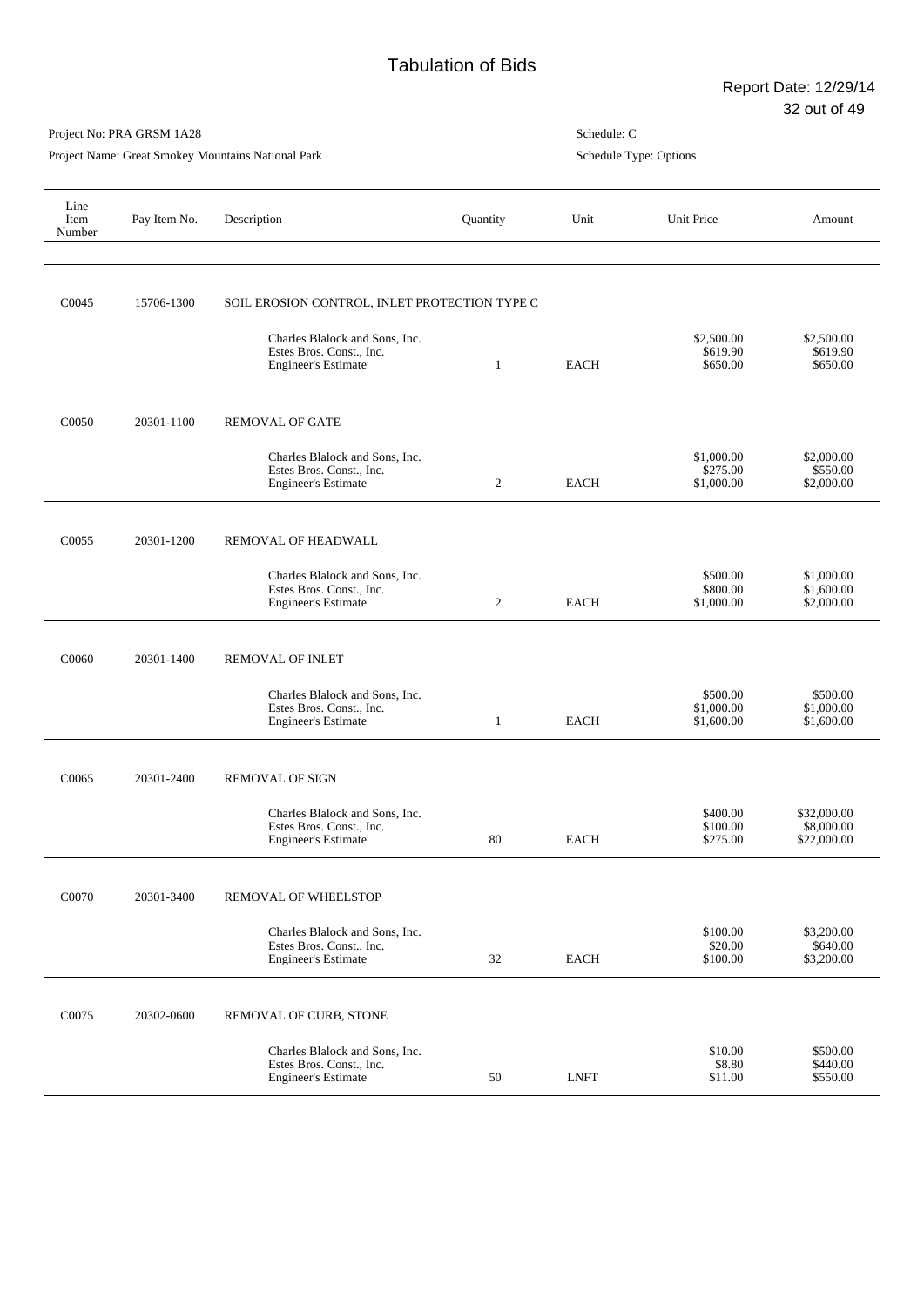# Tabulation of Bids

Report Date: 12/29/14

Project No: PRA GRSM 1A28

Project Name: Great Smokey Mountains National Park

Schedule: C

Schedule Type: Options

| Line Item Number | Pay Item No. | Description | Quantity | Unit | Unit Price | Amount |
|---|---|---|---|---|---|---|
| C0045 | 15706-1300 | SOIL EROSION CONTROL, INLET PROTECTION TYPE C | | | | |
| | | Charles Blalock and Sons, Inc. | | | $2,500.00 | $2,500.00 |
| | | Estes Bros. Const., Inc. | | | $619.90 | $619.90 |
| | | Engineer's Estimate | 1 | EACH | $650.00 | $650.00 |
| C0050 | 20301-1100 | REMOVAL OF GATE | | | | |
| | | Charles Blalock and Sons, Inc. | | | $1,000.00 | $2,000.00 |
| | | Estes Bros. Const., Inc. | | | $275.00 | $550.00 |
| | | Engineer's Estimate | 2 | EACH | $1,000.00 | $2,000.00 |
| C0055 | 20301-1200 | REMOVAL OF HEADWALL | | | | |
| | | Charles Blalock and Sons, Inc. | | | $500.00 | $1,000.00 |
| | | Estes Bros. Const., Inc. | | | $800.00 | $1,600.00 |
| | | Engineer's Estimate | 2 | EACH | $1,000.00 | $2,000.00 |
| C0060 | 20301-1400 | REMOVAL OF INLET | | | | |
| | | Charles Blalock and Sons, Inc. | | | $500.00 | $500.00 |
| | | Estes Bros. Const., Inc. | | | $1,000.00 | $1,000.00 |
| | | Engineer's Estimate | 1 | EACH | $1,600.00 | $1,600.00 |
| C0065 | 20301-2400 | REMOVAL OF SIGN | | | | |
| | | Charles Blalock and Sons, Inc. | | | $400.00 | $32,000.00 |
| | | Estes Bros. Const., Inc. | | | $100.00 | $8,000.00 |
| | | Engineer's Estimate | 80 | EACH | $275.00 | $22,000.00 |
| C0070 | 20301-3400 | REMOVAL OF WHEELSTOP | | | | |
| | | Charles Blalock and Sons, Inc. | | | $100.00 | $3,200.00 |
| | | Estes Bros. Const., Inc. | | | $20.00 | $640.00 |
| | | Engineer's Estimate | 32 | EACH | $100.00 | $3,200.00 |
| C0075 | 20302-0600 | REMOVAL OF CURB, STONE | | | | |
| | | Charles Blalock and Sons, Inc. | | | $10.00 | $500.00 |
| | | Estes Bros. Const., Inc. | | | $8.80 | $440.00 |
| | | Engineer's Estimate | 50 | LNFT | $11.00 | $550.00 |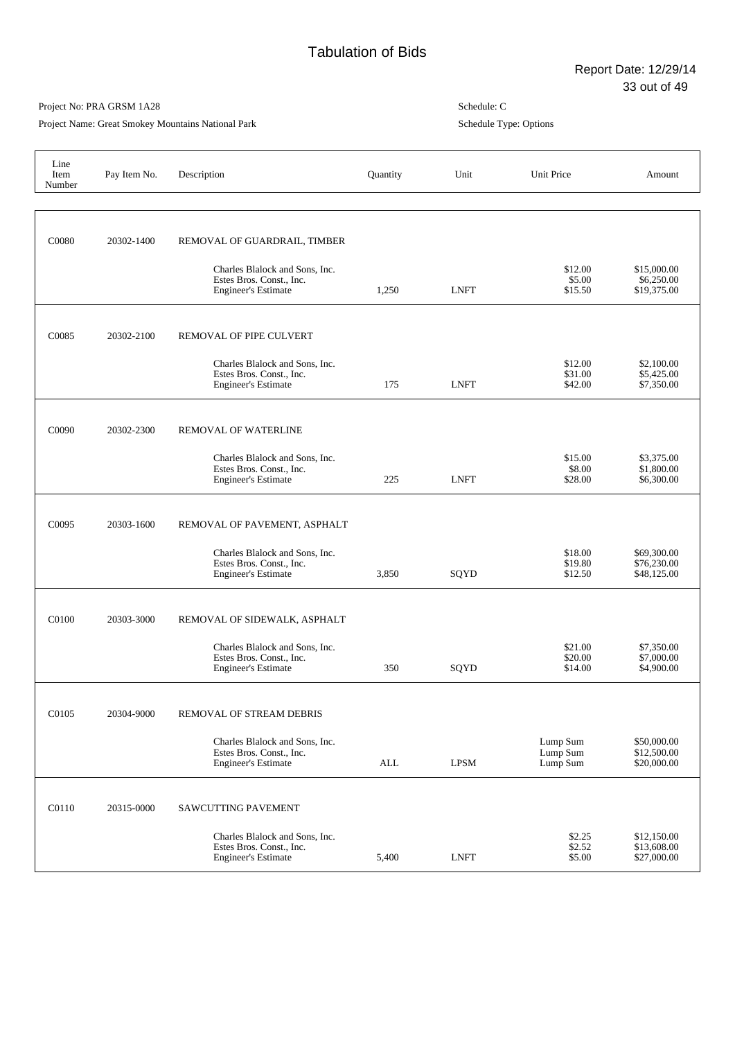# Tabulation of Bids

Report Date: 12/29/14

Project No: PRA GRSM 1A28

Project Name: Great Smokey Mountains National Park

Schedule: C

Schedule Type: Options

| Line Item Number | Pay Item No. | Description | Quantity | Unit | Unit Price | Amount |
|---|---|---|---|---|---|---|
| C0080 | 20302-1400 | REMOVAL OF GUARDRAIL, TIMBER | | | | |
| | | Charles Blalock and Sons, Inc. | | | $12.00 | $15,000.00 |
| | | Estes Bros. Const., Inc. | | | $5.00 | $6,250.00 |
| | | Engineer's Estimate | 1,250 | LNFT | $15.50 | $19,375.00 |
| C0085 | 20302-2100 | REMOVAL OF PIPE CULVERT | | | | |
| | | Charles Blalock and Sons, Inc. | | | $12.00 | $2,100.00 |
| | | Estes Bros. Const., Inc. | | | $31.00 | $5,425.00 |
| | | Engineer's Estimate | 175 | LNFT | $42.00 | $7,350.00 |
| C0090 | 20302-2300 | REMOVAL OF WATERLINE | | | | |
| | | Charles Blalock and Sons, Inc. | | | $15.00 | $3,375.00 |
| | | Estes Bros. Const., Inc. | | | $8.00 | $1,800.00 |
| | | Engineer's Estimate | 225 | LNFT | $28.00 | $6,300.00 |
| C0095 | 20303-1600 | REMOVAL OF PAVEMENT, ASPHALT | | | | |
| | | Charles Blalock and Sons, Inc. | | | $18.00 | $69,300.00 |
| | | Estes Bros. Const., Inc. | | | $19.80 | $76,230.00 |
| | | Engineer's Estimate | 3,850 | SQYD | $12.50 | $48,125.00 |
| C0100 | 20303-3000 | REMOVAL OF SIDEWALK, ASPHALT | | | | |
| | | Charles Blalock and Sons, Inc. | | | $21.00 | $7,350.00 |
| | | Estes Bros. Const., Inc. | | | $20.00 | $7,000.00 |
| | | Engineer's Estimate | 350 | SQYD | $14.00 | $4,900.00 |
| C0105 | 20304-9000 | REMOVAL OF STREAM DEBRIS | | | | |
| | | Charles Blalock and Sons, Inc. | | | Lump Sum | $50,000.00 |
| | | Estes Bros. Const., Inc. | | | Lump Sum | $12,500.00 |
| | | Engineer's Estimate | ALL | LPSM | Lump Sum | $20,000.00 |
| C0110 | 20315-0000 | SAWCUTTING PAVEMENT | | | | |
| | | Charles Blalock and Sons, Inc. | | | $2.25 | $12,150.00 |
| | | Estes Bros. Const., Inc. | | | $2.52 | $13,608.00 |
| | | Engineer's Estimate | 5,400 | LNFT | $5.00 | $27,000.00 |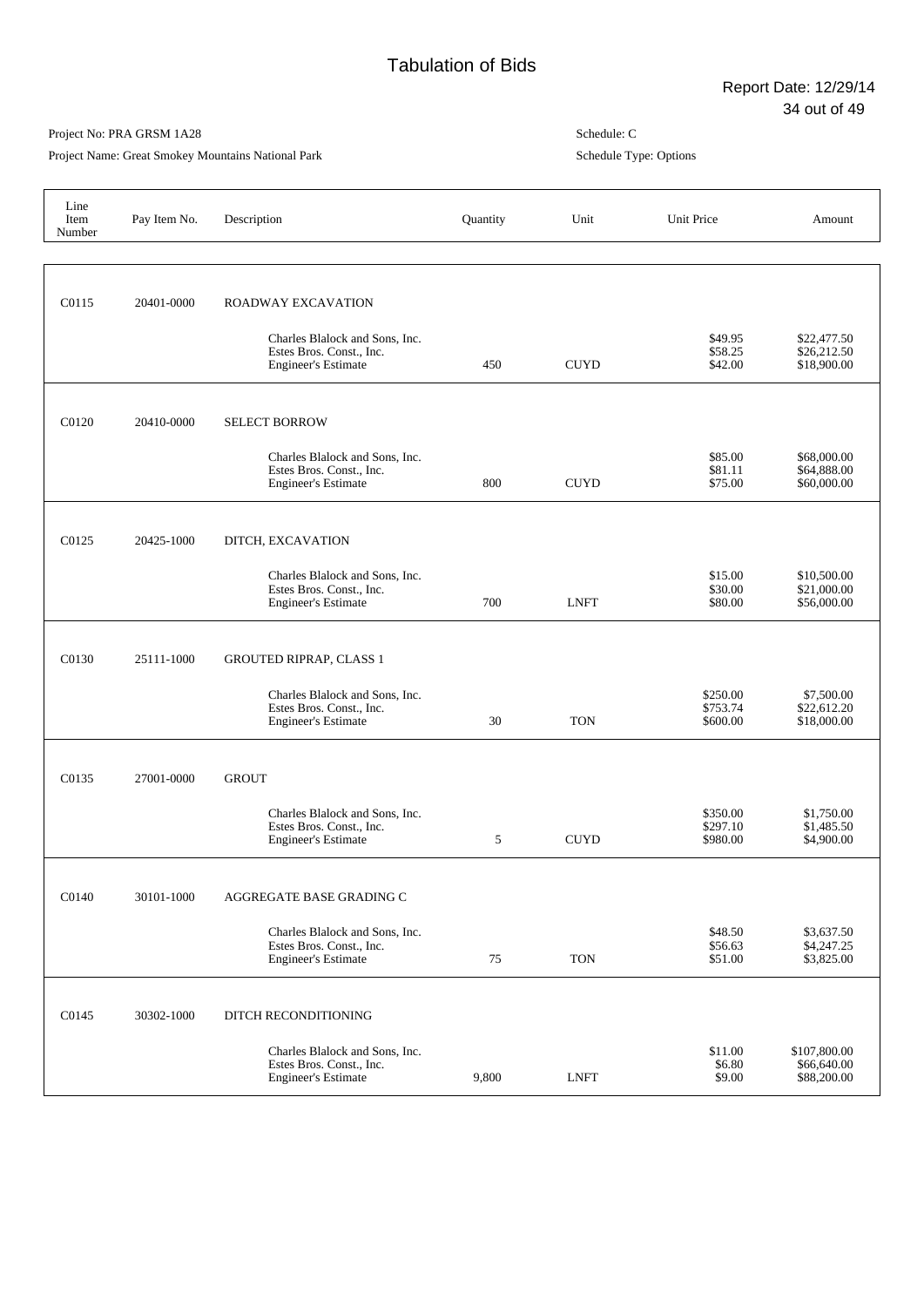# Tabulation of Bids

Report Date: 12/29/14

Project No: PRA GRSM 1A28

Project Name: Great Smokey Mountains National Park

Schedule: C

Schedule Type: Options

| Line Item Number | Pay Item No. | Description | Quantity | Unit | Unit Price | Amount |
|---|---|---|---|---|---|---|
| C0115 | 20401-0000 | ROADWAY EXCAVATION | | | | |
| | | Charles Blalock and Sons, Inc. | | | $49.95 | $22,477.50 |
| | | Estes Bros. Const., Inc. | | | $58.25 | $26,212.50 |
| | | Engineer's Estimate | 450 | CUYD | $42.00 | $18,900.00 |
| C0120 | 20410-0000 | SELECT BORROW | | | | |
| | | Charles Blalock and Sons, Inc. | | | $85.00 | $68,000.00 |
| | | Estes Bros. Const., Inc. | | | $81.11 | $64,888.00 |
| | | Engineer's Estimate | 800 | CUYD | $75.00 | $60,000.00 |
| C0125 | 20425-1000 | DITCH, EXCAVATION | | | | |
| | | Charles Blalock and Sons, Inc. | | | $15.00 | $10,500.00 |
| | | Estes Bros. Const., Inc. | | | $30.00 | $21,000.00 |
| | | Engineer's Estimate | 700 | LNFT | $80.00 | $56,000.00 |
| C0130 | 25111-1000 | GROUTED RIPRAP, CLASS 1 | | | | |
| | | Charles Blalock and Sons, Inc. | | | $250.00 | $7,500.00 |
| | | Estes Bros. Const., Inc. | | | $753.74 | $22,612.20 |
| | | Engineer's Estimate | 30 | TON | $600.00 | $18,000.00 |
| C0135 | 27001-0000 | GROUT | | | | |
| | | Charles Blalock and Sons, Inc. | | | $350.00 | $1,750.00 |
| | | Estes Bros. Const., Inc. | | | $297.10 | $1,485.50 |
| | | Engineer's Estimate | 5 | CUYD | $980.00 | $4,900.00 |
| C0140 | 30101-1000 | AGGREGATE BASE GRADING C | | | | |
| | | Charles Blalock and Sons, Inc. | | | $48.50 | $3,637.50 |
| | | Estes Bros. Const., Inc. | | | $56.63 | $4,247.25 |
| | | Engineer's Estimate | 75 | TON | $51.00 | $3,825.00 |
| C0145 | 30302-1000 | DITCH RECONDITIONING | | | | |
| | | Charles Blalock and Sons, Inc. | | | $11.00 | $107,800.00 |
| | | Estes Bros. Const., Inc. | | | $6.80 | $66,640.00 |
| | | Engineer's Estimate | 9,800 | LNFT | $9.00 | $88,200.00 |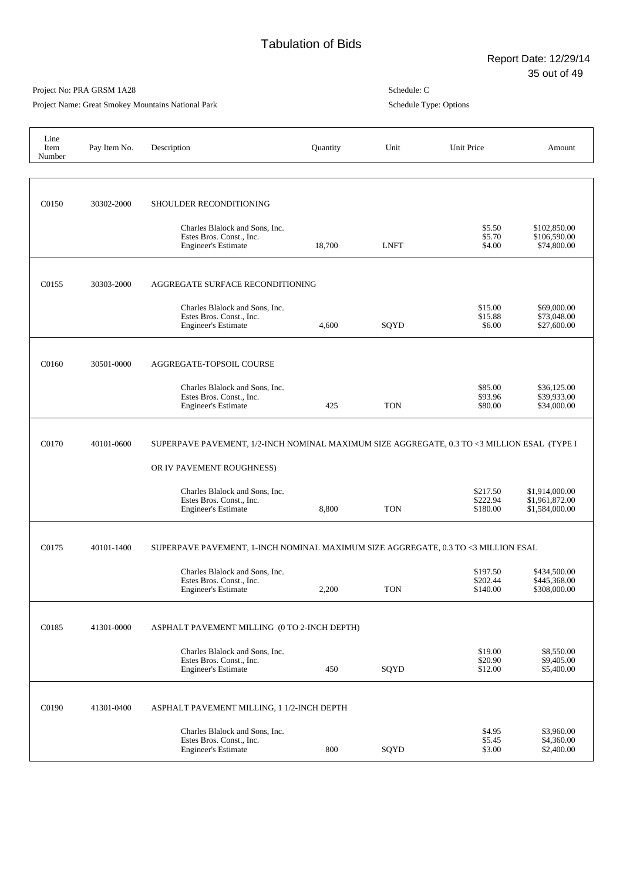# Tabulation of Bids

Report Date: 12/29/14

Project No: PRA GRSM 1A28

Project Name: Great Smokey Mountains National Park

Schedule: C

Schedule Type: Options

| Line Item Number | Pay Item No. | Description | Quantity | Unit | Unit Price | Amount |
|---|---|---|---|---|---|---|
| C0150 | 30302-2000 | SHOULDER RECONDITIONING | | | | |
| | | Charles Blalock and Sons, Inc. | | | $5.50 | $102,850.00 |
| | | Estes Bros. Const., Inc. | | | $5.70 | $106,590.00 |
| | | Engineer's Estimate | 18,700 | LNFT | $4.00 | $74,800.00 |
| C0155 | 30303-2000 | AGGREGATE SURFACE RECONDITIONING | | | | |
| | | Charles Blalock and Sons, Inc. | | | $15.00 | $69,000.00 |
| | | Estes Bros. Const., Inc. | | | $15.88 | $73,048.00 |
| | | Engineer's Estimate | 4,600 | SQYD | $6.00 | $27,600.00 |
| C0160 | 30501-0000 | AGGREGATE-TOPSOIL COURSE | | | | |
| | | Charles Blalock and Sons, Inc. | | | $85.00 | $36,125.00 |
| | | Estes Bros. Const., Inc. | | | $93.96 | $39,933.00 |
| | | Engineer's Estimate | 425 | TON | $80.00 | $34,000.00 |
| C0170 | 40101-0600 | SUPERPAVE PAVEMENT, 1/2-INCH NOMINAL MAXIMUM SIZE AGGREGATE, 0.3 TO <3 MILLION ESAL (TYPE I OR IV PAVEMENT ROUGHNESS) | | | | |
| | | Charles Blalock and Sons, Inc. | | | $217.50 | $1,914,000.00 |
| | | Estes Bros. Const., Inc. | | | $222.94 | $1,961,872.00 |
| | | Engineer's Estimate | 8,800 | TON | $180.00 | $1,584,000.00 |
| C0175 | 40101-1400 | SUPERPAVE PAVEMENT, 1-INCH NOMINAL MAXIMUM SIZE AGGREGATE, 0.3 TO <3 MILLION ESAL | | | | |
| | | Charles Blalock and Sons, Inc. | | | $197.50 | $434,500.00 |
| | | Estes Bros. Const., Inc. | | | $202.44 | $445,368.00 |
| | | Engineer's Estimate | 2,200 | TON | $140.00 | $308,000.00 |
| C0185 | 41301-0000 | ASPHALT PAVEMENT MILLING (0 TO 2-INCH DEPTH) | | | | |
| | | Charles Blalock and Sons, Inc. | | | $19.00 | $8,550.00 |
| | | Estes Bros. Const., Inc. | | | $20.90 | $9,405.00 |
| | | Engineer's Estimate | 450 | SQYD | $12.00 | $5,400.00 |
| C0190 | 41301-0400 | ASPHALT PAVEMENT MILLING, 1 1/2-INCH DEPTH | | | | |
| | | Charles Blalock and Sons, Inc. | | | $4.95 | $3,960.00 |
| | | Estes Bros. Const., Inc. | | | $5.45 | $4,360.00 |
| | | Engineer's Estimate | 800 | SQYD | $3.00 | $2,400.00 |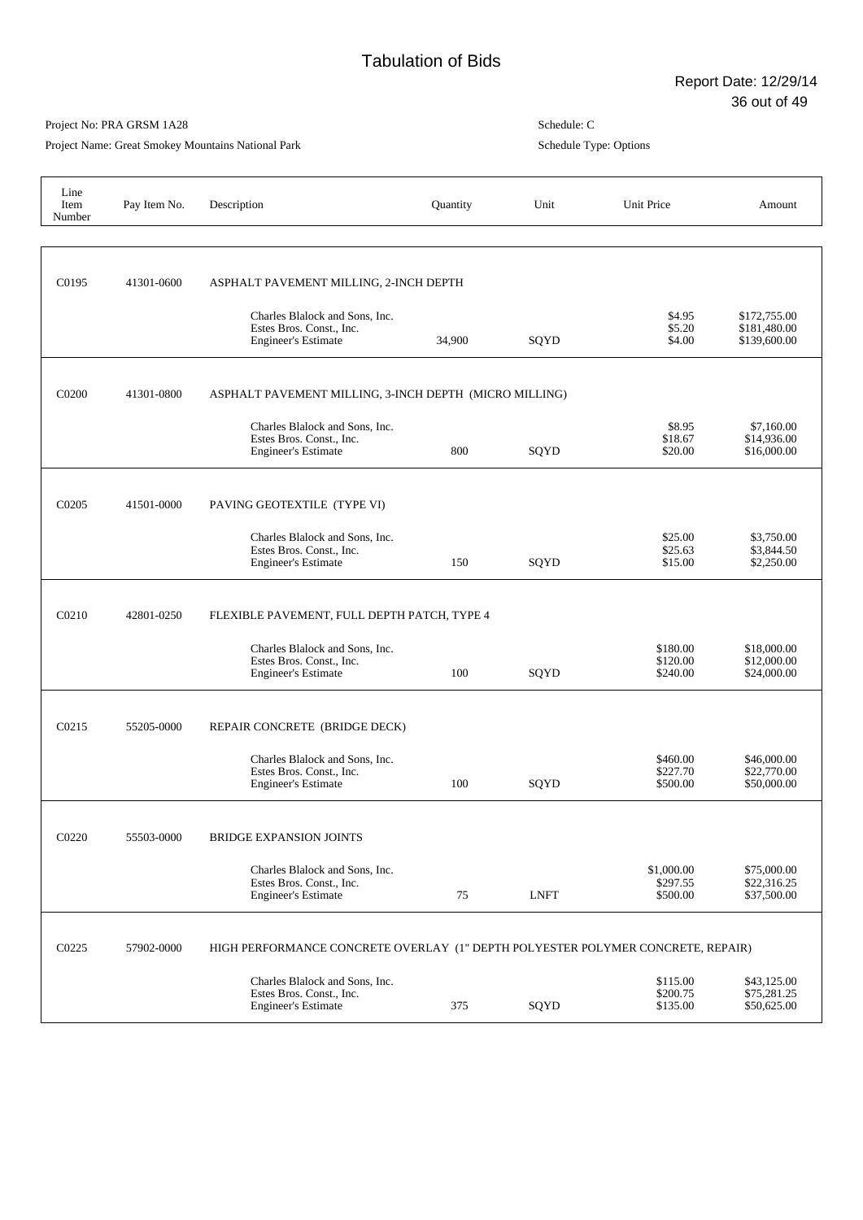# Tabulation of Bids

Report Date: 12/29/14

Project No: PRA GRSM 1A28

Project Name: Great Smokey Mountains National Park

Schedule: C

Schedule Type: Options

| Line Item Number | Pay Item No. | Description | Quantity | Unit | Unit Price | Amount |
|---|---|---|---|---|---|---|
| C0195 | 41301-0600 | ASPHALT PAVEMENT MILLING, 2-INCH DEPTH | | | | |
| | | Charles Blalock and Sons, Inc. | | | $4.95 | $172,755.00 |
| | | Estes Bros. Const., Inc. | | | $5.20 | $181,480.00 |
| | | Engineer's Estimate | 34,900 | SQYD | $4.00 | $139,600.00 |
| C0200 | 41301-0800 | ASPHALT PAVEMENT MILLING, 3-INCH DEPTH (MICRO MILLING) | | | | |
| | | Charles Blalock and Sons, Inc. | | | $8.95 | $7,160.00 |
| | | Estes Bros. Const., Inc. | | | $18.67 | $14,936.00 |
| | | Engineer's Estimate | 800 | SQYD | $20.00 | $16,000.00 |
| C0205 | 41501-0000 | PAVING GEOTEXTILE (TYPE VI) | | | | |
| | | Charles Blalock and Sons, Inc. | | | $25.00 | $3,750.00 |
| | | Estes Bros. Const., Inc. | | | $25.63 | $3,844.50 |
| | | Engineer's Estimate | 150 | SQYD | $15.00 | $2,250.00 |
| C0210 | 42801-0250 | FLEXIBLE PAVEMENT, FULL DEPTH PATCH, TYPE 4 | | | | |
| | | Charles Blalock and Sons, Inc. | | | $180.00 | $18,000.00 |
| | | Estes Bros. Const., Inc. | | | $120.00 | $12,000.00 |
| | | Engineer's Estimate | 100 | SQYD | $240.00 | $24,000.00 |
| C0215 | 55205-0000 | REPAIR CONCRETE (BRIDGE DECK) | | | | |
| | | Charles Blalock and Sons, Inc. | | | $460.00 | $46,000.00 |
| | | Estes Bros. Const., Inc. | | | $227.70 | $22,770.00 |
| | | Engineer's Estimate | 100 | SQYD | $500.00 | $50,000.00 |
| C0220 | 55503-0000 | BRIDGE EXPANSION JOINTS | | | | |
| | | Charles Blalock and Sons, Inc. | | | $1,000.00 | $75,000.00 |
| | | Estes Bros. Const., Inc. | | | $297.55 | $22,316.25 |
| | | Engineer's Estimate | 75 | LNFT | $500.00 | $37,500.00 |
| C0225 | 57902-0000 | HIGH PERFORMANCE CONCRETE OVERLAY (1" DEPTH POLYESTER POLYMER CONCRETE, REPAIR) | | | | |
| | | Charles Blalock and Sons, Inc. | | | $115.00 | $43,125.00 |
| | | Estes Bros. Const., Inc. | | | $200.75 | $75,281.25 |
| | | Engineer's Estimate | 375 | SQYD | $135.00 | $50,625.00 |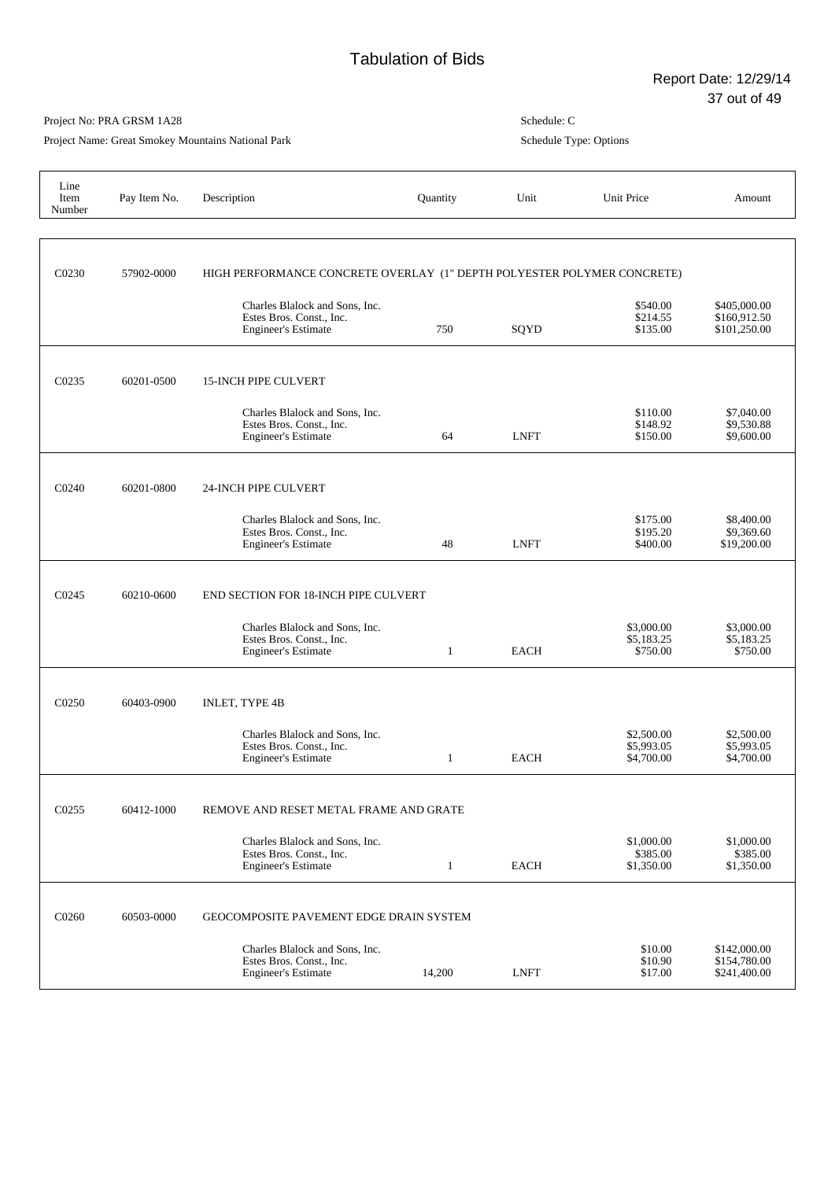# Tabulation of Bids

Report Date: 12/29/14

Project No: PRA GRSM 1A28

Project Name: Great Smokey Mountains National Park

Schedule: C

Schedule Type: Options

| Line Item Number | Pay Item No. | Description | Quantity | Unit | Unit Price | Amount |
|---|---|---|---|---|---|---|
| C0230 | 57902-0000 | HIGH PERFORMANCE CONCRETE OVERLAY (1" DEPTH POLYESTER POLYMER CONCRETE) | | | | |
| | | Charles Blalock and Sons, Inc. | | | $540.00 | $405,000.00 |
| | | Estes Bros. Const., Inc. | | | $214.55 | $160,912.50 |
| | | Engineer's Estimate | 750 | SQYD | $135.00 | $101,250.00 |
| C0235 | 60201-0500 | 15-INCH PIPE CULVERT | | | | |
| | | Charles Blalock and Sons, Inc. | | | $110.00 | $7,040.00 |
| | | Estes Bros. Const., Inc. | | | $148.92 | $9,530.88 |
| | | Engineer's Estimate | 64 | LNFT | $150.00 | $9,600.00 |
| C0240 | 60201-0800 | 24-INCH PIPE CULVERT | | | | |
| | | Charles Blalock and Sons, Inc. | | | $175.00 | $8,400.00 |
| | | Estes Bros. Const., Inc. | | | $195.20 | $9,369.60 |
| | | Engineer's Estimate | 48 | LNFT | $400.00 | $19,200.00 |
| C0245 | 60210-0600 | END SECTION FOR 18-INCH PIPE CULVERT | | | | |
| | | Charles Blalock and Sons, Inc. | | | $3,000.00 | $3,000.00 |
| | | Estes Bros. Const., Inc. | | | $5,183.25 | $5,183.25 |
| | | Engineer's Estimate | 1 | EACH | $750.00 | $750.00 |
| C0250 | 60403-0900 | INLET, TYPE 4B | | | | |
| | | Charles Blalock and Sons, Inc. | | | $2,500.00 | $2,500.00 |
| | | Estes Bros. Const., Inc. | | | $5,993.05 | $5,993.05 |
| | | Engineer's Estimate | 1 | EACH | $4,700.00 | $4,700.00 |
| C0255 | 60412-1000 | REMOVE AND RESET METAL FRAME AND GRATE | | | | |
| | | Charles Blalock and Sons, Inc. | | | $1,000.00 | $1,000.00 |
| | | Estes Bros. Const., Inc. | | | $385.00 | $385.00 |
| | | Engineer's Estimate | 1 | EACH | $1,350.00 | $1,350.00 |
| C0260 | 60503-0000 | GEOCOMPOSITE PAVEMENT EDGE DRAIN SYSTEM | | | | |
| | | Charles Blalock and Sons, Inc. | | | $10.00 | $142,000.00 |
| | | Estes Bros. Const., Inc. | | | $10.90 | $154,780.00 |
| | | Engineer's Estimate | 14,200 | LNFT | $17.00 | $241,400.00 |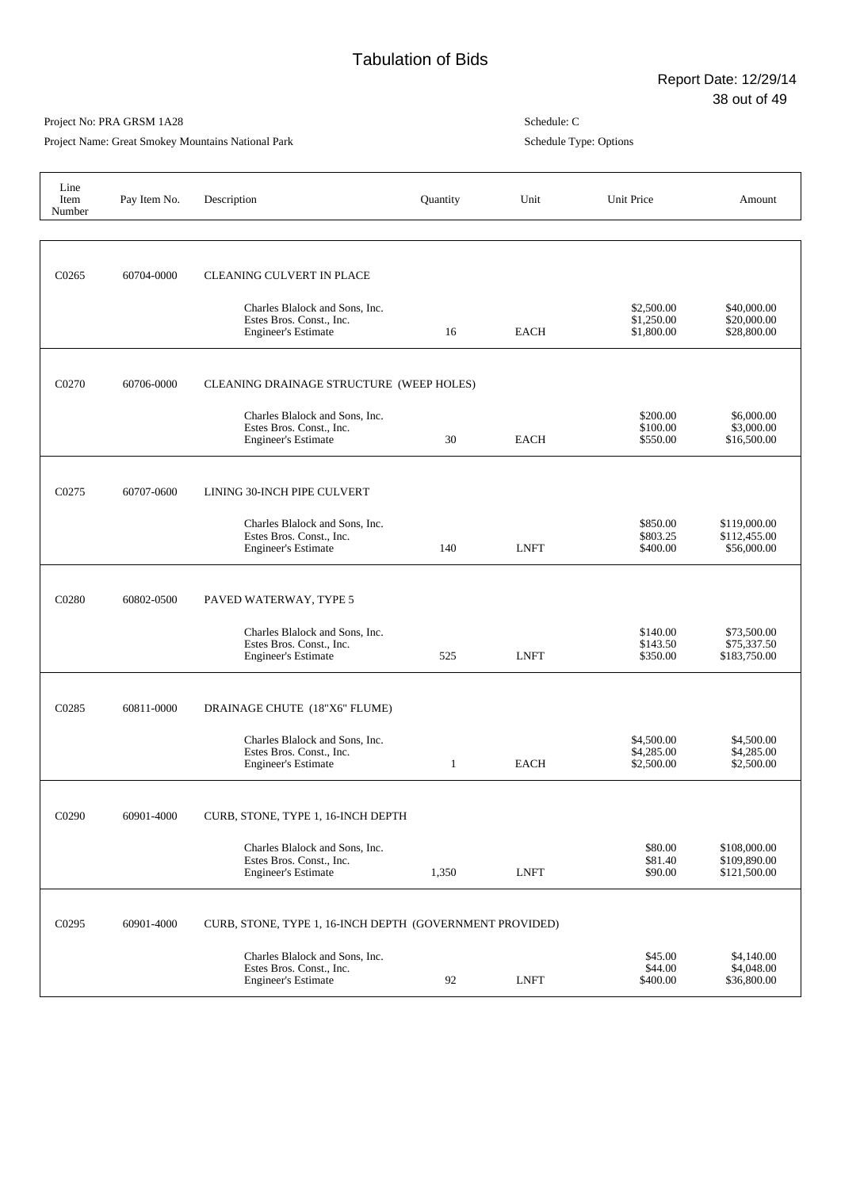# Tabulation of Bids

Report Date: 12/29/14

Project No: PRA GRSM 1A28

Project Name: Great Smokey Mountains National Park

Schedule: C

Schedule Type: Options

| Line Item Number | Pay Item No. | Description | Quantity | Unit | Unit Price | Amount |
|---|---|---|---|---|---|---|
| C0265 | 60704-0000 | CLEANING CULVERT IN PLACE | | | | |
| | | Charles Blalock and Sons, Inc. | | | $2,500.00 | $40,000.00 |
| | | Estes Bros. Const., Inc. | | | $1,250.00 | $20,000.00 |
| | | Engineer's Estimate | 16 | EACH | $1,800.00 | $28,800.00 |
| C0270 | 60706-0000 | CLEANING DRAINAGE STRUCTURE (WEEP HOLES) | | | | |
| | | Charles Blalock and Sons, Inc. | | | $200.00 | $6,000.00 |
| | | Estes Bros. Const., Inc. | | | $100.00 | $3,000.00 |
| | | Engineer's Estimate | 30 | EACH | $550.00 | $16,500.00 |
| C0275 | 60707-0600 | LINING 30-INCH PIPE CULVERT | | | | |
| | | Charles Blalock and Sons, Inc. | | | $850.00 | $119,000.00 |
| | | Estes Bros. Const., Inc. | | | $803.25 | $112,455.00 |
| | | Engineer's Estimate | 140 | LNFT | $400.00 | $56,000.00 |
| C0280 | 60802-0500 | PAVED WATERWAY, TYPE 5 | | | | |
| | | Charles Blalock and Sons, Inc. | | | $140.00 | $73,500.00 |
| | | Estes Bros. Const., Inc. | | | $143.50 | $75,337.50 |
| | | Engineer's Estimate | 525 | LNFT | $350.00 | $183,750.00 |
| C0285 | 60811-0000 | DRAINAGE CHUTE (18"X6" FLUME) | | | | |
| | | Charles Blalock and Sons, Inc. | | | $4,500.00 | $4,500.00 |
| | | Estes Bros. Const., Inc. | | | $4,285.00 | $4,285.00 |
| | | Engineer's Estimate | 1 | EACH | $2,500.00 | $2,500.00 |
| C0290 | 60901-4000 | CURB, STONE, TYPE 1, 16-INCH DEPTH | | | | |
| | | Charles Blalock and Sons, Inc. | | | $80.00 | $108,000.00 |
| | | Estes Bros. Const., Inc. | | | $81.40 | $109,890.00 |
| | | Engineer's Estimate | 1,350 | LNFT | $90.00 | $121,500.00 |
| C0295 | 60901-4000 | CURB, STONE, TYPE 1, 16-INCH DEPTH (GOVERNMENT PROVIDED) | | | | |
| | | Charles Blalock and Sons, Inc. | | | $45.00 | $4,140.00 |
| | | Estes Bros. Const., Inc. | | | $44.00 | $4,048.00 |
| | | Engineer's Estimate | 92 | LNFT | $400.00 | $36,800.00 |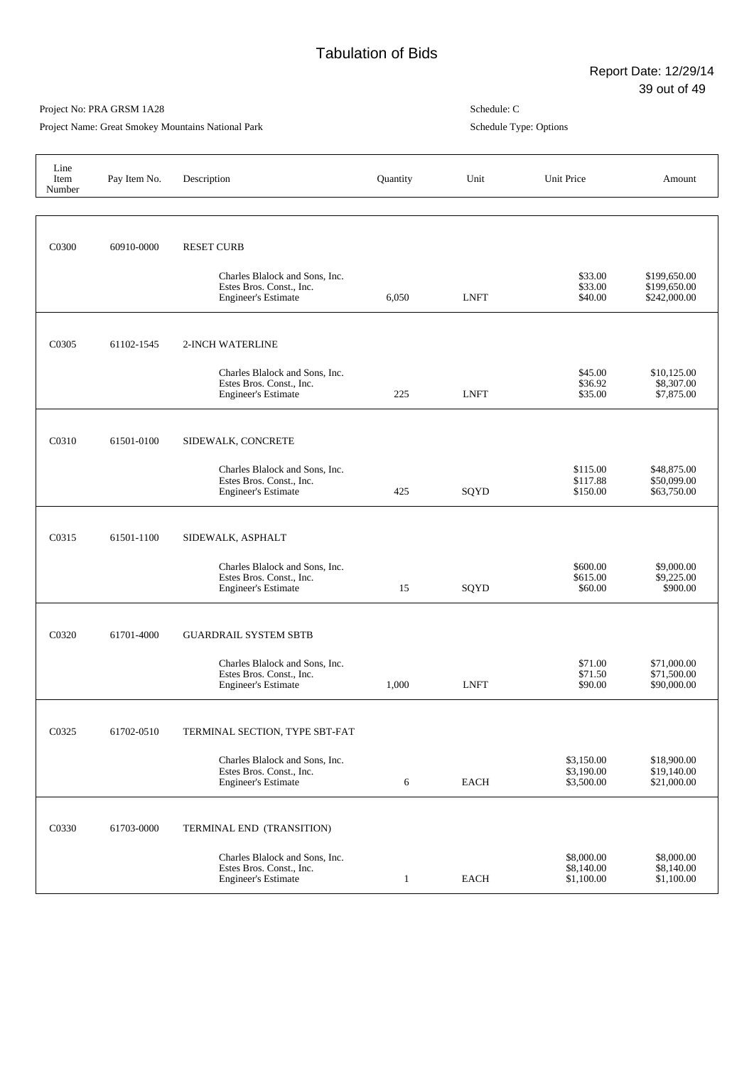# Tabulation of Bids

Report Date: 12/29/14

Project No: PRA GRSM 1A28

Project Name: Great Smokey Mountains National Park

Schedule: C

Schedule Type: Options

| Line Item Number | Pay Item No. | Description | Quantity | Unit | Unit Price | Amount |
|---|---|---|---|---|---|---|
| C0300 | 60910-0000 | RESET CURB | | | | |
| | | Charles Blalock and Sons, Inc. | | | $33.00 | $199,650.00 |
| | | Estes Bros. Const., Inc. | | | $33.00 | $199,650.00 |
| | | Engineer's Estimate | 6,050 | LNFT | $40.00 | $242,000.00 |
| C0305 | 61102-1545 | 2-INCH WATERLINE | | | | |
| | | Charles Blalock and Sons, Inc. | | | $45.00 | $10,125.00 |
| | | Estes Bros. Const., Inc. | | | $36.92 | $8,307.00 |
| | | Engineer's Estimate | 225 | LNFT | $35.00 | $7,875.00 |
| C0310 | 61501-0100 | SIDEWALK, CONCRETE | | | | |
| | | Charles Blalock and Sons, Inc. | | | $115.00 | $48,875.00 |
| | | Estes Bros. Const., Inc. | | | $117.88 | $50,099.00 |
| | | Engineer's Estimate | 425 | SQYD | $150.00 | $63,750.00 |
| C0315 | 61501-1100 | SIDEWALK, ASPHALT | | | | |
| | | Charles Blalock and Sons, Inc. | | | $600.00 | $9,000.00 |
| | | Estes Bros. Const., Inc. | | | $615.00 | $9,225.00 |
| | | Engineer's Estimate | 15 | SQYD | $60.00 | $900.00 |
| C0320 | 61701-4000 | GUARDRAIL SYSTEM SBTB | | | | |
| | | Charles Blalock and Sons, Inc. | | | $71.00 | $71,000.00 |
| | | Estes Bros. Const., Inc. | | | $71.50 | $71,500.00 |
| | | Engineer's Estimate | 1,000 | LNFT | $90.00 | $90,000.00 |
| C0325 | 61702-0510 | TERMINAL SECTION, TYPE SBT-FAT | | | | |
| | | Charles Blalock and Sons, Inc. | | | $3,150.00 | $18,900.00 |
| | | Estes Bros. Const., Inc. | | | $3,190.00 | $19,140.00 |
| | | Engineer's Estimate | 6 | EACH | $3,500.00 | $21,000.00 |
| C0330 | 61703-0000 | TERMINAL END (TRANSITION) | | | | |
| | | Charles Blalock and Sons, Inc. | | | $8,000.00 | $8,000.00 |
| | | Estes Bros. Const., Inc. | | | $8,140.00 | $8,140.00 |
| | | Engineer's Estimate | 1 | EACH | $1,100.00 | $1,100.00 |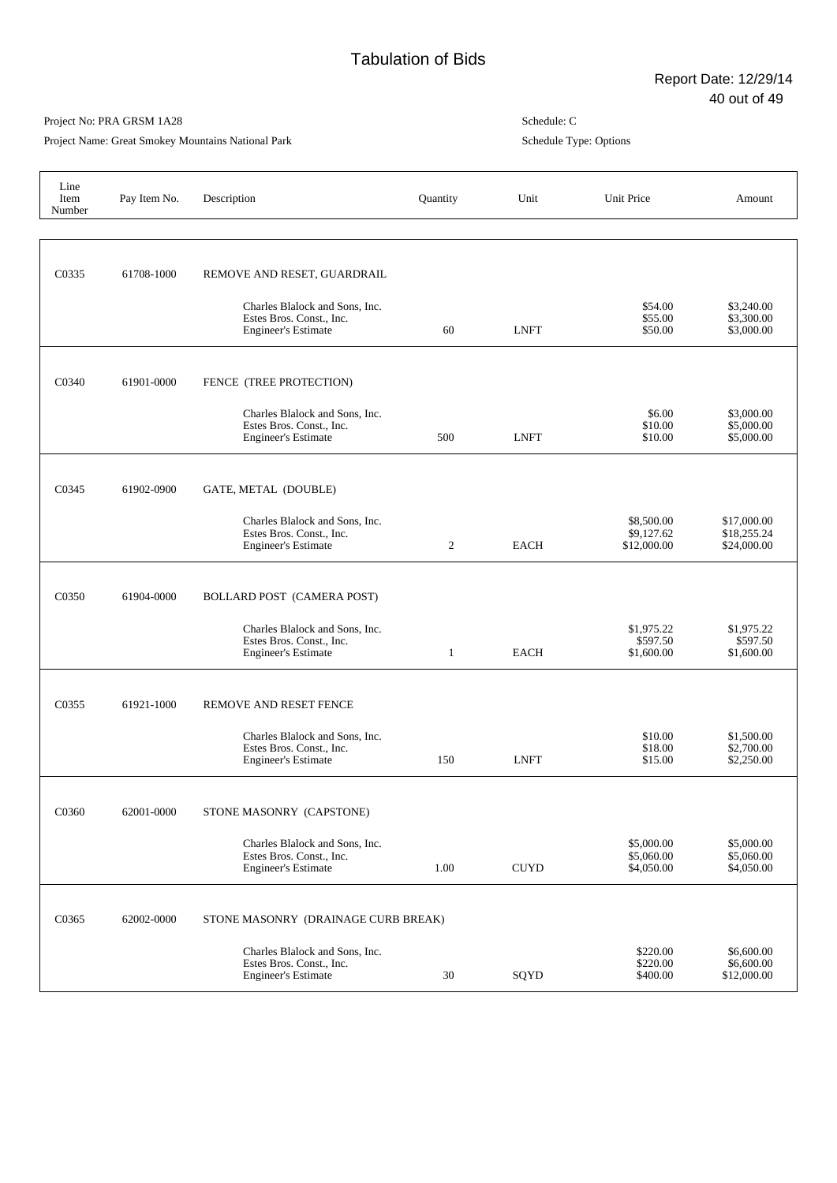# Tabulation of Bids

Report Date: 12/29/14

Project No: PRA GRSM 1A28

Project Name: Great Smokey Mountains National Park

Schedule: C

Schedule Type: Options

| Line Item Number | Pay Item No. | Description | Quantity | Unit | Unit Price | Amount |
|---|---|---|---|---|---|---|
| C0335 | 61708-1000 | REMOVE AND RESET, GUARDRAIL | | | | |
| | | Charles Blalock and Sons, Inc. | | | $54.00 | $3,240.00 |
| | | Estes Bros. Const., Inc. | | | $55.00 | $3,300.00 |
| | | Engineer's Estimate | 60 | LNFT | $50.00 | $3,000.00 |
| C0340 | 61901-0000 | FENCE (TREE PROTECTION) | | | | |
| | | Charles Blalock and Sons, Inc. | | | $6.00 | $3,000.00 |
| | | Estes Bros. Const., Inc. | | | $10.00 | $5,000.00 |
| | | Engineer's Estimate | 500 | LNFT | $10.00 | $5,000.00 |
| C0345 | 61902-0900 | GATE, METAL (DOUBLE) | | | | |
| | | Charles Blalock and Sons, Inc. | | | $8,500.00 | $17,000.00 |
| | | Estes Bros. Const., Inc. | | | $9,127.62 | $18,255.24 |
| | | Engineer's Estimate | 2 | EACH | $12,000.00 | $24,000.00 |
| C0350 | 61904-0000 | BOLLARD POST (CAMERA POST) | | | | |
| | | Charles Blalock and Sons, Inc. | | | $1,975.22 | $1,975.22 |
| | | Estes Bros. Const., Inc. | | | $597.50 | $597.50 |
| | | Engineer's Estimate | 1 | EACH | $1,600.00 | $1,600.00 |
| C0355 | 61921-1000 | REMOVE AND RESET FENCE | | | | |
| | | Charles Blalock and Sons, Inc. | | | $10.00 | $1,500.00 |
| | | Estes Bros. Const., Inc. | | | $18.00 | $2,700.00 |
| | | Engineer's Estimate | 150 | LNFT | $15.00 | $2,250.00 |
| C0360 | 62001-0000 | STONE MASONRY (CAPSTONE) | | | | |
| | | Charles Blalock and Sons, Inc. | | | $5,000.00 | $5,000.00 |
| | | Estes Bros. Const., Inc. | | | $5,060.00 | $5,060.00 |
| | | Engineer's Estimate | 1.00 | CUYD | $4,050.00 | $4,050.00 |
| C0365 | 62002-0000 | STONE MASONRY (DRAINAGE CURB BREAK) | | | | |
| | | Charles Blalock and Sons, Inc. | | | $220.00 | $6,600.00 |
| | | Estes Bros. Const., Inc. | | | $220.00 | $6,600.00 |
| | | Engineer's Estimate | 30 | SQYD | $400.00 | $12,000.00 |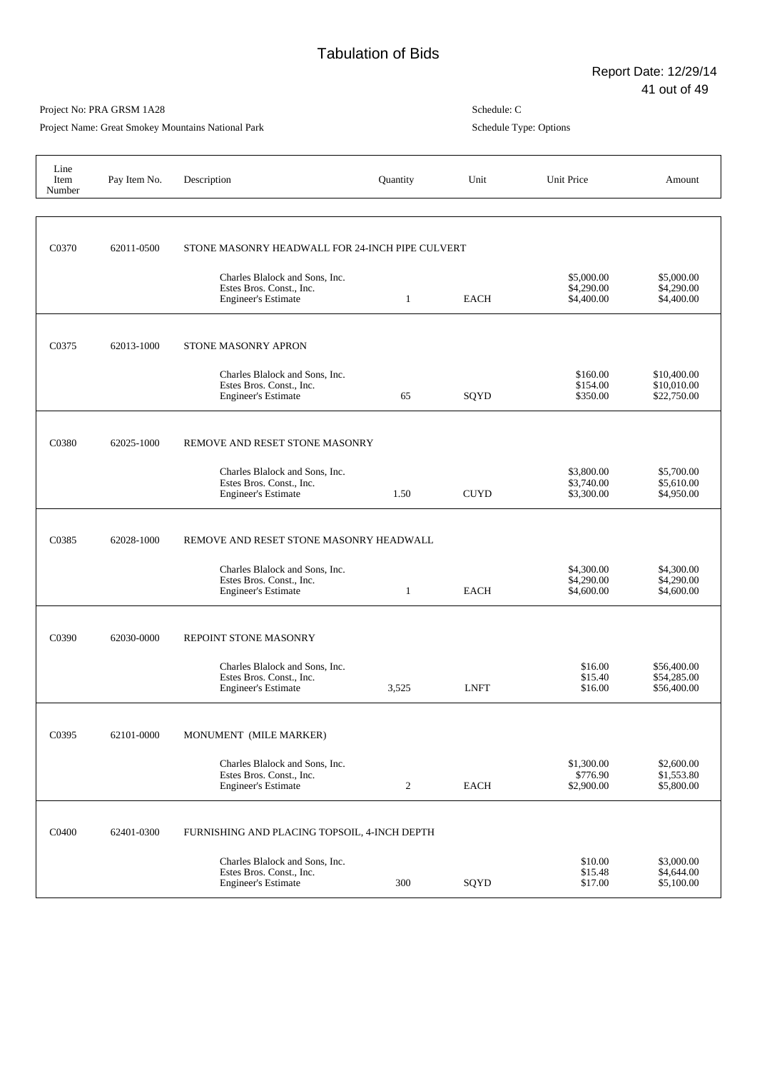# Tabulation of Bids

Report Date: 12/29/14

Project No: PRA GRSM 1A28

Project Name: Great Smokey Mountains National Park

Schedule: C

Schedule Type: Options

| Line Item Number | Pay Item No. | Description | Quantity | Unit | Unit Price | Amount |
|---|---|---|---|---|---|---|
| C0370 | 62011-0500 | STONE MASONRY HEADWALL FOR 24-INCH PIPE CULVERT | | | | |
| | | Charles Blalock and Sons, Inc. | | | $5,000.00 | $5,000.00 |
| | | Estes Bros. Const., Inc. | | | $4,290.00 | $4,290.00 |
| | | Engineer's Estimate | 1 | EACH | $4,400.00 | $4,400.00 |
| C0375 | 62013-1000 | STONE MASONRY APRON | | | | |
| | | Charles Blalock and Sons, Inc. | | | $160.00 | $10,400.00 |
| | | Estes Bros. Const., Inc. | | | $154.00 | $10,010.00 |
| | | Engineer's Estimate | 65 | SQYD | $350.00 | $22,750.00 |
| C0380 | 62025-1000 | REMOVE AND RESET STONE MASONRY | | | | |
| | | Charles Blalock and Sons, Inc. | | | $3,800.00 | $5,700.00 |
| | | Estes Bros. Const., Inc. | | | $3,740.00 | $5,610.00 |
| | | Engineer's Estimate | 1.50 | CUYD | $3,300.00 | $4,950.00 |
| C0385 | 62028-1000 | REMOVE AND RESET STONE MASONRY HEADWALL | | | | |
| | | Charles Blalock and Sons, Inc. | | | $4,300.00 | $4,300.00 |
| | | Estes Bros. Const., Inc. | | | $4,290.00 | $4,290.00 |
| | | Engineer's Estimate | 1 | EACH | $4,600.00 | $4,600.00 |
| C0390 | 62030-0000 | REPOINT STONE MASONRY | | | | |
| | | Charles Blalock and Sons, Inc. | | | $16.00 | $56,400.00 |
| | | Estes Bros. Const., Inc. | | | $15.40 | $54,285.00 |
| | | Engineer's Estimate | 3,525 | LNFT | $16.00 | $56,400.00 |
| C0395 | 62101-0000 | MONUMENT (MILE MARKER) | | | | |
| | | Charles Blalock and Sons, Inc. | | | $1,300.00 | $2,600.00 |
| | | Estes Bros. Const., Inc. | | | $776.90 | $1,553.80 |
| | | Engineer's Estimate | 2 | EACH | $2,900.00 | $5,800.00 |
| C0400 | 62401-0300 | FURNISHING AND PLACING TOPSOIL, 4-INCH DEPTH | | | | |
| | | Charles Blalock and Sons, Inc. | | | $10.00 | $3,000.00 |
| | | Estes Bros. Const., Inc. | | | $15.48 | $4,644.00 |
| | | Engineer's Estimate | 300 | SQYD | $17.00 | $5,100.00 |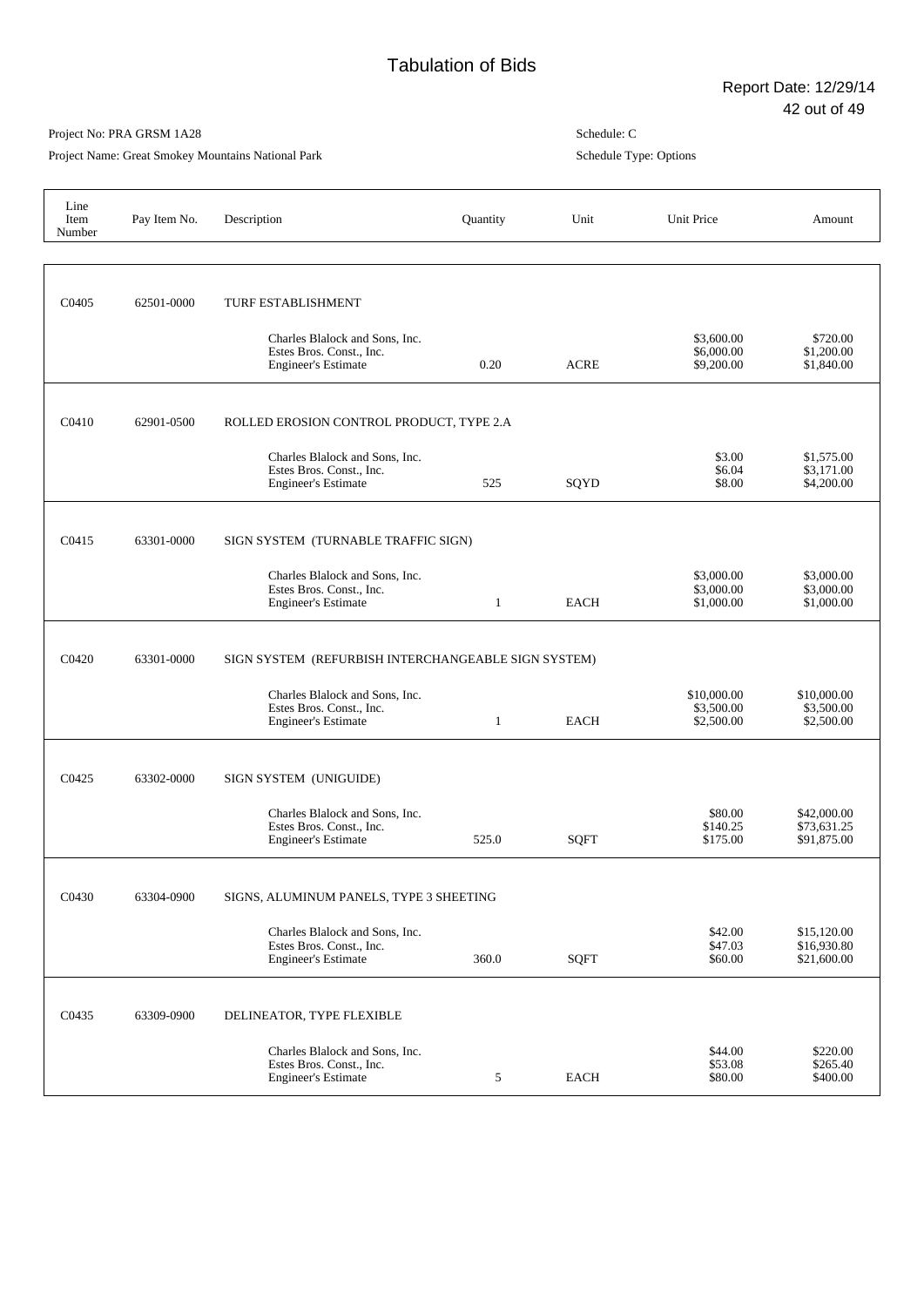# Tabulation of Bids

Report Date: 12/29/14

Project No: PRA GRSM 1A28

Project Name: Great Smokey Mountains National Park

Schedule: C

Schedule Type: Options

| Line Item Number | Pay Item No. | Description | Quantity | Unit | Unit Price | Amount |
|---|---|---|---|---|---|---|
| C0405 | 62501-0000 | TURF ESTABLISHMENT | | | | |
| | | Charles Blalock and Sons, Inc. | | | $3,600.00 | $720.00 |
| | | Estes Bros. Const., Inc. | | | $6,000.00 | $1,200.00 |
| | | Engineer's Estimate | 0.20 | ACRE | $9,200.00 | $1,840.00 |
| C0410 | 62901-0500 | ROLLED EROSION CONTROL PRODUCT, TYPE 2.A | | | | |
| | | Charles Blalock and Sons, Inc. | | | $3.00 | $1,575.00 |
| | | Estes Bros. Const., Inc. | | | $6.04 | $3,171.00 |
| | | Engineer's Estimate | 525 | SQYD | $8.00 | $4,200.00 |
| C0415 | 63301-0000 | SIGN SYSTEM (TURNABLE TRAFFIC SIGN) | | | | |
| | | Charles Blalock and Sons, Inc. | | | $3,000.00 | $3,000.00 |
| | | Estes Bros. Const., Inc. | | | $3,000.00 | $3,000.00 |
| | | Engineer's Estimate | 1 | EACH | $1,000.00 | $1,000.00 |
| C0420 | 63301-0000 | SIGN SYSTEM (REFURBISH INTERCHANGEABLE SIGN SYSTEM) | | | | |
| | | Charles Blalock and Sons, Inc. | | | $10,000.00 | $10,000.00 |
| | | Estes Bros. Const., Inc. | | | $3,500.00 | $3,500.00 |
| | | Engineer's Estimate | 1 | EACH | $2,500.00 | $2,500.00 |
| C0425 | 63302-0000 | SIGN SYSTEM (UNIGUIDE) | | | | |
| | | Charles Blalock and Sons, Inc. | | | $80.00 | $42,000.00 |
| | | Estes Bros. Const., Inc. | | | $140.25 | $73,631.25 |
| | | Engineer's Estimate | 525.0 | SQFT | $175.00 | $91,875.00 |
| C0430 | 63304-0900 | SIGNS, ALUMINUM PANELS, TYPE 3 SHEETING | | | | |
| | | Charles Blalock and Sons, Inc. | | | $42.00 | $15,120.00 |
| | | Estes Bros. Const., Inc. | | | $47.03 | $16,930.80 |
| | | Engineer's Estimate | 360.0 | SQFT | $60.00 | $21,600.00 |
| C0435 | 63309-0900 | DELINEATOR, TYPE FLEXIBLE | | | | |
| | | Charles Blalock and Sons, Inc. | | | $44.00 | $220.00 |
| | | Estes Bros. Const., Inc. | | | $53.08 | $265.40 |
| | | Engineer's Estimate | 5 | EACH | $80.00 | $400.00 |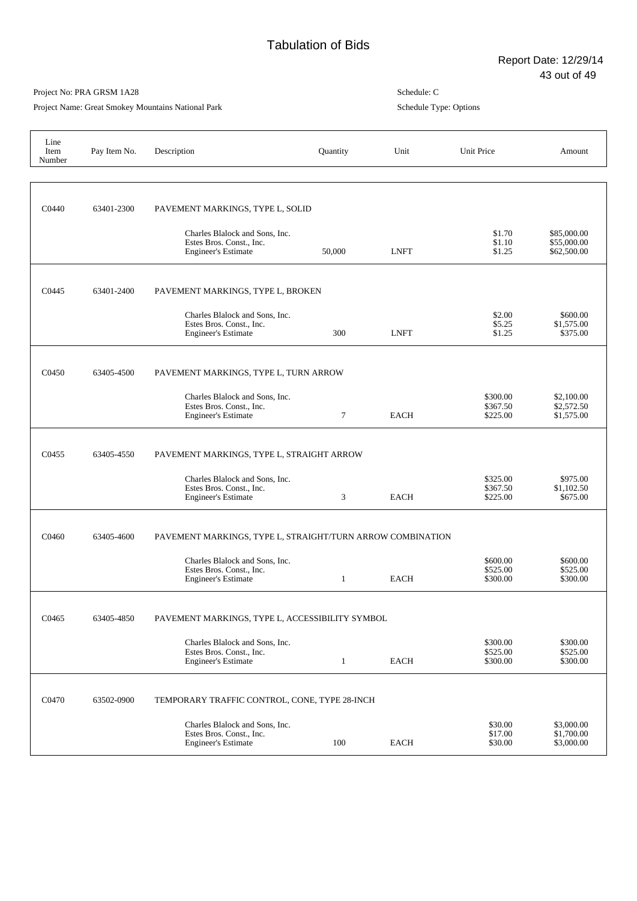# Tabulation of Bids

Report Date: 12/29/14

Project No: PRA GRSM 1A28

Project Name: Great Smokey Mountains National Park

Schedule: C

Schedule Type: Options

| Line Item Number | Pay Item No. | Description | Quantity | Unit | Unit Price | Amount |
|---|---|---|---|---|---|---|
| C0440 | 63401-2300 | PAVEMENT MARKINGS, TYPE L, SOLID | | | | |
| | | Charles Blalock and Sons, Inc. | | | $1.70 | $85,000.00 |
| | | Estes Bros. Const., Inc. | | | $1.10 | $55,000.00 |
| | | Engineer's Estimate | 50,000 | LNFT | $1.25 | $62,500.00 |
| C0445 | 63401-2400 | PAVEMENT MARKINGS, TYPE L, BROKEN | | | | |
| | | Charles Blalock and Sons, Inc. | | | $2.00 | $600.00 |
| | | Estes Bros. Const., Inc. | | | $5.25 | $1,575.00 |
| | | Engineer's Estimate | 300 | LNFT | $1.25 | $375.00 |
| C0450 | 63405-4500 | PAVEMENT MARKINGS, TYPE L, TURN ARROW | | | | |
| | | Charles Blalock and Sons, Inc. | | | $300.00 | $2,100.00 |
| | | Estes Bros. Const., Inc. | | | $367.50 | $2,572.50 |
| | | Engineer's Estimate | 7 | EACH | $225.00 | $1,575.00 |
| C0455 | 63405-4550 | PAVEMENT MARKINGS, TYPE L, STRAIGHT ARROW | | | | |
| | | Charles Blalock and Sons, Inc. | | | $325.00 | $975.00 |
| | | Estes Bros. Const., Inc. | | | $367.50 | $1,102.50 |
| | | Engineer's Estimate | 3 | EACH | $225.00 | $675.00 |
| C0460 | 63405-4600 | PAVEMENT MARKINGS, TYPE L, STRAIGHT/TURN ARROW COMBINATION | | | | |
| | | Charles Blalock and Sons, Inc. | | | $600.00 | $600.00 |
| | | Estes Bros. Const., Inc. | | | $525.00 | $525.00 |
| | | Engineer's Estimate | 1 | EACH | $300.00 | $300.00 |
| C0465 | 63405-4850 | PAVEMENT MARKINGS, TYPE L, ACCESSIBILITY SYMBOL | | | | |
| | | Charles Blalock and Sons, Inc. | | | $300.00 | $300.00 |
| | | Estes Bros. Const., Inc. | | | $525.00 | $525.00 |
| | | Engineer's Estimate | 1 | EACH | $300.00 | $300.00 |
| C0470 | 63502-0900 | TEMPORARY TRAFFIC CONTROL, CONE, TYPE 28-INCH | | | | |
| | | Charles Blalock and Sons, Inc. | | | $30.00 | $3,000.00 |
| | | Estes Bros. Const., Inc. | | | $17.00 | $1,700.00 |
| | | Engineer's Estimate | 100 | EACH | $30.00 | $3,000.00 |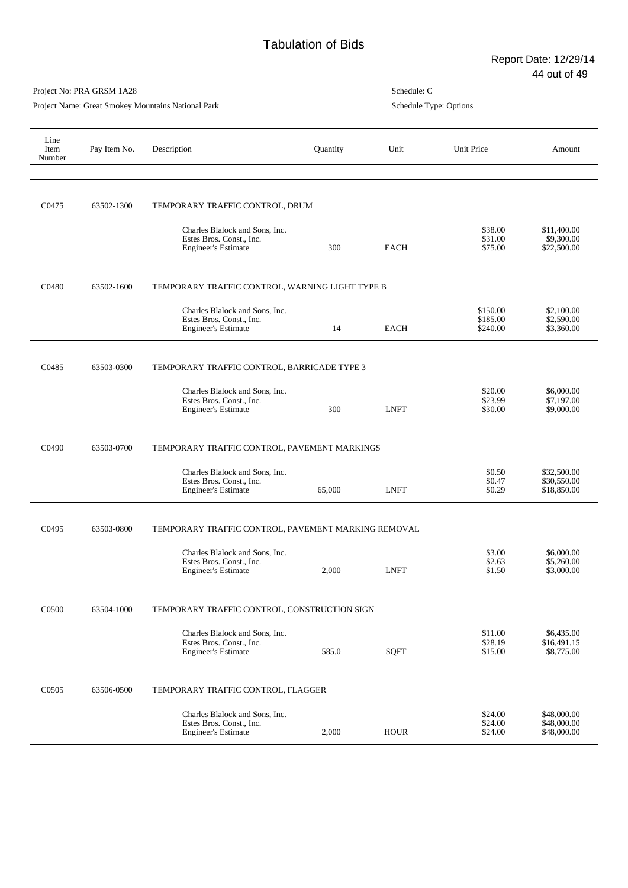# Tabulation of Bids

Report Date: 12/29/14

Project No: PRA GRSM 1A28

Project Name: Great Smokey Mountains National Park

Schedule: C

Schedule Type: Options

| Line Item Number | Pay Item No. | Description | Quantity | Unit | Unit Price | Amount |
|---|---|---|---|---|---|---|
| C0475 | 63502-1300 | TEMPORARY TRAFFIC CONTROL, DRUM | | | | |
| | | Charles Blalock and Sons, Inc. | | | $38.00 | $11,400.00 |
| | | Estes Bros. Const., Inc. | | | $31.00 | $9,300.00 |
| | | Engineer's Estimate | 300 | EACH | $75.00 | $22,500.00 |
| C0480 | 63502-1600 | TEMPORARY TRAFFIC CONTROL, WARNING LIGHT TYPE B | | | | |
| | | Charles Blalock and Sons, Inc. | | | $150.00 | $2,100.00 |
| | | Estes Bros. Const., Inc. | | | $185.00 | $2,590.00 |
| | | Engineer's Estimate | 14 | EACH | $240.00 | $3,360.00 |
| C0485 | 63503-0300 | TEMPORARY TRAFFIC CONTROL, BARRICADE TYPE 3 | | | | |
| | | Charles Blalock and Sons, Inc. | | | $20.00 | $6,000.00 |
| | | Estes Bros. Const., Inc. | | | $23.99 | $7,197.00 |
| | | Engineer's Estimate | 300 | LNFT | $30.00 | $9,000.00 |
| C0490 | 63503-0700 | TEMPORARY TRAFFIC CONTROL, PAVEMENT MARKINGS | | | | |
| | | Charles Blalock and Sons, Inc. | | | $0.50 | $32,500.00 |
| | | Estes Bros. Const., Inc. | | | $0.47 | $30,550.00 |
| | | Engineer's Estimate | 65,000 | LNFT | $0.29 | $18,850.00 |
| C0495 | 63503-0800 | TEMPORARY TRAFFIC CONTROL, PAVEMENT MARKING REMOVAL | | | | |
| | | Charles Blalock and Sons, Inc. | | | $3.00 | $6,000.00 |
| | | Estes Bros. Const., Inc. | | | $2.63 | $5,260.00 |
| | | Engineer's Estimate | 2,000 | LNFT | $1.50 | $3,000.00 |
| C0500 | 63504-1000 | TEMPORARY TRAFFIC CONTROL, CONSTRUCTION SIGN | | | | |
| | | Charles Blalock and Sons, Inc. | | | $11.00 | $6,435.00 |
| | | Estes Bros. Const., Inc. | | | $28.19 | $16,491.15 |
| | | Engineer's Estimate | 585.0 | SQFT | $15.00 | $8,775.00 |
| C0505 | 63506-0500 | TEMPORARY TRAFFIC CONTROL, FLAGGER | | | | |
| | | Charles Blalock and Sons, Inc. | | | $24.00 | $48,000.00 |
| | | Estes Bros. Const., Inc. | | | $24.00 | $48,000.00 |
| | | Engineer's Estimate | 2,000 | HOUR | $24.00 | $48,000.00 |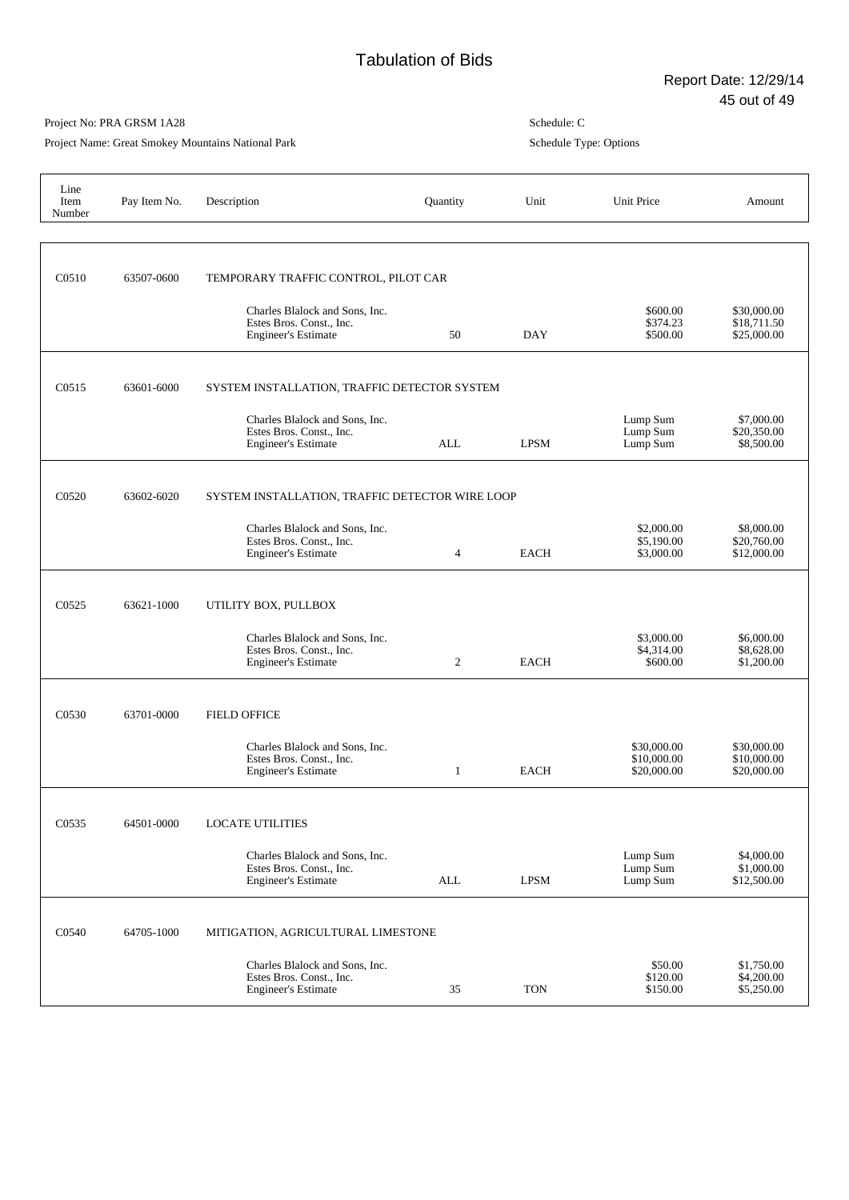# Tabulation of Bids

Report Date: 12/29/14

Project No: PRA GRSM 1A28

Project Name: Great Smokey Mountains National Park

Schedule: C

Schedule Type: Options

| Line Item Number | Pay Item No. | Description | Quantity | Unit | Unit Price | Amount |
|---|---|---|---|---|---|---|
| C0510 | 63507-0600 | TEMPORARY TRAFFIC CONTROL, PILOT CAR | | | | |
| | | Charles Blalock and Sons, Inc. | | | $600.00 | $30,000.00 |
| | | Estes Bros. Const., Inc. | | | $374.23 | $18,711.50 |
| | | Engineer's Estimate | 50 | DAY | $500.00 | $25,000.00 |
| C0515 | 63601-6000 | SYSTEM INSTALLATION, TRAFFIC DETECTOR SYSTEM | | | | |
| | | Charles Blalock and Sons, Inc. | | | Lump Sum | $7,000.00 |
| | | Estes Bros. Const., Inc. | | | Lump Sum | $20,350.00 |
| | | Engineer's Estimate | ALL | LPSM | Lump Sum | $8,500.00 |
| C0520 | 63602-6020 | SYSTEM INSTALLATION, TRAFFIC DETECTOR WIRE LOOP | | | | |
| | | Charles Blalock and Sons, Inc. | | | $2,000.00 | $8,000.00 |
| | | Estes Bros. Const., Inc. | | | $5,190.00 | $20,760.00 |
| | | Engineer's Estimate | 4 | EACH | $3,000.00 | $12,000.00 |
| C0525 | 63621-1000 | UTILITY BOX, PULLBOX | | | | |
| | | Charles Blalock and Sons, Inc. | | | $3,000.00 | $6,000.00 |
| | | Estes Bros. Const., Inc. | | | $4,314.00 | $8,628.00 |
| | | Engineer's Estimate | 2 | EACH | $600.00 | $1,200.00 |
| C0530 | 63701-0000 | FIELD OFFICE | | | | |
| | | Charles Blalock and Sons, Inc. | | | $30,000.00 | $30,000.00 |
| | | Estes Bros. Const., Inc. | | | $10,000.00 | $10,000.00 |
| | | Engineer's Estimate | 1 | EACH | $20,000.00 | $20,000.00 |
| C0535 | 64501-0000 | LOCATE UTILITIES | | | | |
| | | Charles Blalock and Sons, Inc. | | | Lump Sum | $4,000.00 |
| | | Estes Bros. Const., Inc. | | | Lump Sum | $1,000.00 |
| | | Engineer's Estimate | ALL | LPSM | Lump Sum | $12,500.00 |
| C0540 | 64705-1000 | MITIGATION, AGRICULTURAL LIMESTONE | | | | |
| | | Charles Blalock and Sons, Inc. | | | $50.00 | $1,750.00 |
| | | Estes Bros. Const., Inc. | | | $120.00 | $4,200.00 |
| | | Engineer's Estimate | 35 | TON | $150.00 | $5,250.00 |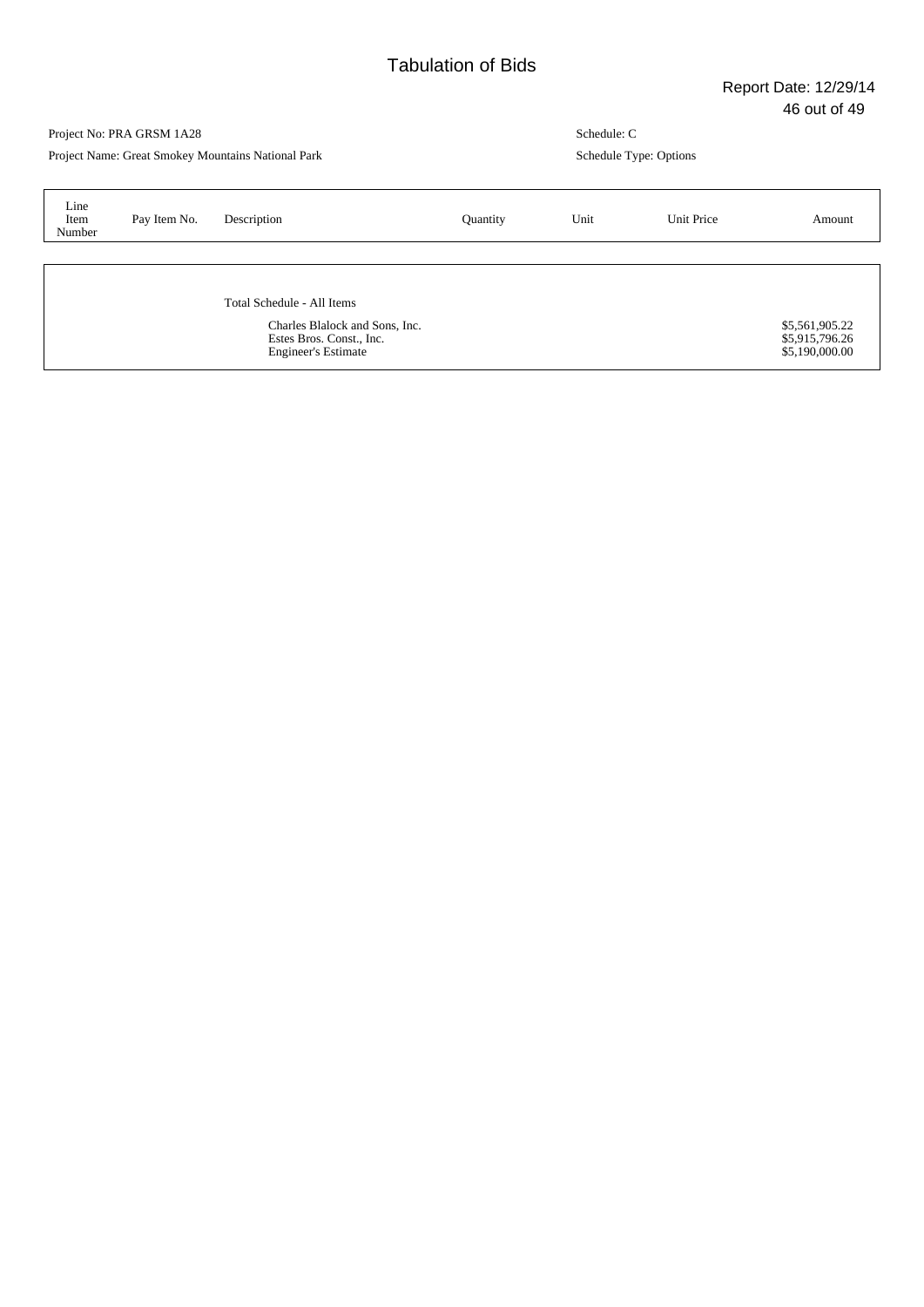# Tabulation of Bids

Report Date: 12/29/14

Project No: PRA GRSM 1A28

Project Name: Great Smokey Mountains National Park

Schedule: C

Schedule Type: Options

| Line Item Number | Pay Item No. | Description | Quantity | Unit | Unit Price | Amount |
|---|---|---|---|---|---|---|
| | | Total Schedule - All Items | | | | |
| | | Charles Blalock and Sons, Inc. | | | | $5,561,905.22 |
| | | Estes Bros. Const., Inc. | | | | $5,915,796.26 |
| | | Engineer's Estimate | | | | $5,190,000.00 |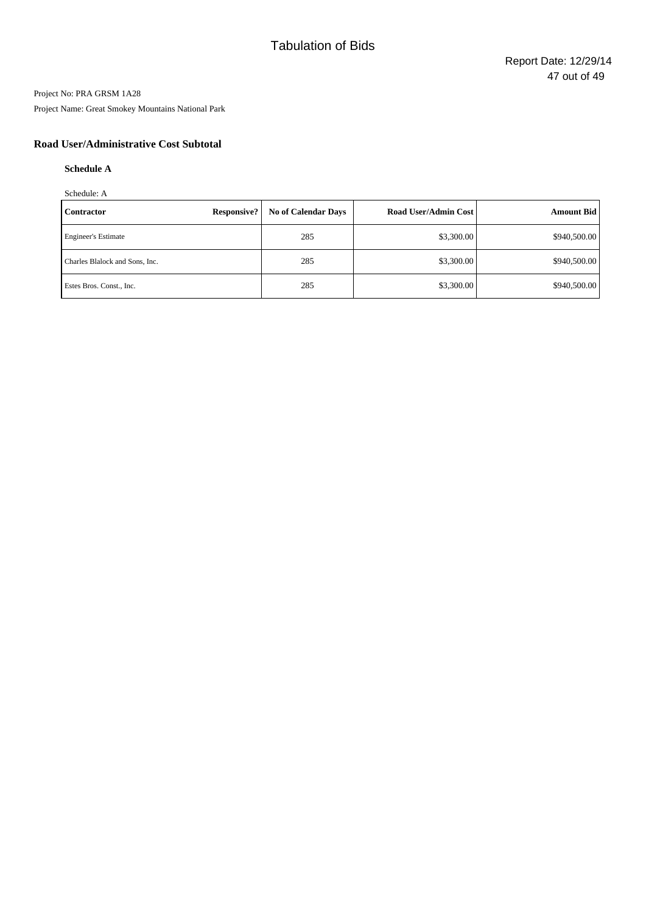# Tabulation of Bids

Report Date: 12/29/14

Project No: PRA GRSM 1A28

Project Name: Great Smokey Mountains National Park

## Road User/Administrative Cost Subtotal

### Schedule A

Schedule: A

| Contractor | Responsive? | No of Calendar Days | Road User/Admin Cost | Amount Bid |
|---|---|---|---|---|
| Engineer's Estimate | | 285 | $3,300.00 | $940,500.00 |
| Charles Blalock and Sons, Inc. | | 285 | $3,300.00 | $940,500.00 |
| Estes Bros. Const., Inc. | | 285 | $3,300.00 | $940,500.00 |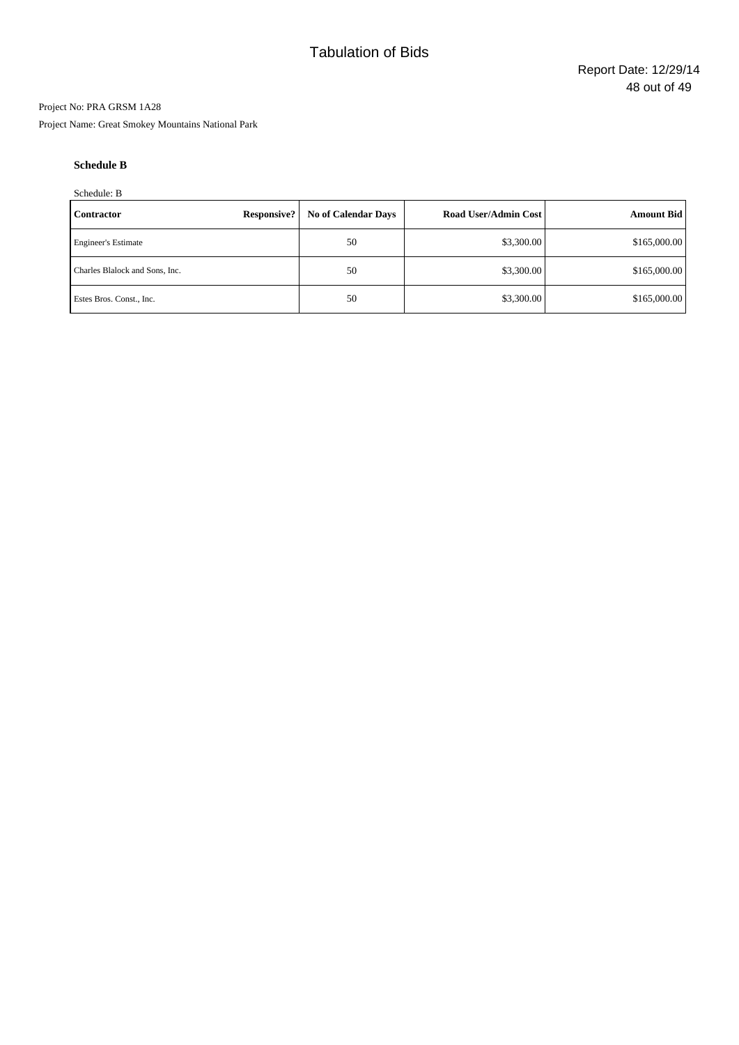# Tabulation of Bids

Report Date: 12/29/14

Project No: PRA GRSM 1A28

Project Name: Great Smokey Mountains National Park

**Schedule B**

Schedule: B

| Contractor | Responsive? | No of Calendar Days | Road User/Admin Cost | Amount Bid |
|---|---|---|---|---|
| Engineer's Estimate | | 50 | $3,300.00 | $165,000.00 |
| Charles Blalock and Sons, Inc. | | 50 | $3,300.00 | $165,000.00 |
| Estes Bros. Const., Inc. | | 50 | $3,300.00 | $165,000.00 |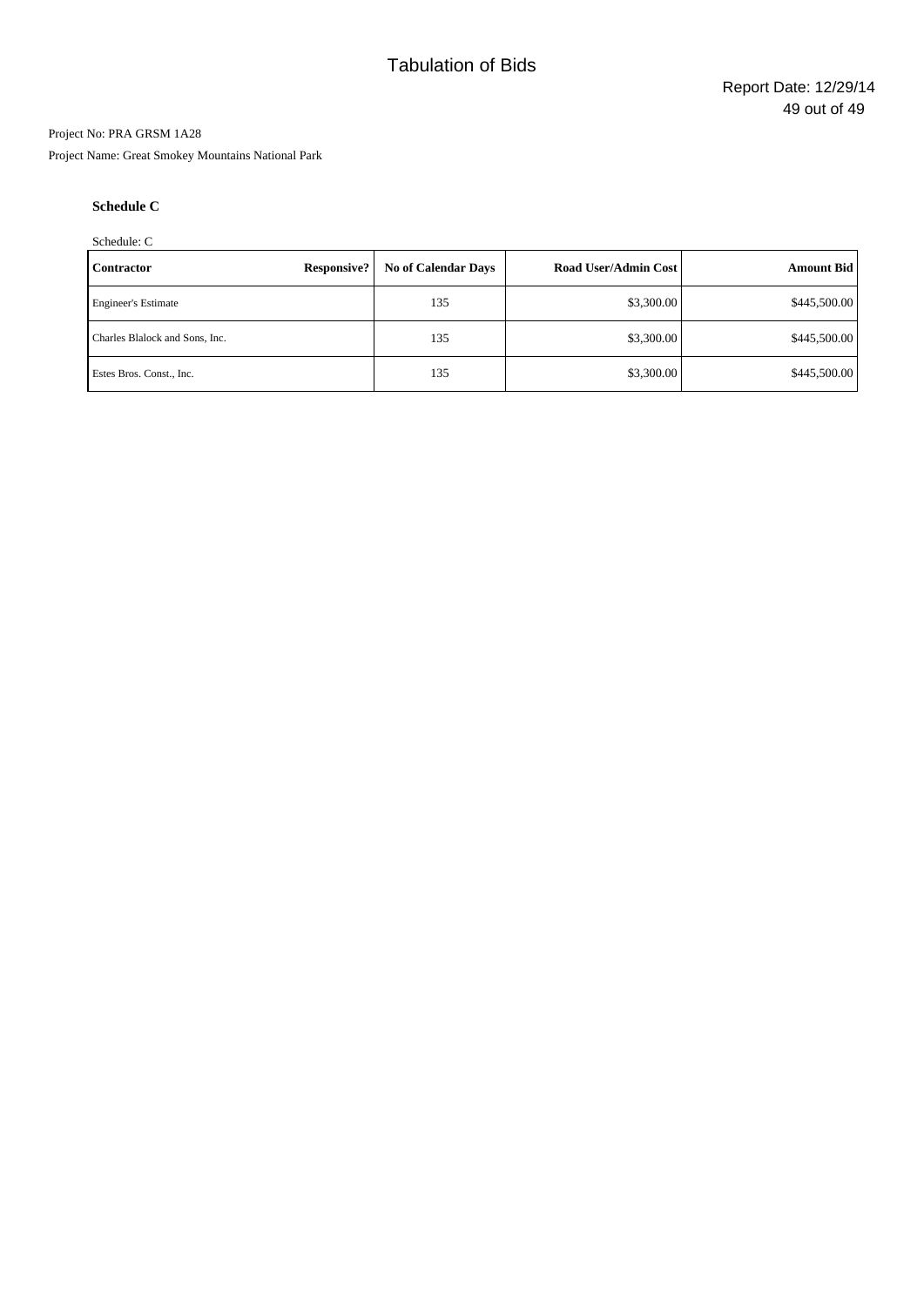# Tabulation of Bids

Report Date: 12/29/14

Project No: PRA GRSM 1A28

Project Name: Great Smokey Mountains National Park

**Schedule C**

Schedule: C

| Contractor | Responsive? | No of Calendar Days | Road User/Admin Cost | Amount Bid |
|---|---|---|---|---|
| Engineer's Estimate | | 135 | $3,300.00 | $445,500.00 |
| Charles Blalock and Sons, Inc. | | 135 | $3,300.00 | $445,500.00 |
| Estes Bros. Const., Inc. | | 135 | $3,300.00 | $445,500.00 |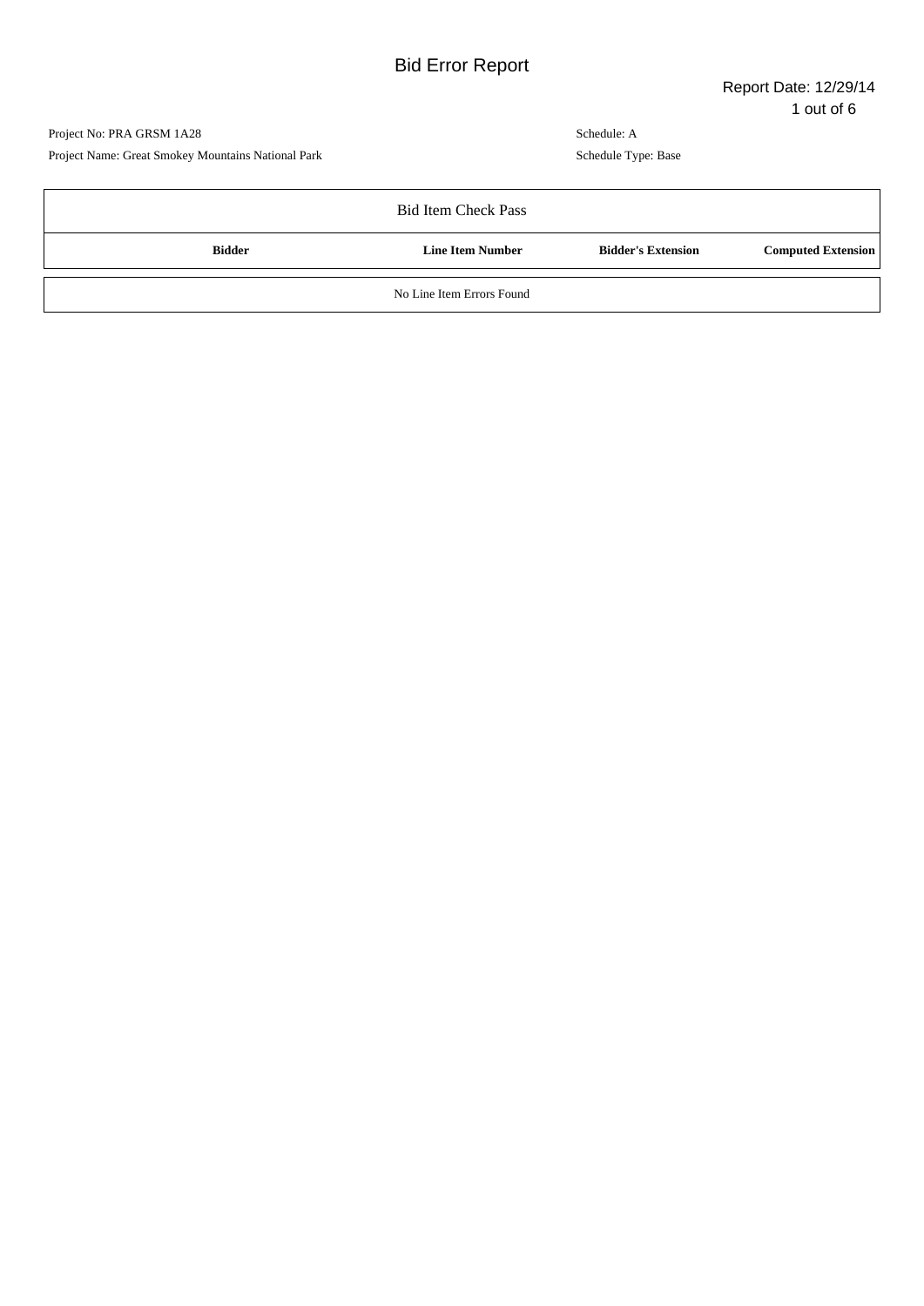# Bid Error Report

Report Date: 12/29/14

Project No: PRA GRSM 1A28

Project Name: Great Smokey Mountains National Park

Schedule: A

Schedule Type: Base

| Bid Item Check Pass | | | |
|---|---|---|---|
| **Bidder** | **Line Item Number** | **Bidder's Extension** | **Computed Extension** |
| No Line Item Errors Found | | | |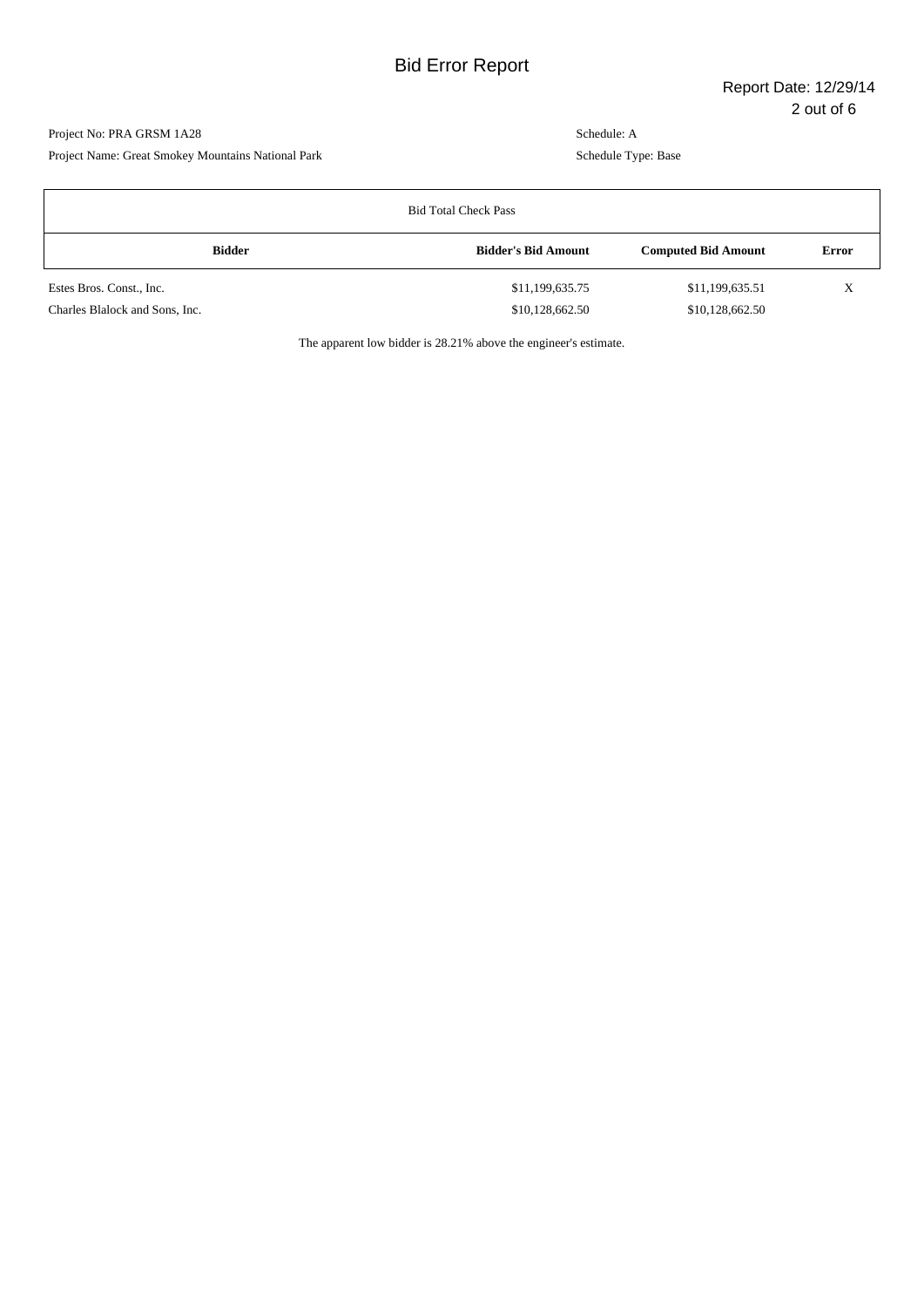# Bid Error Report

Report Date: 12/29/14

Project No: PRA GRSM 1A28

Project Name: Great Smokey Mountains National Park

Schedule: A

Schedule Type: Base

Bid Total Check Pass

| Bidder | Bidder's Bid Amount | Computed Bid Amount | Error |
|---|---|---|---|
| Estes Bros. Const., Inc. | $11,199,635.75 | $11,199,635.51 | X |
| Charles Blalock and Sons, Inc. | $10,128,662.50 | $10,128,662.50 | |

The apparent low bidder is 28.21% above the engineer's estimate.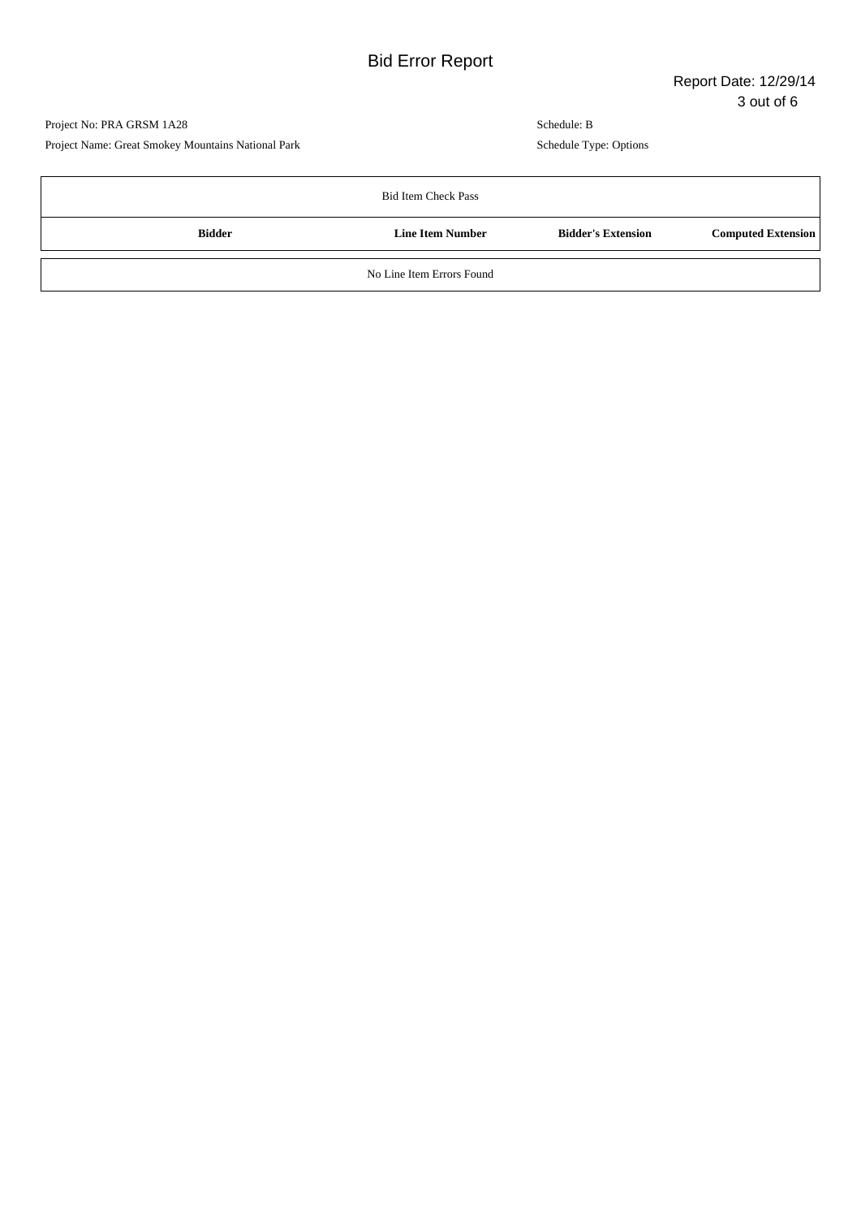# Bid Error Report

Report Date: 12/29/14

Project No: PRA GRSM 1A28

Project Name: Great Smokey Mountains National Park

Schedule: B

Schedule Type: Options

| Bid Item Check Pass | | | |
|---|---|---|---|
| **Bidder** | **Line Item Number** | **Bidder's Extension** | **Computed Extension** |
| No Line Item Errors Found | | | |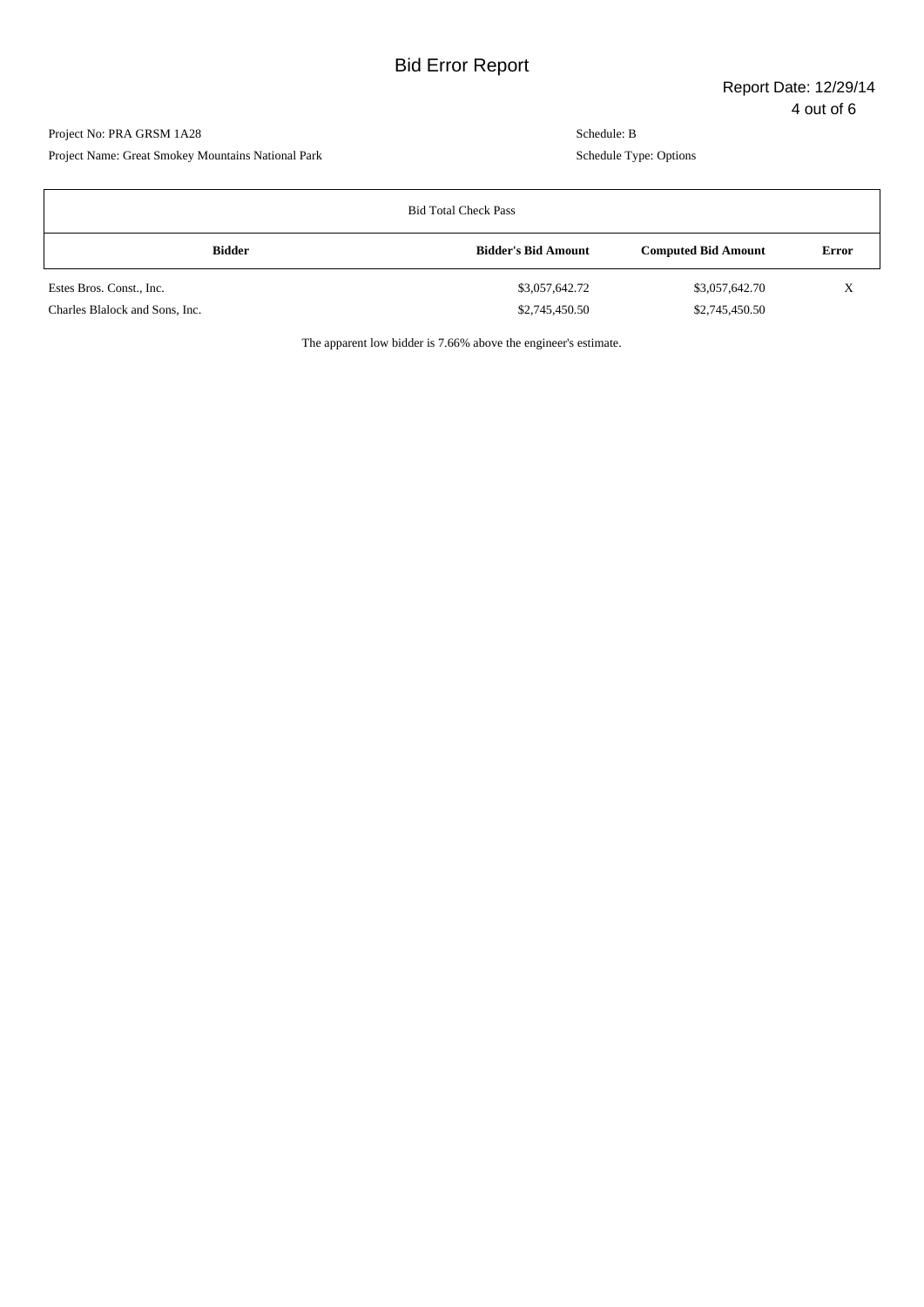# Bid Error Report

Report Date: 12/29/14

Project No: PRA GRSM 1A28

Project Name: Great Smokey Mountains National Park

Schedule: B

Schedule Type: Options

| Bid Total Check Pass | | | |
|---|---|---|---|
| **Bidder** | **Bidder's Bid Amount** | **Computed Bid Amount** | **Error** |
| Estes Bros. Const., Inc. | $3,057,642.72 | $3,057,642.70 | X |
| Charles Blalock and Sons, Inc. | $2,745,450.50 | $2,745,450.50 | |

The apparent low bidder is 7.66% above the engineer's estimate.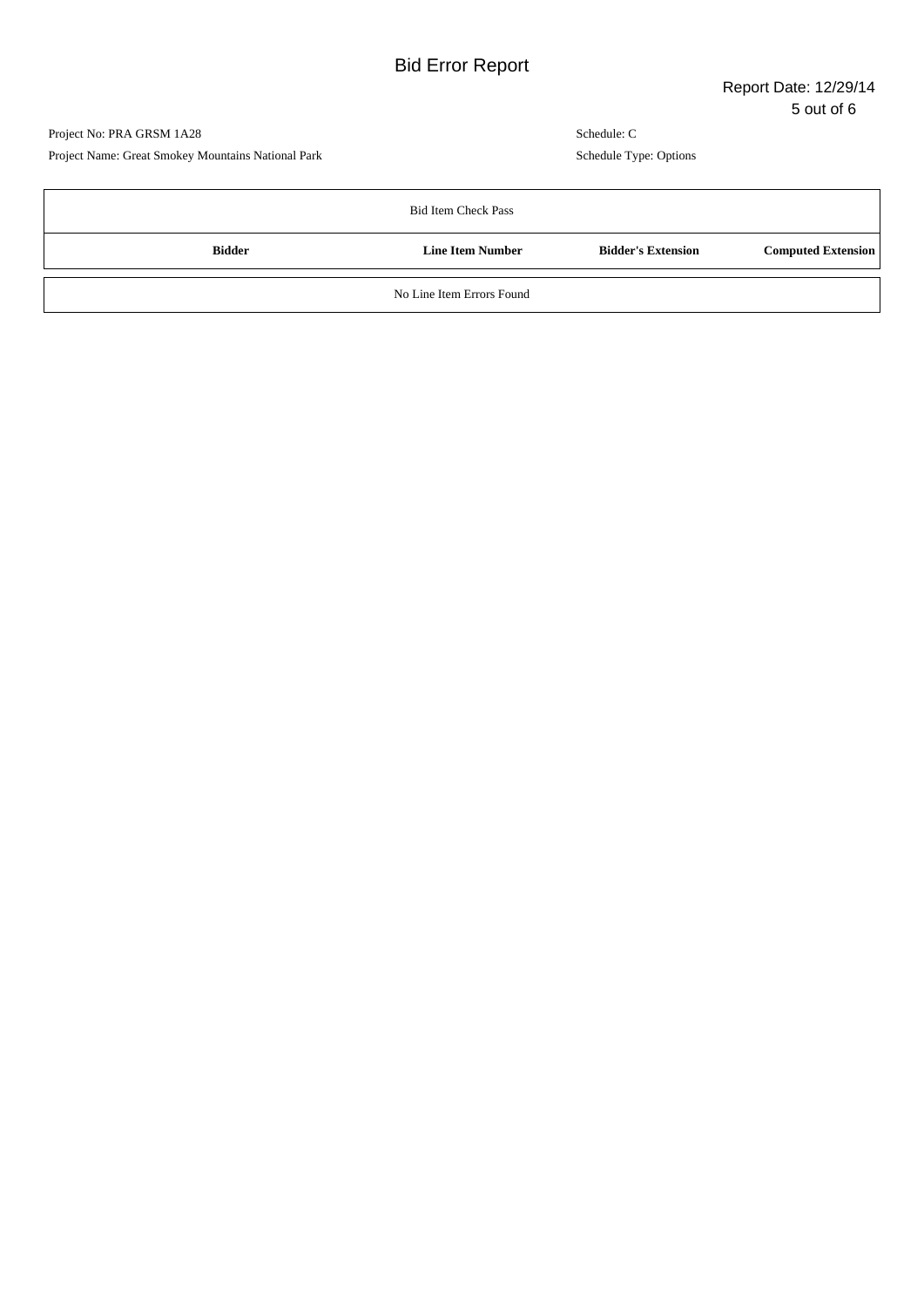# Bid Error Report

Report Date: 12/29/14

Project No: PRA GRSM 1A28

Project Name: Great Smokey Mountains National Park

Schedule: C

Schedule Type: Options

| Bid Item Check Pass | | | |
|---|---|---|---|
| **Bidder** | **Line Item Number** | **Bidder's Extension** | **Computed Extension** |
| No Line Item Errors Found | | | |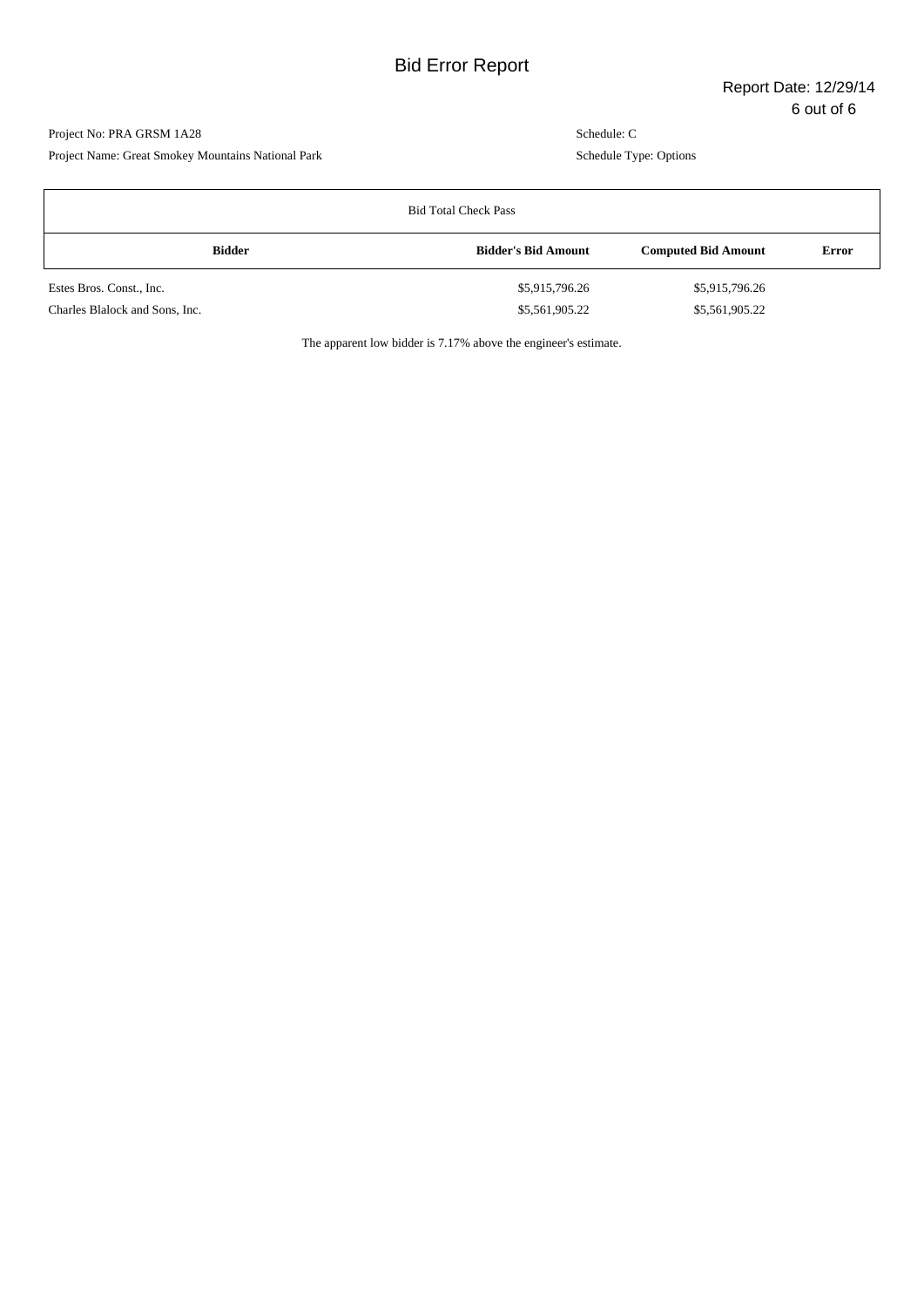# Bid Error Report

Report Date: 12/29/14

Project No: PRA GRSM 1A28

Project Name: Great Smokey Mountains National Park

Schedule: C

Schedule Type: Options

| Bid Total Check Pass | | | |
|---|---|---|---|
| **Bidder** | **Bidder's Bid Amount** | **Computed Bid Amount** | **Error** |
| Estes Bros. Const., Inc. | $5,915,796.26 | $5,915,796.26 | |
| Charles Blalock and Sons, Inc. | $5,561,905.22 | $5,561,905.22 | |

The apparent low bidder is 7.17% above the engineer's estimate.